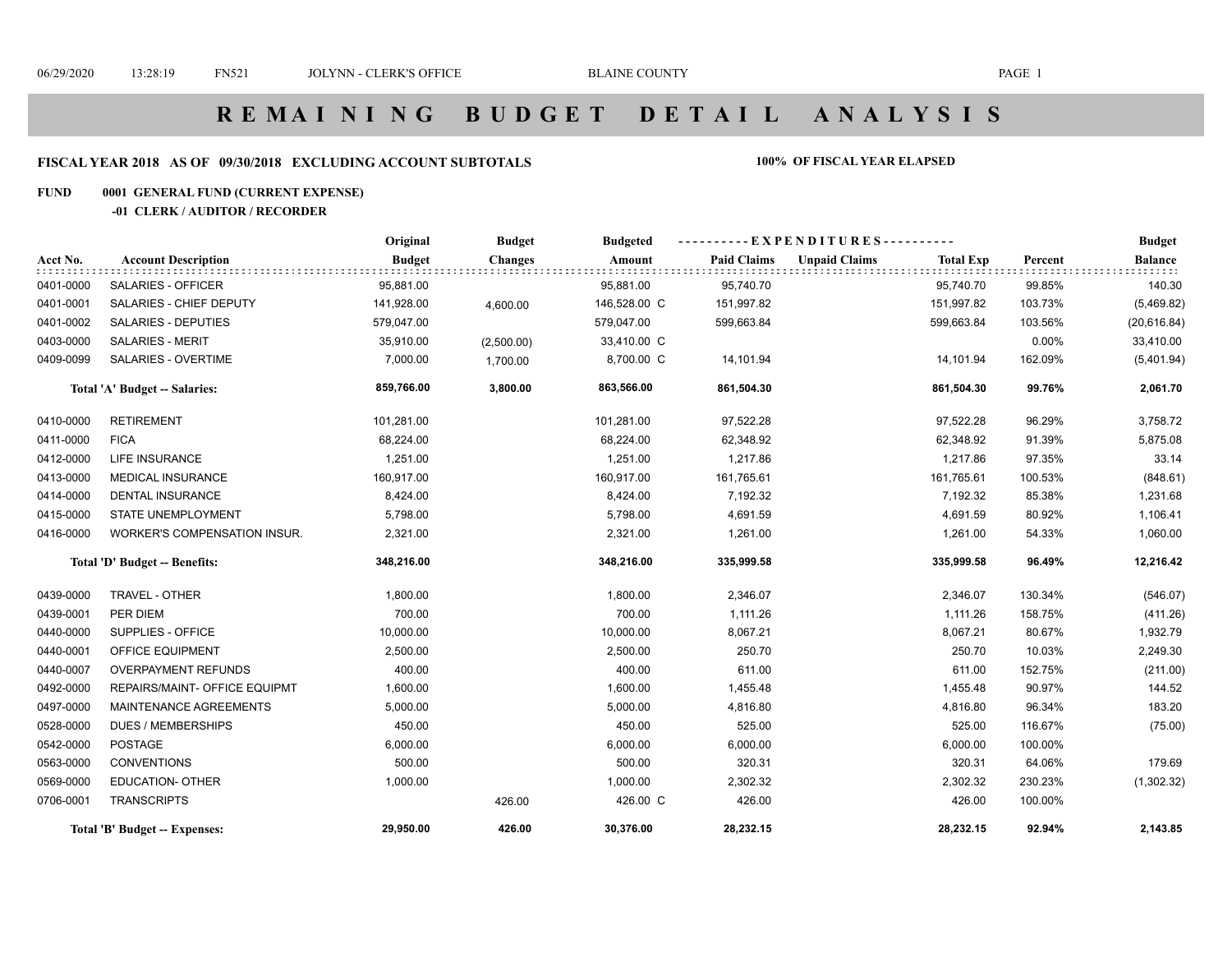# R E M A I N I N G B U D G E T D E T A I L A N A L Y S I S

**FISCAL YEAR 2018 AS OF 09/30/2018 EXCLUDING ACCOUNT SUBTOTALS** **100% OF FISCAL YEAR ELAPSED**

**FUND 0001 GENERAL FUND (CURRENT EXPENSE)**

**-01 CLERK / AUDITOR / RECORDER**

| Acct No. | Account Description | Original Budget | Budget Changes | Budgeted Amount | Paid Claims | Unpaid Claims | Total Exp | Percent | Budget Balance |
|---|---|---|---|---|---|---|---|---|---|
| 0401-0000 | SALARIES - OFFICER | 95,881.00 | | 95,881.00 | 95,740.70 | | 95,740.70 | 99.85% | 140.30 |
| 0401-0001 | SALARIES - CHIEF DEPUTY | 141,928.00 | 4,600.00 | 146,528.00 C | 151,997.82 | | 151,997.82 | 103.73% | (5,469.82) |
| 0401-0002 | SALARIES - DEPUTIES | 579,047.00 | | 579,047.00 | 599,663.84 | | 599,663.84 | 103.56% | (20,616.84) |
| 0403-0000 | SALARIES - MERIT | 35,910.00 | (2,500.00) | 33,410.00 C | | | | 0.00% | 33,410.00 |
| 0409-0099 | SALARIES - OVERTIME | 7,000.00 | 1,700.00 | 8,700.00 C | 14,101.94 | | 14,101.94 | 162.09% | (5,401.94) |
| | **Total 'A' Budget -- Salaries:** | **859,766.00** | **3,800.00** | **863,566.00** | **861,504.30** | | **861,504.30** | **99.76%** | **2,061.70** |
| 0410-0000 | RETIREMENT | 101,281.00 | | 101,281.00 | 97,522.28 | | 97,522.28 | 96.29% | 3,758.72 |
| 0411-0000 | FICA | 68,224.00 | | 68,224.00 | 62,348.92 | | 62,348.92 | 91.39% | 5,875.08 |
| 0412-0000 | LIFE INSURANCE | 1,251.00 | | 1,251.00 | 1,217.86 | | 1,217.86 | 97.35% | 33.14 |
| 0413-0000 | MEDICAL INSURANCE | 160,917.00 | | 160,917.00 | 161,765.61 | | 161,765.61 | 100.53% | (848.61) |
| 0414-0000 | DENTAL INSURANCE | 8,424.00 | | 8,424.00 | 7,192.32 | | 7,192.32 | 85.38% | 1,231.68 |
| 0415-0000 | STATE UNEMPLOYMENT | 5,798.00 | | 5,798.00 | 4,691.59 | | 4,691.59 | 80.92% | 1,106.41 |
| 0416-0000 | WORKER'S COMPENSATION INSUR. | 2,321.00 | | 2,321.00 | 1,261.00 | | 1,261.00 | 54.33% | 1,060.00 |
| | **Total 'D' Budget -- Benefits:** | **348,216.00** | | **348,216.00** | **335,999.58** | | **335,999.58** | **96.49%** | **12,216.42** |
| 0439-0000 | TRAVEL - OTHER | 1,800.00 | | 1,800.00 | 2,346.07 | | 2,346.07 | 130.34% | (546.07) |
| 0439-0001 | PER DIEM | 700.00 | | 700.00 | 1,111.26 | | 1,111.26 | 158.75% | (411.26) |
| 0440-0000 | SUPPLIES - OFFICE | 10,000.00 | | 10,000.00 | 8,067.21 | | 8,067.21 | 80.67% | 1,932.79 |
| 0440-0001 | OFFICE EQUIPMENT | 2,500.00 | | 2,500.00 | 250.70 | | 250.70 | 10.03% | 2,249.30 |
| 0440-0007 | OVERPAYMENT REFUNDS | 400.00 | | 400.00 | 611.00 | | 611.00 | 152.75% | (211.00) |
| 0492-0000 | REPAIRS/MAINT- OFFICE EQUIPMT | 1,600.00 | | 1,600.00 | 1,455.48 | | 1,455.48 | 90.97% | 144.52 |
| 0497-0000 | MAINTENANCE AGREEMENTS | 5,000.00 | | 5,000.00 | 4,816.80 | | 4,816.80 | 96.34% | 183.20 |
| 0528-0000 | DUES / MEMBERSHIPS | 450.00 | | 450.00 | 525.00 | | 525.00 | 116.67% | (75.00) |
| 0542-0000 | POSTAGE | 6,000.00 | | 6,000.00 | 6,000.00 | | 6,000.00 | 100.00% | |
| 0563-0000 | CONVENTIONS | 500.00 | | 500.00 | 320.31 | | 320.31 | 64.06% | 179.69 |
| 0569-0000 | EDUCATION- OTHER | 1,000.00 | | 1,000.00 | 2,302.32 | | 2,302.32 | 230.23% | (1,302.32) |
| 0706-0001 | TRANSCRIPTS | | 426.00 | 426.00 C | 426.00 | | 426.00 | 100.00% | |
| | **Total 'B' Budget -- Expenses:** | **29,950.00** | **426.00** | **30,376.00** | **28,232.15** | | **28,232.15** | **92.94%** | **2,143.85** |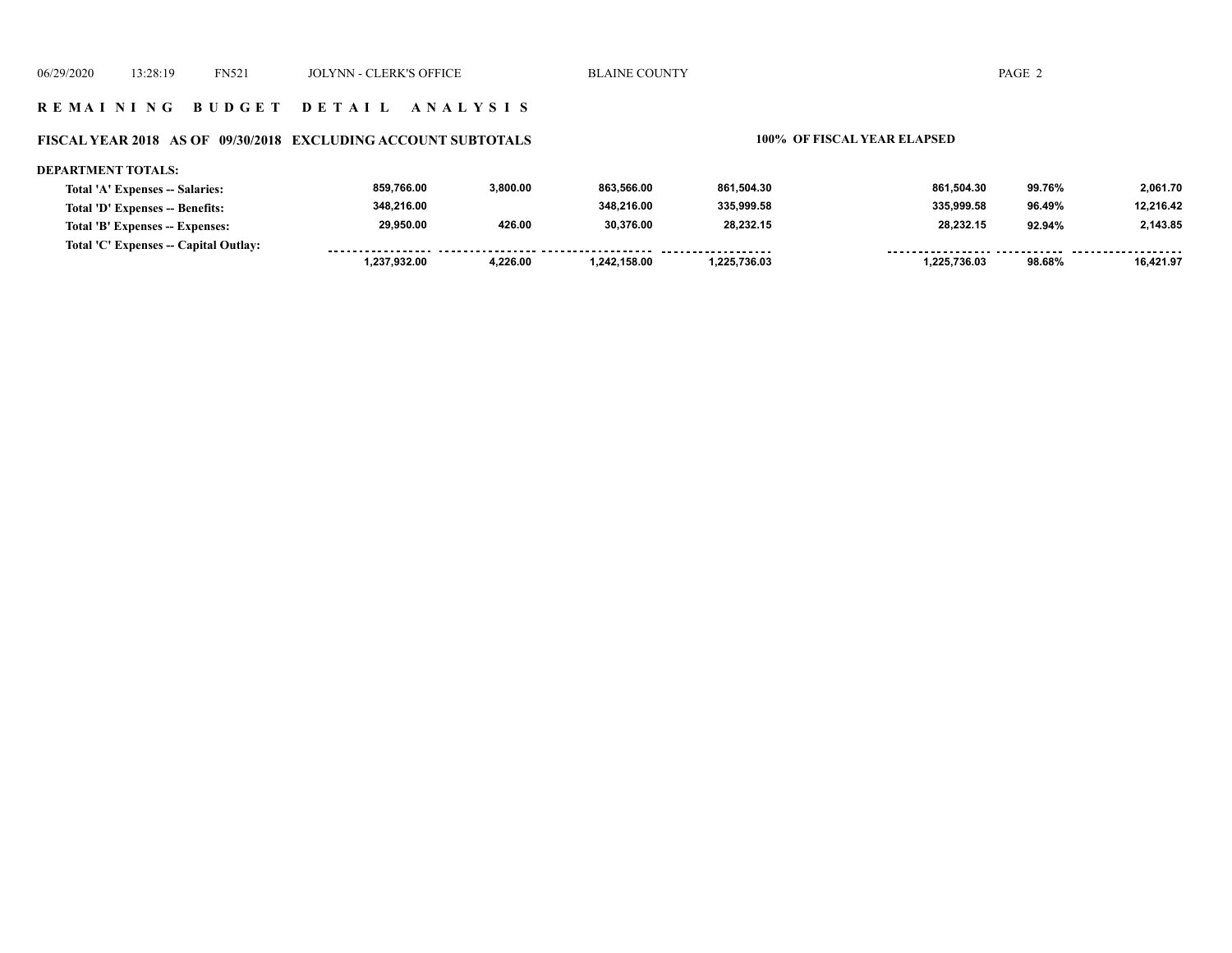## REMAINING BUDGET DETAIL ANALYSIS

### FISCAL YEAR 2018 AS OF 09/30/2018 EXCLUDING ACCOUNT SUBTOTALS

**100% OF FISCAL YEAR ELAPSED**

**DEPARTMENT TOTALS:**

| | | | | | | | |
|---|---|---|---|---|---|---|---|
| Total 'A' Expenses -- Salaries: | 859,766.00 | 3,800.00 | 863,566.00 | 861,504.30 | 861,504.30 | 99.76% | 2,061.70 |
| Total 'D' Expenses -- Benefits: | 348,216.00 | | 348,216.00 | 335,999.58 | 335,999.58 | 96.49% | 12,216.42 |
| Total 'B' Expenses -- Expenses: | 29,950.00 | 426.00 | 30,376.00 | 28,232.15 | 28,232.15 | 92.94% | 2,143.85 |
| Total 'C' Expenses -- Capital Outlay: | | | | | | | |
| | 1,237,932.00 | 4,226.00 | 1,242,158.00 | 1,225,736.03 | 1,225,736.03 | 98.68% | 16,421.97 |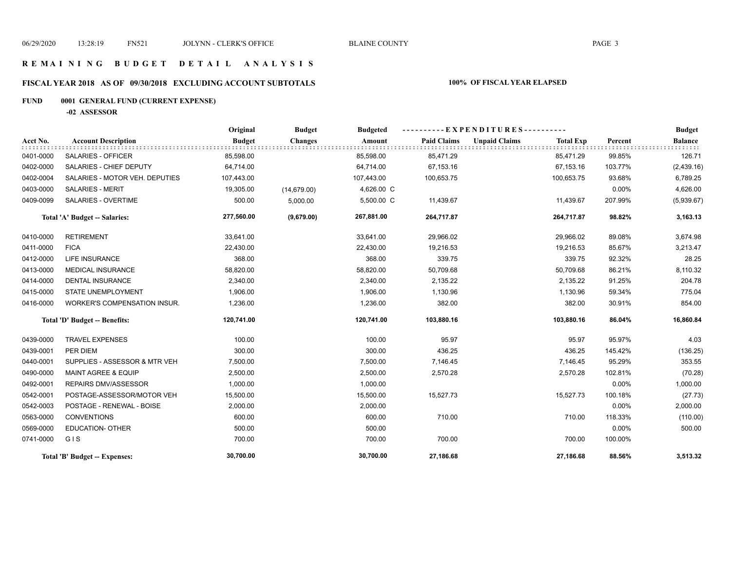# REMAINING BUDGET DETAIL ANALYSIS

## FISCAL YEAR 2018 AS OF 09/30/2018 EXCLUDING ACCOUNT SUBTOTALS

**100% OF FISCAL YEAR ELAPSED**

**FUND 0001 GENERAL FUND (CURRENT EXPENSE)**

**-02 ASSESSOR**

| Acct No. | Account Description | Original Budget | Budget Changes | Budgeted Amount | EXPENDITURES Paid Claims | Unpaid Claims | Total Exp | Percent | Budget Balance |
|---|---|---|---|---|---|---|---|---|---|
| 0401-0000 | SALARIES - OFFICER | 85,598.00 | | 85,598.00 | 85,471.29 | | 85,471.29 | 99.85% | 126.71 |
| 0402-0000 | SALARIES - CHIEF DEPUTY | 64,714.00 | | 64,714.00 | 67,153.16 | | 67,153.16 | 103.77% | (2,439.16) |
| 0402-0004 | SALARIES - MOTOR VEH. DEPUTIES | 107,443.00 | | 107,443.00 | 100,653.75 | | 100,653.75 | 93.68% | 6,789.25 |
| 0403-0000 | SALARIES - MERIT | 19,305.00 | (14,679.00) | 4,626.00 C | | | | 0.00% | 4,626.00 |
| 0409-0099 | SALARIES - OVERTIME | 500.00 | 5,000.00 | 5,500.00 C | 11,439.67 | | 11,439.67 | 207.99% | (5,939.67) |
| | **Total 'A' Budget -- Salaries:** | **277,560.00** | **(9,679.00)** | **267,881.00** | **264,717.87** | | **264,717.87** | **98.82%** | **3,163.13** |
| 0410-0000 | RETIREMENT | 33,641.00 | | 33,641.00 | 29,966.02 | | 29,966.02 | 89.08% | 3,674.98 |
| 0411-0000 | FICA | 22,430.00 | | 22,430.00 | 19,216.53 | | 19,216.53 | 85.67% | 3,213.47 |
| 0412-0000 | LIFE INSURANCE | 368.00 | | 368.00 | 339.75 | | 339.75 | 92.32% | 28.25 |
| 0413-0000 | MEDICAL INSURANCE | 58,820.00 | | 58,820.00 | 50,709.68 | | 50,709.68 | 86.21% | 8,110.32 |
| 0414-0000 | DENTAL INSURANCE | 2,340.00 | | 2,340.00 | 2,135.22 | | 2,135.22 | 91.25% | 204.78 |
| 0415-0000 | STATE UNEMPLOYMENT | 1,906.00 | | 1,906.00 | 1,130.96 | | 1,130.96 | 59.34% | 775.04 |
| 0416-0000 | WORKER'S COMPENSATION INSUR. | 1,236.00 | | 1,236.00 | 382.00 | | 382.00 | 30.91% | 854.00 |
| | **Total 'D' Budget -- Benefits:** | **120,741.00** | | **120,741.00** | **103,880.16** | | **103,880.16** | **86.04%** | **16,860.84** |
| 0439-0000 | TRAVEL EXPENSES | 100.00 | | 100.00 | 95.97 | | 95.97 | 95.97% | 4.03 |
| 0439-0001 | PER DIEM | 300.00 | | 300.00 | 436.25 | | 436.25 | 145.42% | (136.25) |
| 0440-0001 | SUPPLIES - ASSESSOR & MTR VEH | 7,500.00 | | 7,500.00 | 7,146.45 | | 7,146.45 | 95.29% | 353.55 |
| 0490-0000 | MAINT AGREE & EQUIP | 2,500.00 | | 2,500.00 | 2,570.28 | | 2,570.28 | 102.81% | (70.28) |
| 0492-0001 | REPAIRS DMV/ASSESSOR | 1,000.00 | | 1,000.00 | | | | 0.00% | 1,000.00 |
| 0542-0001 | POSTAGE-ASSESSOR/MOTOR VEH | 15,500.00 | | 15,500.00 | 15,527.73 | | 15,527.73 | 100.18% | (27.73) |
| 0542-0003 | POSTAGE - RENEWAL - BOISE | 2,000.00 | | 2,000.00 | | | | 0.00% | 2,000.00 |
| 0563-0000 | CONVENTIONS | 600.00 | | 600.00 | 710.00 | | 710.00 | 118.33% | (110.00) |
| 0569-0000 | EDUCATION- OTHER | 500.00 | | 500.00 | | | | 0.00% | 500.00 |
| 0741-0000 | G I S | 700.00 | | 700.00 | 700.00 | | 700.00 | 100.00% | |
| | **Total 'B' Budget -- Expenses:** | **30,700.00** | | **30,700.00** | **27,186.68** | | **27,186.68** | **88.56%** | **3,513.32** |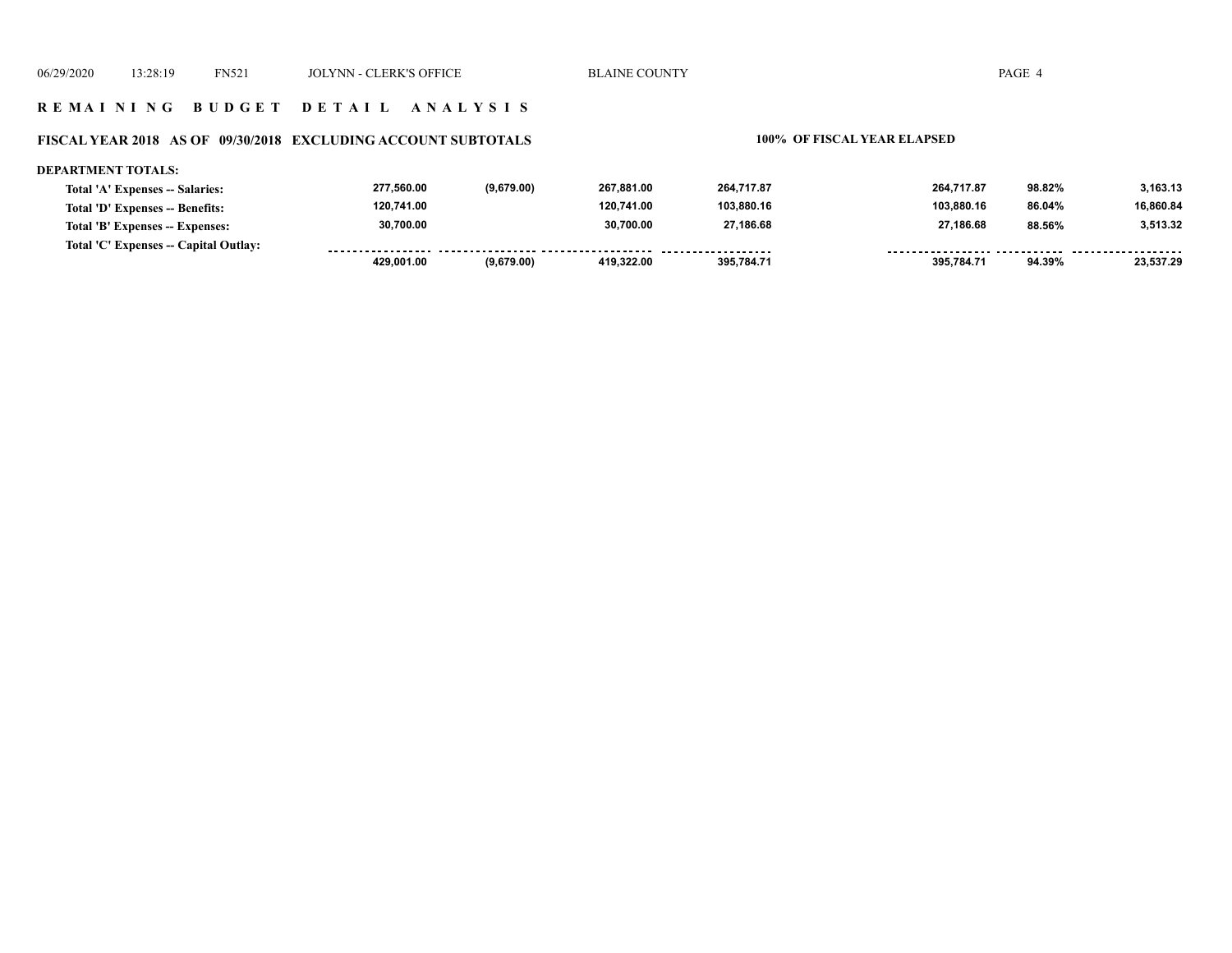**R E M A I N I N G   B U D G E T   D E T A I L   A N A L Y S I S**

**FISCAL YEAR 2018   AS OF  09/30/2018   EXCLUDING ACCOUNT SUBTOTALS** | **100% OF FISCAL YEAR ELAPSED**

**DEPARTMENT TOTALS:**

| | | | | | | | |
|---|---|---|---|---|---|---|---|
| **Total 'A' Expenses -- Salaries:** | 277,560.00 | (9,679.00) | 267,881.00 | 264,717.87 | 264,717.87 | 98.82% | 3,163.13 |
| **Total 'D' Expenses -- Benefits:** | 120,741.00 | | 120,741.00 | 103,880.16 | 103,880.16 | 86.04% | 16,860.84 |
| **Total 'B' Expenses -- Expenses:** | 30,700.00 | | 30,700.00 | 27,186.68 | 27,186.68 | 88.56% | 3,513.32 |
| **Total 'C' Expenses -- Capital Outlay:** | | | | | | | |
| | 429,001.00 | (9,679.00) | 419,322.00 | 395,784.71 | 395,784.71 | 94.39% | 23,537.29 |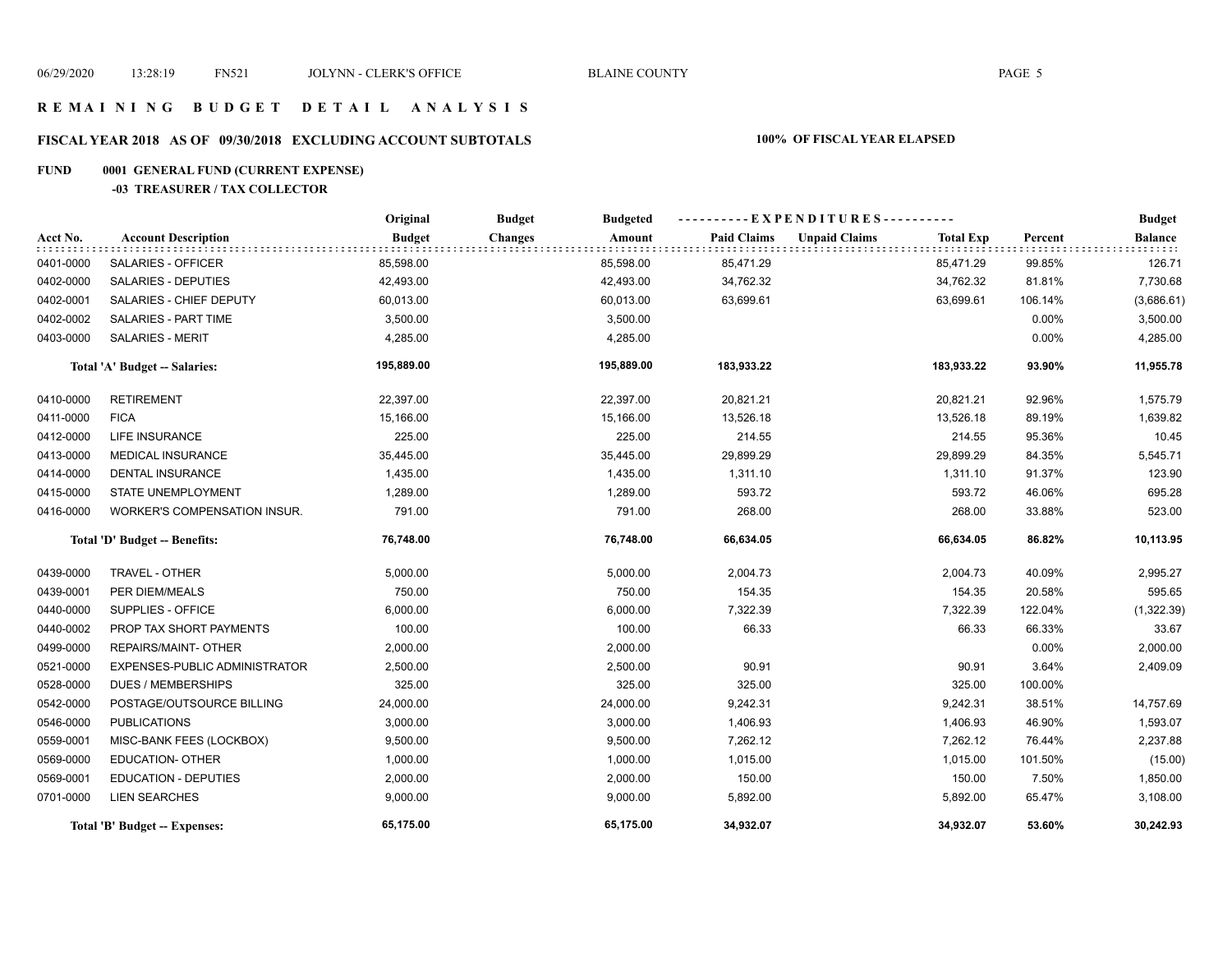# REMAINING BUDGET DETAIL ANALYSIS

## FISCAL YEAR 2018 AS OF 09/30/2018 EXCLUDING ACCOUNT SUBTOTALS

**100% OF FISCAL YEAR ELAPSED**

**FUND 0001 GENERAL FUND (CURRENT EXPENSE)**

**-03 TREASURER / TAX COLLECTOR**

| Acct No. | Account Description | Original Budget | Budget Changes | Budgeted Amount | Paid Claims | Unpaid Claims | Total Exp | Percent | Budget Balance |
|---|---|---|---|---|---|---|---|---|---|
| 0401-0000 | SALARIES - OFFICER | 85,598.00 | | 85,598.00 | 85,471.29 | | 85,471.29 | 99.85% | 126.71 |
| 0402-0000 | SALARIES - DEPUTIES | 42,493.00 | | 42,493.00 | 34,762.32 | | 34,762.32 | 81.81% | 7,730.68 |
| 0402-0001 | SALARIES - CHIEF DEPUTY | 60,013.00 | | 60,013.00 | 63,699.61 | | 63,699.61 | 106.14% | (3,686.61) |
| 0402-0002 | SALARIES - PART TIME | 3,500.00 | | 3,500.00 | | | | 0.00% | 3,500.00 |
| 0403-0000 | SALARIES - MERIT | 4,285.00 | | 4,285.00 | | | | 0.00% | 4,285.00 |
| | **Total 'A' Budget -- Salaries:** | **195,889.00** | | **195,889.00** | **183,933.22** | | **183,933.22** | **93.90%** | **11,955.78** |
| 0410-0000 | RETIREMENT | 22,397.00 | | 22,397.00 | 20,821.21 | | 20,821.21 | 92.96% | 1,575.79 |
| 0411-0000 | FICA | 15,166.00 | | 15,166.00 | 13,526.18 | | 13,526.18 | 89.19% | 1,639.82 |
| 0412-0000 | LIFE INSURANCE | 225.00 | | 225.00 | 214.55 | | 214.55 | 95.36% | 10.45 |
| 0413-0000 | MEDICAL INSURANCE | 35,445.00 | | 35,445.00 | 29,899.29 | | 29,899.29 | 84.35% | 5,545.71 |
| 0414-0000 | DENTAL INSURANCE | 1,435.00 | | 1,435.00 | 1,311.10 | | 1,311.10 | 91.37% | 123.90 |
| 0415-0000 | STATE UNEMPLOYMENT | 1,289.00 | | 1,289.00 | 593.72 | | 593.72 | 46.06% | 695.28 |
| 0416-0000 | WORKER'S COMPENSATION INSUR. | 791.00 | | 791.00 | 268.00 | | 268.00 | 33.88% | 523.00 |
| | **Total 'D' Budget -- Benefits:** | **76,748.00** | | **76,748.00** | **66,634.05** | | **66,634.05** | **86.82%** | **10,113.95** |
| 0439-0000 | TRAVEL - OTHER | 5,000.00 | | 5,000.00 | 2,004.73 | | 2,004.73 | 40.09% | 2,995.27 |
| 0439-0001 | PER DIEM/MEALS | 750.00 | | 750.00 | 154.35 | | 154.35 | 20.58% | 595.65 |
| 0440-0000 | SUPPLIES - OFFICE | 6,000.00 | | 6,000.00 | 7,322.39 | | 7,322.39 | 122.04% | (1,322.39) |
| 0440-0002 | PROP TAX SHORT PAYMENTS | 100.00 | | 100.00 | 66.33 | | 66.33 | 66.33% | 33.67 |
| 0499-0000 | REPAIRS/MAINT- OTHER | 2,000.00 | | 2,000.00 | | | | 0.00% | 2,000.00 |
| 0521-0000 | EXPENSES-PUBLIC ADMINISTRATOR | 2,500.00 | | 2,500.00 | 90.91 | | 90.91 | 3.64% | 2,409.09 |
| 0528-0000 | DUES / MEMBERSHIPS | 325.00 | | 325.00 | 325.00 | | 325.00 | 100.00% | |
| 0542-0000 | POSTAGE/OUTSOURCE BILLING | 24,000.00 | | 24,000.00 | 9,242.31 | | 9,242.31 | 38.51% | 14,757.69 |
| 0546-0000 | PUBLICATIONS | 3,000.00 | | 3,000.00 | 1,406.93 | | 1,406.93 | 46.90% | 1,593.07 |
| 0559-0001 | MISC-BANK FEES (LOCKBOX) | 9,500.00 | | 9,500.00 | 7,262.12 | | 7,262.12 | 76.44% | 2,237.88 |
| 0569-0000 | EDUCATION- OTHER | 1,000.00 | | 1,000.00 | 1,015.00 | | 1,015.00 | 101.50% | (15.00) |
| 0569-0001 | EDUCATION - DEPUTIES | 2,000.00 | | 2,000.00 | 150.00 | | 150.00 | 7.50% | 1,850.00 |
| 0701-0000 | LIEN SEARCHES | 9,000.00 | | 9,000.00 | 5,892.00 | | 5,892.00 | 65.47% | 3,108.00 |
| | **Total 'B' Budget -- Expenses:** | **65,175.00** | | **65,175.00** | **34,932.07** | | **34,932.07** | **53.60%** | **30,242.93** |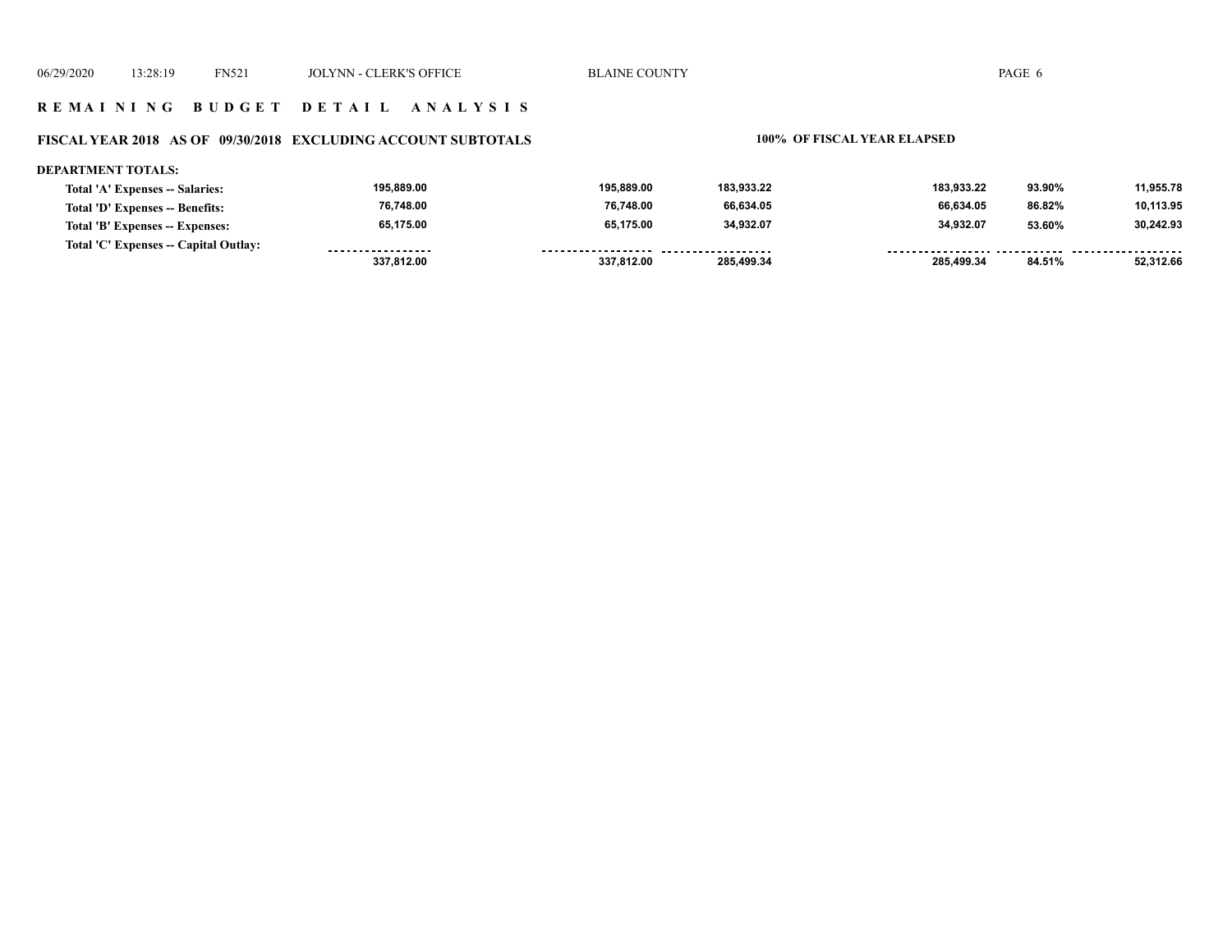# R E M A I N I N G   B U D G E T   D E T A I L   A N A L Y S I S

## FISCAL YEAR 2018   AS OF 09/30/2018   EXCLUDING ACCOUNT SUBTOTALS

**100% OF FISCAL YEAR ELAPSED**

**DEPARTMENT TOTALS:**

| | | | | | | |
|---|---|---|---|---|---|---|
| Total 'A' Expenses -- Salaries: | 195,889.00 | 195,889.00 | 183,933.22 | 183,933.22 | 93.90% | 11,955.78 |
| Total 'D' Expenses -- Benefits: | 76,748.00 | 76,748.00 | 66,634.05 | 66,634.05 | 86.82% | 10,113.95 |
| Total 'B' Expenses -- Expenses: | 65,175.00 | 65,175.00 | 34,932.07 | 34,932.07 | 53.60% | 30,242.93 |
| Total 'C' Expenses -- Capital Outlay: | | | | | | |
| | 337,812.00 | 337,812.00 | 285,499.34 | 285,499.34 | 84.51% | 52,312.66 |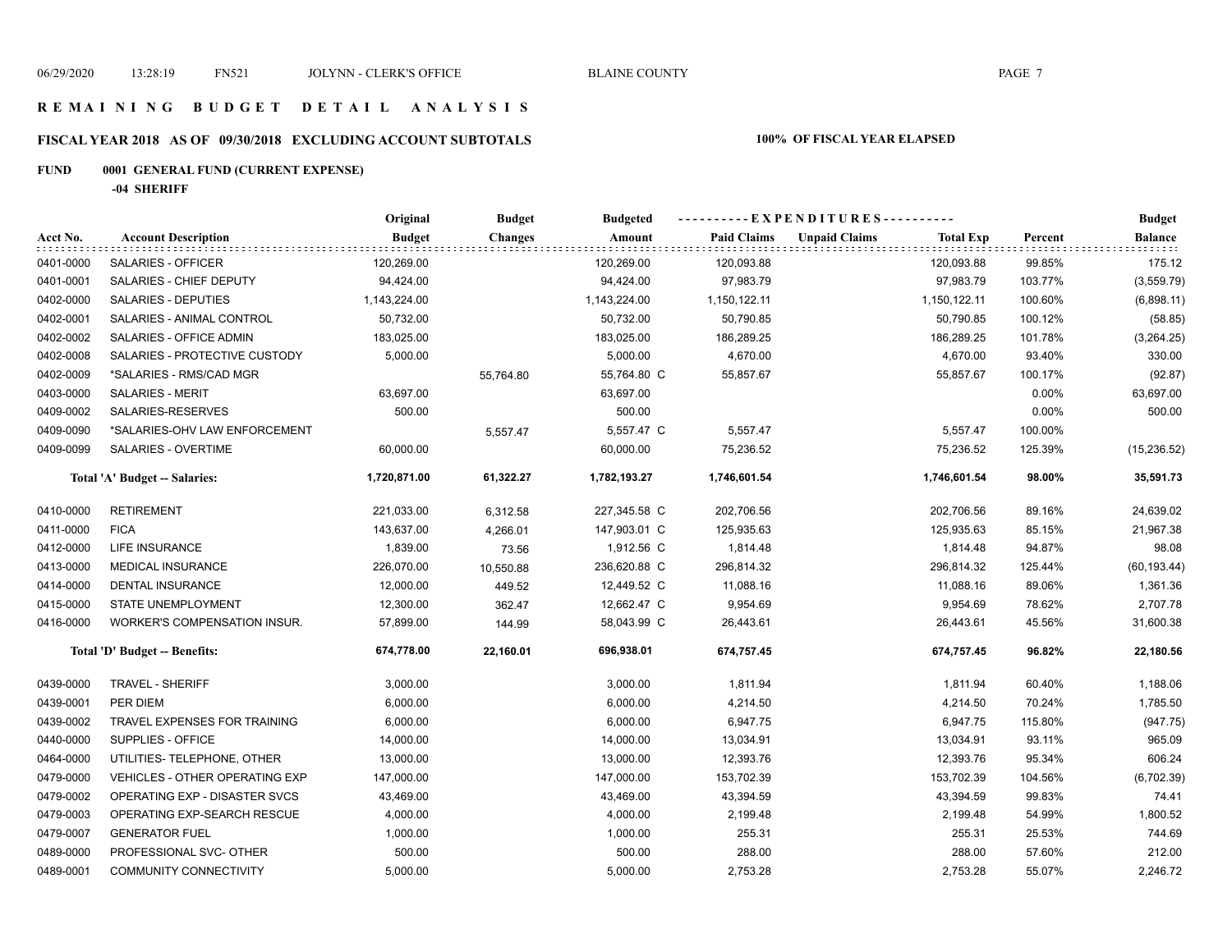# REMAINING BUDGET DETAIL ANALYSIS

## FISCAL YEAR 2018 AS OF 09/30/2018 EXCLUDING ACCOUNT SUBTOTALS

**100% OF FISCAL YEAR ELAPSED**

**FUND 0001 GENERAL FUND (CURRENT EXPENSE)**

**-04 SHERIFF**

| Acct No. | Account Description | Original Budget | Budget Changes | Budgeted Amount | Paid Claims | Unpaid Claims | Total Exp | Percent | Budget Balance |
|---|---|---|---|---|---|---|---|---|---|
| 0401-0000 | SALARIES - OFFICER | 120,269.00 | | 120,269.00 | 120,093.88 | | 120,093.88 | 99.85% | 175.12 |
| 0401-0001 | SALARIES - CHIEF DEPUTY | 94,424.00 | | 94,424.00 | 97,983.79 | | 97,983.79 | 103.77% | (3,559.79) |
| 0402-0000 | SALARIES - DEPUTIES | 1,143,224.00 | | 1,143,224.00 | 1,150,122.11 | | 1,150,122.11 | 100.60% | (6,898.11) |
| 0402-0001 | SALARIES - ANIMAL CONTROL | 50,732.00 | | 50,732.00 | 50,790.85 | | 50,790.85 | 100.12% | (58.85) |
| 0402-0002 | SALARIES - OFFICE ADMIN | 183,025.00 | | 183,025.00 | 186,289.25 | | 186,289.25 | 101.78% | (3,264.25) |
| 0402-0008 | SALARIES - PROTECTIVE CUSTODY | 5,000.00 | | 5,000.00 | 4,670.00 | | 4,670.00 | 93.40% | 330.00 |
| 0402-0009 | *SALARIES - RMS/CAD MGR | | 55,764.80 | 55,764.80 C | 55,857.67 | | 55,857.67 | 100.17% | (92.87) |
| 0403-0000 | SALARIES - MERIT | 63,697.00 | | 63,697.00 | | | | 0.00% | 63,697.00 |
| 0409-0002 | SALARIES-RESERVES | 500.00 | | 500.00 | | | | 0.00% | 500.00 |
| 0409-0090 | *SALARIES-OHV LAW ENFORCEMENT | | 5,557.47 | 5,557.47 C | 5,557.47 | | 5,557.47 | 100.00% | |
| 0409-0099 | SALARIES - OVERTIME | 60,000.00 | | 60,000.00 | 75,236.52 | | 75,236.52 | 125.39% | (15,236.52) |
| | **Total 'A' Budget -- Salaries:** | **1,720,871.00** | **61,322.27** | **1,782,193.27** | **1,746,601.54** | | **1,746,601.54** | **98.00%** | **35,591.73** |
| 0410-0000 | RETIREMENT | 221,033.00 | 6,312.58 | 227,345.58 C | 202,706.56 | | 202,706.56 | 89.16% | 24,639.02 |
| 0411-0000 | FICA | 143,637.00 | 4,266.01 | 147,903.01 C | 125,935.63 | | 125,935.63 | 85.15% | 21,967.38 |
| 0412-0000 | LIFE INSURANCE | 1,839.00 | 73.56 | 1,912.56 C | 1,814.48 | | 1,814.48 | 94.87% | 98.08 |
| 0413-0000 | MEDICAL INSURANCE | 226,070.00 | 10,550.88 | 236,620.88 C | 296,814.32 | | 296,814.32 | 125.44% | (60,193.44) |
| 0414-0000 | DENTAL INSURANCE | 12,000.00 | 449.52 | 12,449.52 C | 11,088.16 | | 11,088.16 | 89.06% | 1,361.36 |
| 0415-0000 | STATE UNEMPLOYMENT | 12,300.00 | 362.47 | 12,662.47 C | 9,954.69 | | 9,954.69 | 78.62% | 2,707.78 |
| 0416-0000 | WORKER'S COMPENSATION INSUR. | 57,899.00 | 144.99 | 58,043.99 C | 26,443.61 | | 26,443.61 | 45.56% | 31,600.38 |
| | **Total 'D' Budget -- Benefits:** | **674,778.00** | **22,160.01** | **696,938.01** | **674,757.45** | | **674,757.45** | **96.82%** | **22,180.56** |
| 0439-0000 | TRAVEL - SHERIFF | 3,000.00 | | 3,000.00 | 1,811.94 | | 1,811.94 | 60.40% | 1,188.06 |
| 0439-0001 | PER DIEM | 6,000.00 | | 6,000.00 | 4,214.50 | | 4,214.50 | 70.24% | 1,785.50 |
| 0439-0002 | TRAVEL EXPENSES FOR TRAINING | 6,000.00 | | 6,000.00 | 6,947.75 | | 6,947.75 | 115.80% | (947.75) |
| 0440-0000 | SUPPLIES - OFFICE | 14,000.00 | | 14,000.00 | 13,034.91 | | 13,034.91 | 93.11% | 965.09 |
| 0464-0000 | UTILITIES- TELEPHONE, OTHER | 13,000.00 | | 13,000.00 | 12,393.76 | | 12,393.76 | 95.34% | 606.24 |
| 0479-0000 | VEHICLES - OTHER OPERATING EXP | 147,000.00 | | 147,000.00 | 153,702.39 | | 153,702.39 | 104.56% | (6,702.39) |
| 0479-0002 | OPERATING EXP - DISASTER SVCS | 43,469.00 | | 43,469.00 | 43,394.59 | | 43,394.59 | 99.83% | 74.41 |
| 0479-0003 | OPERATING EXP-SEARCH RESCUE | 4,000.00 | | 4,000.00 | 2,199.48 | | 2,199.48 | 54.99% | 1,800.52 |
| 0479-0007 | GENERATOR FUEL | 1,000.00 | | 1,000.00 | 255.31 | | 255.31 | 25.53% | 744.69 |
| 0489-0000 | PROFESSIONAL SVC- OTHER | 500.00 | | 500.00 | 288.00 | | 288.00 | 57.60% | 212.00 |
| 0489-0001 | COMMUNITY CONNECTIVITY | 5,000.00 | | 5,000.00 | 2,753.28 | | 2,753.28 | 55.07% | 2,246.72 |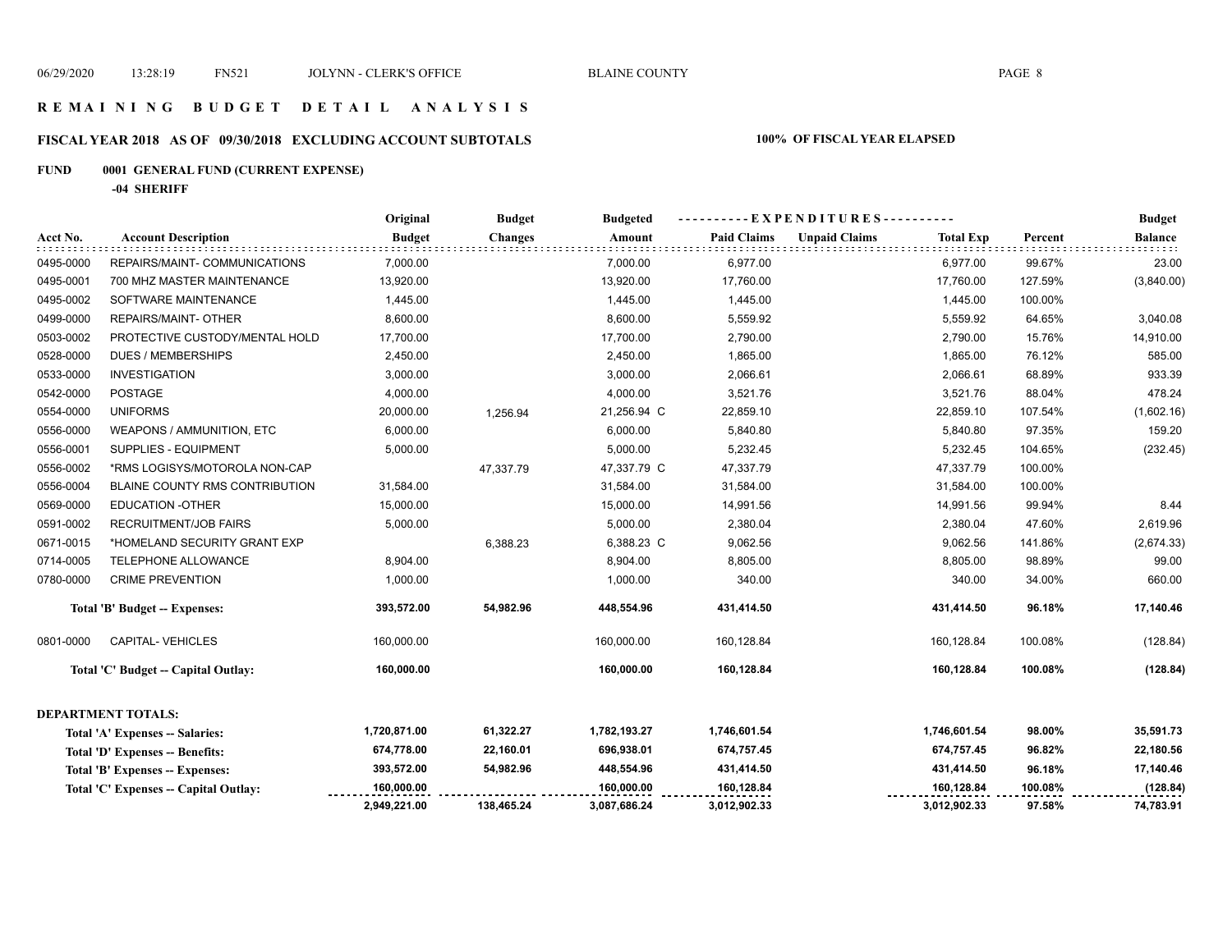# R E M A I N I N G   B U D G E T   D E T A I L   A N A L Y S I S

## FISCAL YEAR 2018   AS OF   09/30/2018   EXCLUDING ACCOUNT SUBTOTALS   100% OF FISCAL YEAR ELAPSED

### FUND   0001 GENERAL FUND (CURRENT EXPENSE)

**-04 SHERIFF**

| Acct No. | Account Description | Original Budget | Budget Changes | Budgeted Amount | Paid Claims | Unpaid Claims | Total Exp | Percent | Budget Balance |
|---|---|---|---|---|---|---|---|---|---|
| 0495-0000 | REPAIRS/MAINT- COMMUNICATIONS | 7,000.00 | | 7,000.00 | 6,977.00 | | 6,977.00 | 99.67% | 23.00 |
| 0495-0001 | 700 MHZ MASTER MAINTENANCE | 13,920.00 | | 13,920.00 | 17,760.00 | | 17,760.00 | 127.59% | (3,840.00) |
| 0495-0002 | SOFTWARE MAINTENANCE | 1,445.00 | | 1,445.00 | 1,445.00 | | 1,445.00 | 100.00% | |
| 0499-0000 | REPAIRS/MAINT- OTHER | 8,600.00 | | 8,600.00 | 5,559.92 | | 5,559.92 | 64.65% | 3,040.08 |
| 0503-0002 | PROTECTIVE CUSTODY/MENTAL HOLD | 17,700.00 | | 17,700.00 | 2,790.00 | | 2,790.00 | 15.76% | 14,910.00 |
| 0528-0000 | DUES / MEMBERSHIPS | 2,450.00 | | 2,450.00 | 1,865.00 | | 1,865.00 | 76.12% | 585.00 |
| 0533-0000 | INVESTIGATION | 3,000.00 | | 3,000.00 | 2,066.61 | | 2,066.61 | 68.89% | 933.39 |
| 0542-0000 | POSTAGE | 4,000.00 | | 4,000.00 | 3,521.76 | | 3,521.76 | 88.04% | 478.24 |
| 0554-0000 | UNIFORMS | 20,000.00 | 1,256.94 | 21,256.94 C | 22,859.10 | | 22,859.10 | 107.54% | (1,602.16) |
| 0556-0000 | WEAPONS / AMMUNITION, ETC | 6,000.00 | | 6,000.00 | 5,840.80 | | 5,840.80 | 97.35% | 159.20 |
| 0556-0001 | SUPPLIES - EQUIPMENT | 5,000.00 | | 5,000.00 | 5,232.45 | | 5,232.45 | 104.65% | (232.45) |
| 0556-0002 | *RMS LOGISYS/MOTOROLA NON-CAP | | 47,337.79 | 47,337.79 C | 47,337.79 | | 47,337.79 | 100.00% | |
| 0556-0004 | BLAINE COUNTY RMS CONTRIBUTION | 31,584.00 | | 31,584.00 | 31,584.00 | | 31,584.00 | 100.00% | |
| 0569-0000 | EDUCATION -OTHER | 15,000.00 | | 15,000.00 | 14,991.56 | | 14,991.56 | 99.94% | 8.44 |
| 0591-0002 | RECRUITMENT/JOB FAIRS | 5,000.00 | | 5,000.00 | 2,380.04 | | 2,380.04 | 47.60% | 2,619.96 |
| 0671-0015 | *HOMELAND SECURITY GRANT EXP | | 6,388.23 | 6,388.23 C | 9,062.56 | | 9,062.56 | 141.86% | (2,674.33) |
| 0714-0005 | TELEPHONE ALLOWANCE | 8,904.00 | | 8,904.00 | 8,805.00 | | 8,805.00 | 98.89% | 99.00 |
| 0780-0000 | CRIME PREVENTION | 1,000.00 | | 1,000.00 | 340.00 | | 340.00 | 34.00% | 660.00 |
| | **Total 'B' Budget -- Expenses:** | **393,572.00** | **54,982.96** | **448,554.96** | **431,414.50** | | **431,414.50** | **96.18%** | **17,140.46** |
| 0801-0000 | CAPITAL- VEHICLES | 160,000.00 | | 160,000.00 | 160,128.84 | | 160,128.84 | 100.08% | (128.84) |
| | **Total 'C' Budget -- Capital Outlay:** | **160,000.00** | | **160,000.00** | **160,128.84** | | **160,128.84** | **100.08%** | **(128.84)** |

**DEPARTMENT TOTALS:**

| | Original Budget | Budget Changes | Budgeted Amount | Paid Claims | Unpaid Claims | Total Exp | Percent | Budget Balance |
|---|---|---|---|---|---|---|---|---|
| **Total 'A' Expenses -- Salaries:** | **1,720,871.00** | **61,322.27** | **1,782,193.27** | **1,746,601.54** | | **1,746,601.54** | **98.00%** | **35,591.73** |
| **Total 'D' Expenses -- Benefits:** | **674,778.00** | **22,160.01** | **696,938.01** | **674,757.45** | | **674,757.45** | **96.82%** | **22,180.56** |
| **Total 'B' Expenses -- Expenses:** | **393,572.00** | **54,982.96** | **448,554.96** | **431,414.50** | | **431,414.50** | **96.18%** | **17,140.46** |
| **Total 'C' Expenses -- Capital Outlay:** | **160,000.00** | | **160,000.00** | **160,128.84** | | **160,128.84** | **100.08%** | **(128.84)** |
| | **2,949,221.00** | **138,465.24** | **3,087,686.24** | **3,012,902.33** | | **3,012,902.33** | **97.58%** | **74,783.91** |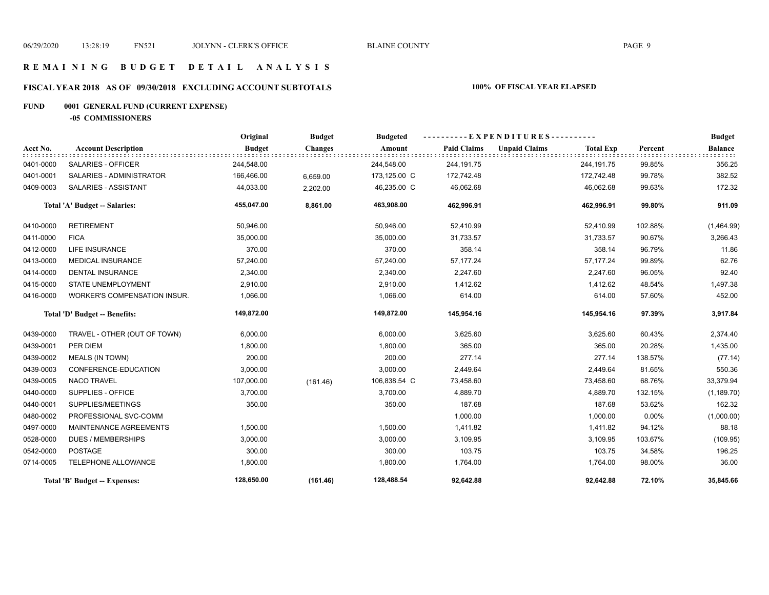# REMAINING BUDGET DETAIL ANALYSIS

## FISCAL YEAR 2018 AS OF 09/30/2018 EXCLUDING ACCOUNT SUBTOTALS

**100% OF FISCAL YEAR ELAPSED**

**FUND 0001 GENERAL FUND (CURRENT EXPENSE)**

**-05 COMMISSIONERS**

| Acct No. | Account Description | Original Budget | Budget Changes | Budgeted Amount | Paid Claims | Unpaid Claims | Total Exp | Percent | Budget Balance |
|---|---|---|---|---|---|---|---|---|---|
| 0401-0000 | SALARIES - OFFICER | 244,548.00 | | 244,548.00 | 244,191.75 | | 244,191.75 | 99.85% | 356.25 |
| 0401-0001 | SALARIES - ADMINISTRATOR | 166,466.00 | 6,659.00 | 173,125.00 C | 172,742.48 | | 172,742.48 | 99.78% | 382.52 |
| 0409-0003 | SALARIES - ASSISTANT | 44,033.00 | 2,202.00 | 46,235.00 C | 46,062.68 | | 46,062.68 | 99.63% | 172.32 |
| | **Total 'A' Budget -- Salaries:** | **455,047.00** | **8,861.00** | **463,908.00** | **462,996.91** | | **462,996.91** | **99.80%** | **911.09** |
| 0410-0000 | RETIREMENT | 50,946.00 | | 50,946.00 | 52,410.99 | | 52,410.99 | 102.88% | (1,464.99) |
| 0411-0000 | FICA | 35,000.00 | | 35,000.00 | 31,733.57 | | 31,733.57 | 90.67% | 3,266.43 |
| 0412-0000 | LIFE INSURANCE | 370.00 | | 370.00 | 358.14 | | 358.14 | 96.79% | 11.86 |
| 0413-0000 | MEDICAL INSURANCE | 57,240.00 | | 57,240.00 | 57,177.24 | | 57,177.24 | 99.89% | 62.76 |
| 0414-0000 | DENTAL INSURANCE | 2,340.00 | | 2,340.00 | 2,247.60 | | 2,247.60 | 96.05% | 92.40 |
| 0415-0000 | STATE UNEMPLOYMENT | 2,910.00 | | 2,910.00 | 1,412.62 | | 1,412.62 | 48.54% | 1,497.38 |
| 0416-0000 | WORKER'S COMPENSATION INSUR. | 1,066.00 | | 1,066.00 | 614.00 | | 614.00 | 57.60% | 452.00 |
| | **Total 'D' Budget -- Benefits:** | **149,872.00** | | **149,872.00** | **145,954.16** | | **145,954.16** | **97.39%** | **3,917.84** |
| 0439-0000 | TRAVEL - OTHER (OUT OF TOWN) | 6,000.00 | | 6,000.00 | 3,625.60 | | 3,625.60 | 60.43% | 2,374.40 |
| 0439-0001 | PER DIEM | 1,800.00 | | 1,800.00 | 365.00 | | 365.00 | 20.28% | 1,435.00 |
| 0439-0002 | MEALS (IN TOWN) | 200.00 | | 200.00 | 277.14 | | 277.14 | 138.57% | (77.14) |
| 0439-0003 | CONFERENCE-EDUCATION | 3,000.00 | | 3,000.00 | 2,449.64 | | 2,449.64 | 81.65% | 550.36 |
| 0439-0005 | NACO TRAVEL | 107,000.00 | (161.46) | 106,838.54 C | 73,458.60 | | 73,458.60 | 68.76% | 33,379.94 |
| 0440-0000 | SUPPLIES - OFFICE | 3,700.00 | | 3,700.00 | 4,889.70 | | 4,889.70 | 132.15% | (1,189.70) |
| 0440-0001 | SUPPLIES/MEETINGS | 350.00 | | 350.00 | 187.68 | | 187.68 | 53.62% | 162.32 |
| 0480-0002 | PROFESSIONAL SVC-COMM | | | | 1,000.00 | | 1,000.00 | 0.00% | (1,000.00) |
| 0497-0000 | MAINTENANCE AGREEMENTS | 1,500.00 | | 1,500.00 | 1,411.82 | | 1,411.82 | 94.12% | 88.18 |
| 0528-0000 | DUES / MEMBERSHIPS | 3,000.00 | | 3,000.00 | 3,109.95 | | 3,109.95 | 103.67% | (109.95) |
| 0542-0000 | POSTAGE | 300.00 | | 300.00 | 103.75 | | 103.75 | 34.58% | 196.25 |
| 0714-0005 | TELEPHONE ALLOWANCE | 1,800.00 | | 1,800.00 | 1,764.00 | | 1,764.00 | 98.00% | 36.00 |
| | **Total 'B' Budget -- Expenses:** | **128,650.00** | **(161.46)** | **128,488.54** | **92,642.88** | | **92,642.88** | **72.10%** | **35,845.66** |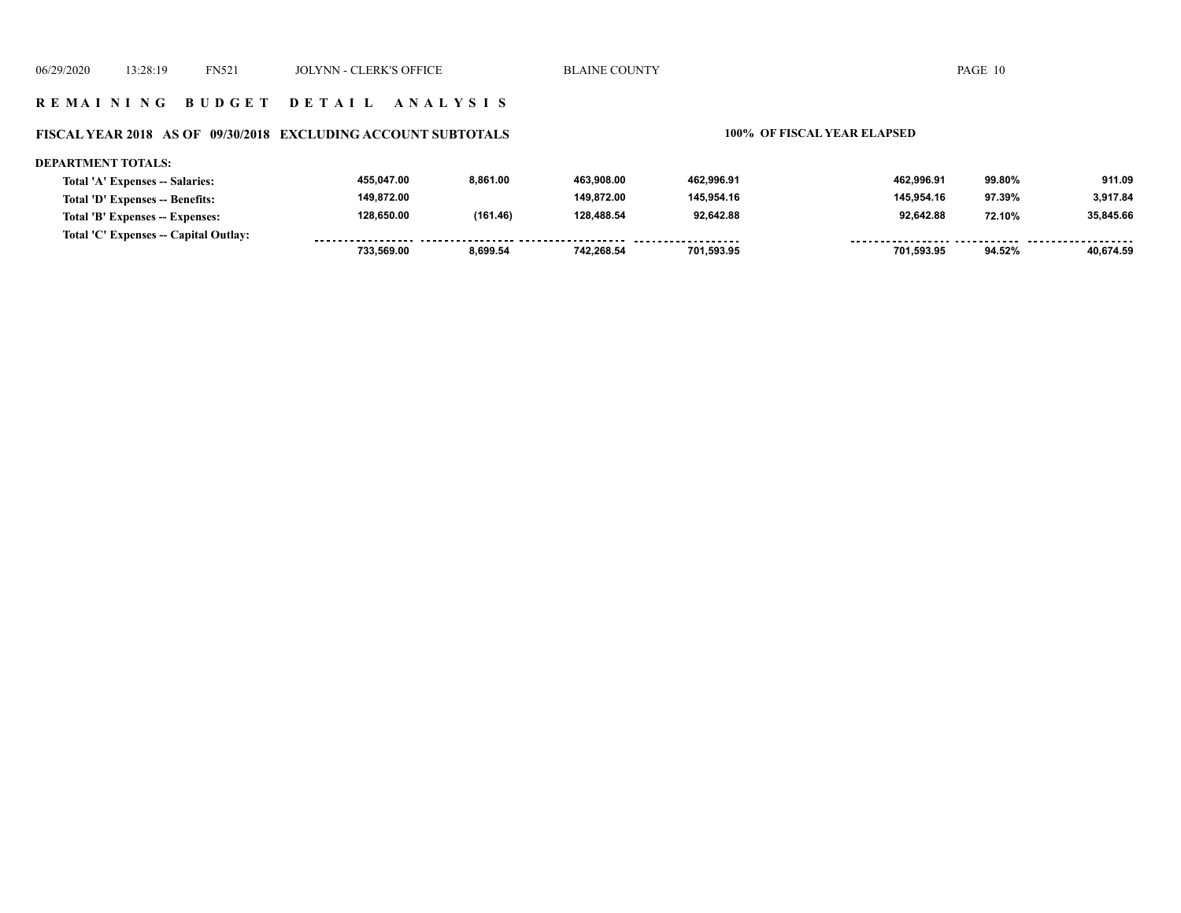## R E M A I N I N G   B U D G E T   D E T A I L   A N A L Y S I S

### FISCAL YEAR 2018   AS OF 09/30/2018   EXCLUDING ACCOUNT SUBTOTALS

**100% OF FISCAL YEAR ELAPSED**

**DEPARTMENT TOTALS:**

| | | | | | | | |
|---|---|---|---|---|---|---|---|
| Total 'A' Expenses -- Salaries: | 455,047.00 | 8,861.00 | 463,908.00 | 462,996.91 | 462,996.91 | 99.80% | 911.09 |
| Total 'D' Expenses -- Benefits: | 149,872.00 | | 149,872.00 | 145,954.16 | 145,954.16 | 97.39% | 3,917.84 |
| Total 'B' Expenses -- Expenses: | 128,650.00 | (161.46) | 128,488.54 | 92,642.88 | 92,642.88 | 72.10% | 35,845.66 |
| Total 'C' Expenses -- Capital Outlay: | | | | | | | |
| | 733,569.00 | 8,699.54 | 742,268.54 | 701,593.95 | 701,593.95 | 94.52% | 40,674.59 |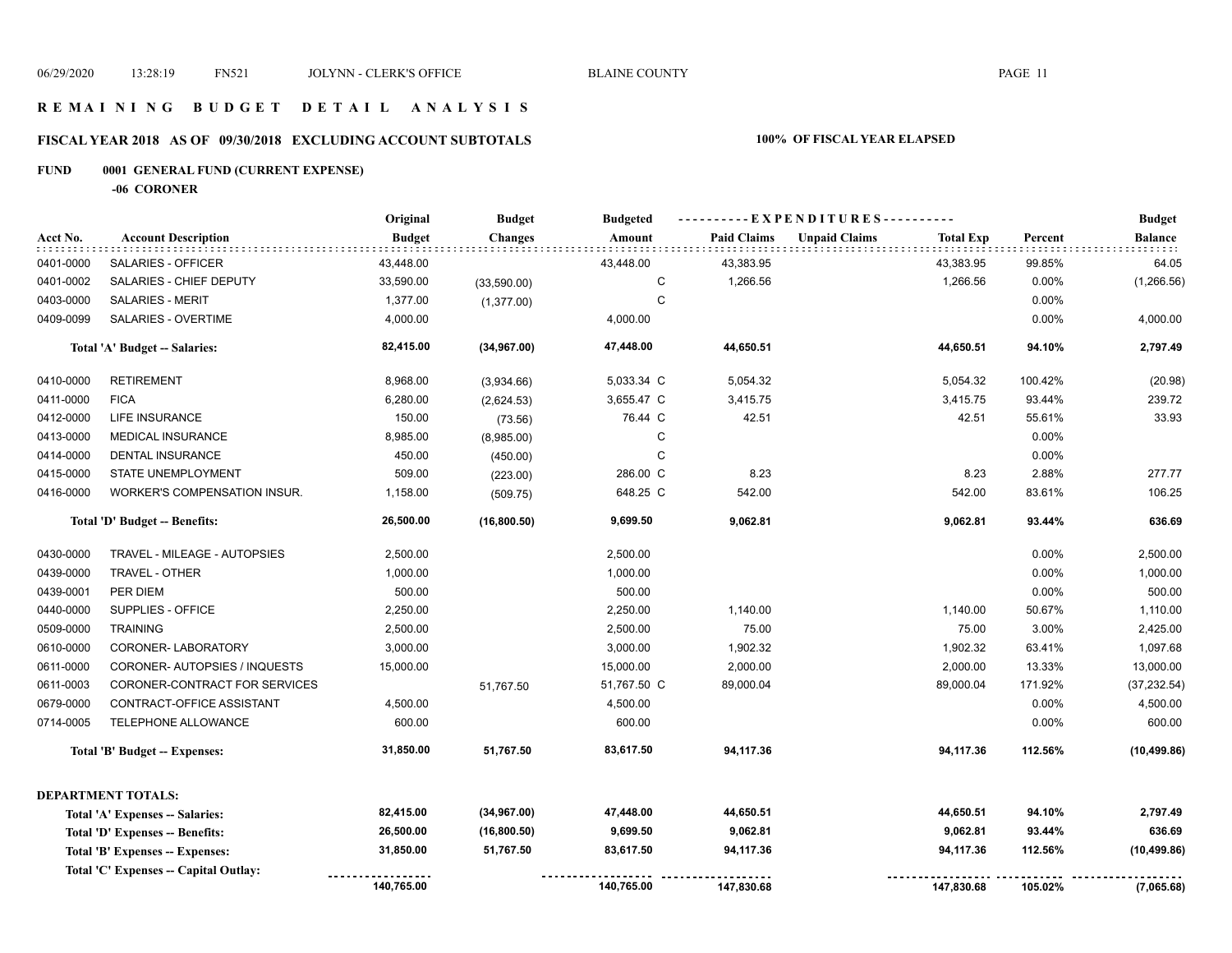# REMAINING BUDGET DETAIL ANALYSIS

## FISCAL YEAR 2018 AS OF 09/30/2018 EXCLUDING ACCOUNT SUBTOTALS

**100% OF FISCAL YEAR ELAPSED**

**FUND 0001 GENERAL FUND (CURRENT EXPENSE)**

**-06 CORONER**

| Acct No. | Account Description | Original Budget | Budget Changes | Budgeted Amount | Paid Claims | Unpaid Claims | Total Exp | Percent | Budget Balance |
|---|---|---|---|---|---|---|---|---|---|
| 0401-0000 | SALARIES - OFFICER | 43,448.00 | | 43,448.00 | 43,383.95 | | 43,383.95 | 99.85% | 64.05 |
| 0401-0002 | SALARIES - CHIEF DEPUTY | 33,590.00 | (33,590.00) | C | 1,266.56 | | 1,266.56 | 0.00% | (1,266.56) |
| 0403-0000 | SALARIES - MERIT | 1,377.00 | (1,377.00) | C | | | | 0.00% | |
| 0409-0099 | SALARIES - OVERTIME | 4,000.00 | | 4,000.00 | | | | 0.00% | 4,000.00 |
| | **Total 'A' Budget -- Salaries:** | **82,415.00** | **(34,967.00)** | **47,448.00** | **44,650.51** | | **44,650.51** | **94.10%** | **2,797.49** |
| 0410-0000 | RETIREMENT | 8,968.00 | (3,934.66) | 5,033.34 C | 5,054.32 | | 5,054.32 | 100.42% | (20.98) |
| 0411-0000 | FICA | 6,280.00 | (2,624.53) | 3,655.47 C | 3,415.75 | | 3,415.75 | 93.44% | 239.72 |
| 0412-0000 | LIFE INSURANCE | 150.00 | (73.56) | 76.44 C | 42.51 | | 42.51 | 55.61% | 33.93 |
| 0413-0000 | MEDICAL INSURANCE | 8,985.00 | (8,985.00) | C | | | | 0.00% | |
| 0414-0000 | DENTAL INSURANCE | 450.00 | (450.00) | C | | | | 0.00% | |
| 0415-0000 | STATE UNEMPLOYMENT | 509.00 | (223.00) | 286.00 C | 8.23 | | 8.23 | 2.88% | 277.77 |
| 0416-0000 | WORKER'S COMPENSATION INSUR. | 1,158.00 | (509.75) | 648.25 C | 542.00 | | 542.00 | 83.61% | 106.25 |
| | **Total 'D' Budget -- Benefits:** | **26,500.00** | **(16,800.50)** | **9,699.50** | **9,062.81** | | **9,062.81** | **93.44%** | **636.69** |
| 0430-0000 | TRAVEL - MILEAGE - AUTOPSIES | 2,500.00 | | 2,500.00 | | | | 0.00% | 2,500.00 |
| 0439-0000 | TRAVEL - OTHER | 1,000.00 | | 1,000.00 | | | | 0.00% | 1,000.00 |
| 0439-0001 | PER DIEM | 500.00 | | 500.00 | | | | 0.00% | 500.00 |
| 0440-0000 | SUPPLIES - OFFICE | 2,250.00 | | 2,250.00 | 1,140.00 | | 1,140.00 | 50.67% | 1,110.00 |
| 0509-0000 | TRAINING | 2,500.00 | | 2,500.00 | 75.00 | | 75.00 | 3.00% | 2,425.00 |
| 0610-0000 | CORONER- LABORATORY | 3,000.00 | | 3,000.00 | 1,902.32 | | 1,902.32 | 63.41% | 1,097.68 |
| 0611-0000 | CORONER- AUTOPSIES / INQUESTS | 15,000.00 | | 15,000.00 | 2,000.00 | | 2,000.00 | 13.33% | 13,000.00 |
| 0611-0003 | CORONER-CONTRACT FOR SERVICES | | 51,767.50 | 51,767.50 C | 89,000.04 | | 89,000.04 | 171.92% | (37,232.54) |
| 0679-0000 | CONTRACT-OFFICE ASSISTANT | 4,500.00 | | 4,500.00 | | | | 0.00% | 4,500.00 |
| 0714-0005 | TELEPHONE ALLOWANCE | 600.00 | | 600.00 | | | | 0.00% | 600.00 |
| | **Total 'B' Budget -- Expenses:** | **31,850.00** | **51,767.50** | **83,617.50** | **94,117.36** | | **94,117.36** | **112.56%** | **(10,499.86)** |
| | **DEPARTMENT TOTALS:** | | | | | | | | |
| | **Total 'A' Expenses -- Salaries:** | **82,415.00** | **(34,967.00)** | **47,448.00** | **44,650.51** | | **44,650.51** | **94.10%** | **2,797.49** |
| | **Total 'D' Expenses -- Benefits:** | **26,500.00** | **(16,800.50)** | **9,699.50** | **9,062.81** | | **9,062.81** | **93.44%** | **636.69** |
| | **Total 'B' Expenses -- Expenses:** | **31,850.00** | **51,767.50** | **83,617.50** | **94,117.36** | | **94,117.36** | **112.56%** | **(10,499.86)** |
| | **Total 'C' Expenses -- Capital Outlay:** | | | | | | | | |
| | | **140,765.00** | | **140,765.00** | **147,830.68** | | **147,830.68** | **105.02%** | **(7,065.68)** |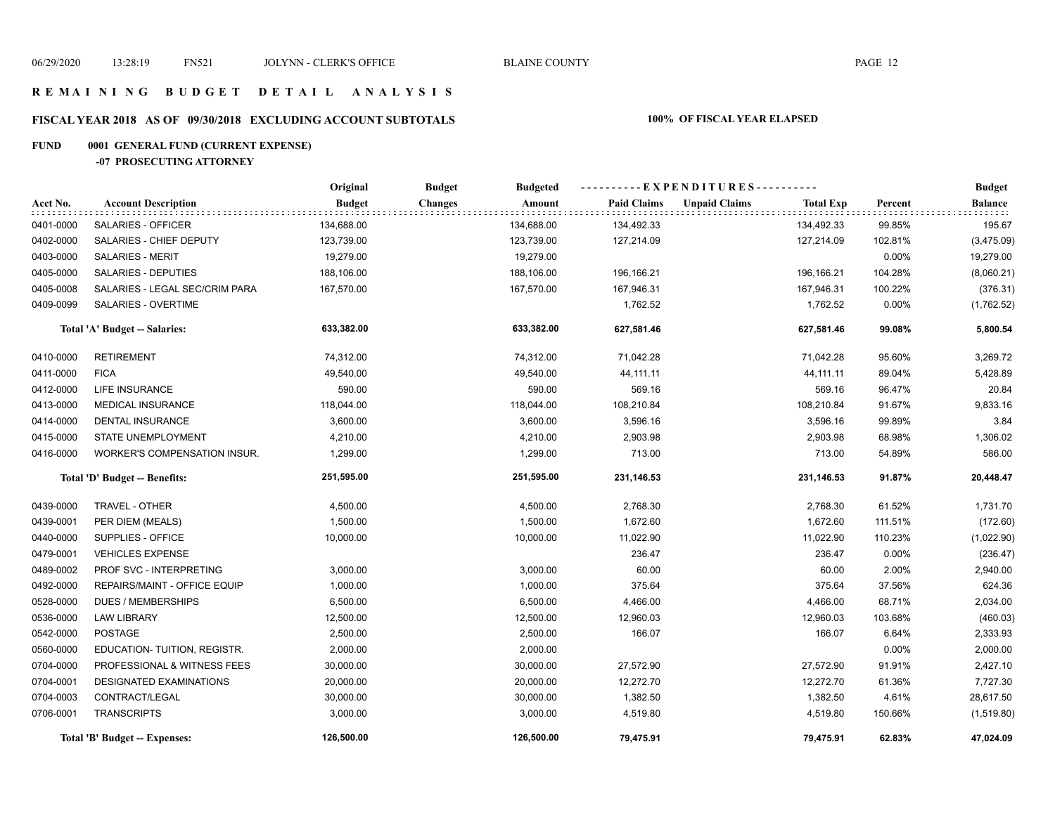# REMAINING BUDGET DETAIL ANALYSIS

## FISCAL YEAR 2018 AS OF 09/30/2018 EXCLUDING ACCOUNT SUBTOTALS

**100% OF FISCAL YEAR ELAPSED**

**FUND 0001 GENERAL FUND (CURRENT EXPENSE)**

**-07 PROSECUTING ATTORNEY**

| Acct No. | Account Description | Original Budget | Budget Changes | Budgeted Amount | Paid Claims | Unpaid Claims | Total Exp | Percent | Budget Balance |
|---|---|---|---|---|---|---|---|---|---|
| 0401-0000 | SALARIES - OFFICER | 134,688.00 | | 134,688.00 | 134,492.33 | | 134,492.33 | 99.85% | 195.67 |
| 0402-0000 | SALARIES - CHIEF DEPUTY | 123,739.00 | | 123,739.00 | 127,214.09 | | 127,214.09 | 102.81% | (3,475.09) |
| 0403-0000 | SALARIES - MERIT | 19,279.00 | | 19,279.00 | | | | 0.00% | 19,279.00 |
| 0405-0000 | SALARIES - DEPUTIES | 188,106.00 | | 188,106.00 | 196,166.21 | | 196,166.21 | 104.28% | (8,060.21) |
| 0405-0008 | SALARIES - LEGAL SEC/CRIM PARA | 167,570.00 | | 167,570.00 | 167,946.31 | | 167,946.31 | 100.22% | (376.31) |
| 0409-0099 | SALARIES - OVERTIME | | | | 1,762.52 | | 1,762.52 | 0.00% | (1,762.52) |
| | **Total 'A' Budget -- Salaries:** | **633,382.00** | | **633,382.00** | **627,581.46** | | **627,581.46** | **99.08%** | **5,800.54** |
| 0410-0000 | RETIREMENT | 74,312.00 | | 74,312.00 | 71,042.28 | | 71,042.28 | 95.60% | 3,269.72 |
| 0411-0000 | FICA | 49,540.00 | | 49,540.00 | 44,111.11 | | 44,111.11 | 89.04% | 5,428.89 |
| 0412-0000 | LIFE INSURANCE | 590.00 | | 590.00 | 569.16 | | 569.16 | 96.47% | 20.84 |
| 0413-0000 | MEDICAL INSURANCE | 118,044.00 | | 118,044.00 | 108,210.84 | | 108,210.84 | 91.67% | 9,833.16 |
| 0414-0000 | DENTAL INSURANCE | 3,600.00 | | 3,600.00 | 3,596.16 | | 3,596.16 | 99.89% | 3.84 |
| 0415-0000 | STATE UNEMPLOYMENT | 4,210.00 | | 4,210.00 | 2,903.98 | | 2,903.98 | 68.98% | 1,306.02 |
| 0416-0000 | WORKER'S COMPENSATION INSUR. | 1,299.00 | | 1,299.00 | 713.00 | | 713.00 | 54.89% | 586.00 |
| | **Total 'D' Budget -- Benefits:** | **251,595.00** | | **251,595.00** | **231,146.53** | | **231,146.53** | **91.87%** | **20,448.47** |
| 0439-0000 | TRAVEL - OTHER | 4,500.00 | | 4,500.00 | 2,768.30 | | 2,768.30 | 61.52% | 1,731.70 |
| 0439-0001 | PER DIEM (MEALS) | 1,500.00 | | 1,500.00 | 1,672.60 | | 1,672.60 | 111.51% | (172.60) |
| 0440-0000 | SUPPLIES - OFFICE | 10,000.00 | | 10,000.00 | 11,022.90 | | 11,022.90 | 110.23% | (1,022.90) |
| 0479-0001 | VEHICLES EXPENSE | | | | 236.47 | | 236.47 | 0.00% | (236.47) |
| 0489-0002 | PROF SVC - INTERPRETING | 3,000.00 | | 3,000.00 | 60.00 | | 60.00 | 2.00% | 2,940.00 |
| 0492-0000 | REPAIRS/MAINT - OFFICE EQUIP | 1,000.00 | | 1,000.00 | 375.64 | | 375.64 | 37.56% | 624.36 |
| 0528-0000 | DUES / MEMBERSHIPS | 6,500.00 | | 6,500.00 | 4,466.00 | | 4,466.00 | 68.71% | 2,034.00 |
| 0536-0000 | LAW LIBRARY | 12,500.00 | | 12,500.00 | 12,960.03 | | 12,960.03 | 103.68% | (460.03) |
| 0542-0000 | POSTAGE | 2,500.00 | | 2,500.00 | 166.07 | | 166.07 | 6.64% | 2,333.93 |
| 0560-0000 | EDUCATION- TUITION, REGISTR. | 2,000.00 | | 2,000.00 | | | | 0.00% | 2,000.00 |
| 0704-0000 | PROFESSIONAL & WITNESS FEES | 30,000.00 | | 30,000.00 | 27,572.90 | | 27,572.90 | 91.91% | 2,427.10 |
| 0704-0001 | DESIGNATED EXAMINATIONS | 20,000.00 | | 20,000.00 | 12,272.70 | | 12,272.70 | 61.36% | 7,727.30 |
| 0704-0003 | CONTRACT/LEGAL | 30,000.00 | | 30,000.00 | 1,382.50 | | 1,382.50 | 4.61% | 28,617.50 |
| 0706-0001 | TRANSCRIPTS | 3,000.00 | | 3,000.00 | 4,519.80 | | 4,519.80 | 150.66% | (1,519.80) |
| | **Total 'B' Budget -- Expenses:** | **126,500.00** | | **126,500.00** | **79,475.91** | | **79,475.91** | **62.83%** | **47,024.09** |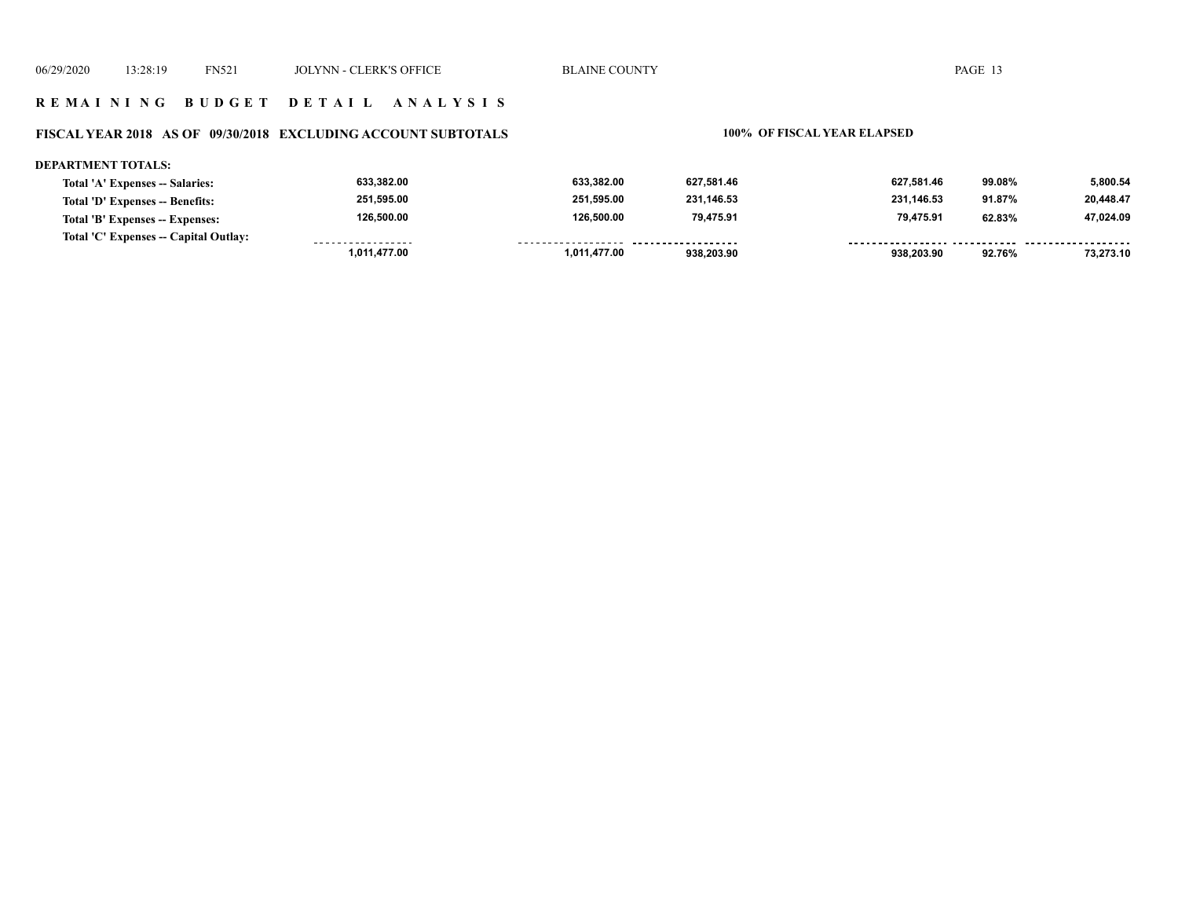# REMAINING BUDGET DETAIL ANALYSIS

## FISCAL YEAR 2018 AS OF 09/30/2018 EXCLUDING ACCOUNT SUBTOTALS — 100% OF FISCAL YEAR ELAPSED

**DEPARTMENT TOTALS:**

| | | | | | | |
|---|---|---|---|---|---|---|
| Total 'A' Expenses -- Salaries: | 633,382.00 | 633,382.00 | 627,581.46 | 627,581.46 | 99.08% | 5,800.54 |
| Total 'D' Expenses -- Benefits: | 251,595.00 | 251,595.00 | 231,146.53 | 231,146.53 | 91.87% | 20,448.47 |
| Total 'B' Expenses -- Expenses: | 126,500.00 | 126,500.00 | 79,475.91 | 79,475.91 | 62.83% | 47,024.09 |
| Total 'C' Expenses -- Capital Outlay: | | | | | | |
| | 1,011,477.00 | 1,011,477.00 | 938,203.90 | 938,203.90 | 92.76% | 73,273.10 |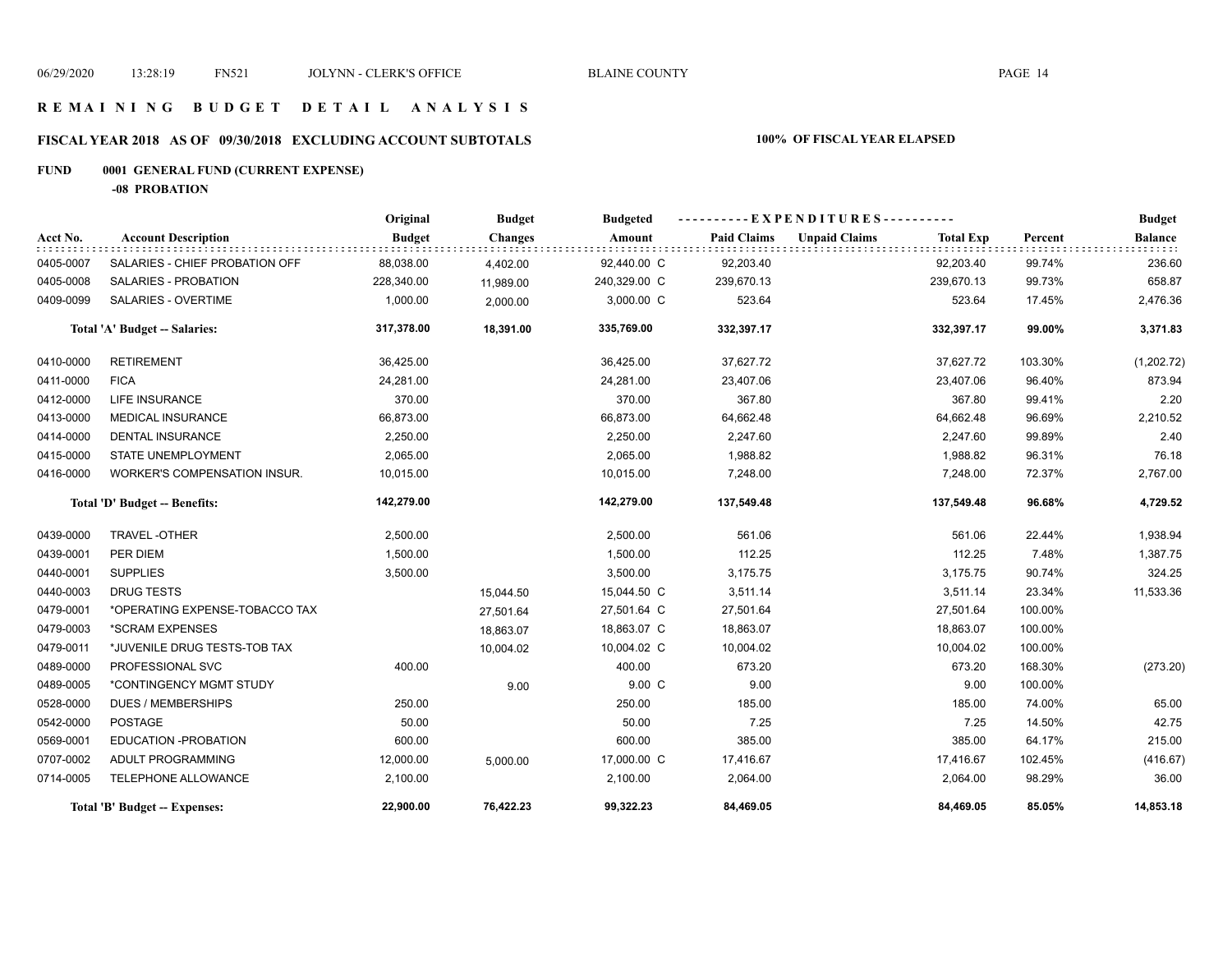# REMAINING BUDGET DETAIL ANALYSIS

## FISCAL YEAR 2018 AS OF 09/30/2018 EXCLUDING ACCOUNT SUBTOTALS

**100% OF FISCAL YEAR ELAPSED**

### FUND 0001 GENERAL FUND (CURRENT EXPENSE)

**-08 PROBATION**

| Acct No. | Account Description | Original Budget | Budget Changes | Budgeted Amount | Paid Claims | Unpaid Claims | Total Exp | Percent | Budget Balance |
|---|---|---|---|---|---|---|---|---|---|
| 0405-0007 | SALARIES - CHIEF PROBATION OFF | 88,038.00 | 4,402.00 | 92,440.00 C | 92,203.40 | | 92,203.40 | 99.74% | 236.60 |
| 0405-0008 | SALARIES - PROBATION | 228,340.00 | 11,989.00 | 240,329.00 C | 239,670.13 | | 239,670.13 | 99.73% | 658.87 |
| 0409-0099 | SALARIES - OVERTIME | 1,000.00 | 2,000.00 | 3,000.00 C | 523.64 | | 523.64 | 17.45% | 2,476.36 |
| | **Total 'A' Budget -- Salaries:** | **317,378.00** | **18,391.00** | **335,769.00** | **332,397.17** | | **332,397.17** | **99.00%** | **3,371.83** |
| 0410-0000 | RETIREMENT | 36,425.00 | | 36,425.00 | 37,627.72 | | 37,627.72 | 103.30% | (1,202.72) |
| 0411-0000 | FICA | 24,281.00 | | 24,281.00 | 23,407.06 | | 23,407.06 | 96.40% | 873.94 |
| 0412-0000 | LIFE INSURANCE | 370.00 | | 370.00 | 367.80 | | 367.80 | 99.41% | 2.20 |
| 0413-0000 | MEDICAL INSURANCE | 66,873.00 | | 66,873.00 | 64,662.48 | | 64,662.48 | 96.69% | 2,210.52 |
| 0414-0000 | DENTAL INSURANCE | 2,250.00 | | 2,250.00 | 2,247.60 | | 2,247.60 | 99.89% | 2.40 |
| 0415-0000 | STATE UNEMPLOYMENT | 2,065.00 | | 2,065.00 | 1,988.82 | | 1,988.82 | 96.31% | 76.18 |
| 0416-0000 | WORKER'S COMPENSATION INSUR. | 10,015.00 | | 10,015.00 | 7,248.00 | | 7,248.00 | 72.37% | 2,767.00 |
| | **Total 'D' Budget -- Benefits:** | **142,279.00** | | **142,279.00** | **137,549.48** | | **137,549.48** | **96.68%** | **4,729.52** |
| 0439-0000 | TRAVEL -OTHER | 2,500.00 | | 2,500.00 | 561.06 | | 561.06 | 22.44% | 1,938.94 |
| 0439-0001 | PER DIEM | 1,500.00 | | 1,500.00 | 112.25 | | 112.25 | 7.48% | 1,387.75 |
| 0440-0001 | SUPPLIES | 3,500.00 | | 3,500.00 | 3,175.75 | | 3,175.75 | 90.74% | 324.25 |
| 0440-0003 | DRUG TESTS | | 15,044.50 | 15,044.50 C | 3,511.14 | | 3,511.14 | 23.34% | 11,533.36 |
| 0479-0001 | *OPERATING EXPENSE-TOBACCO TAX | | 27,501.64 | 27,501.64 C | 27,501.64 | | 27,501.64 | 100.00% | |
| 0479-0003 | *SCRAM EXPENSES | | 18,863.07 | 18,863.07 C | 18,863.07 | | 18,863.07 | 100.00% | |
| 0479-0011 | *JUVENILE DRUG TESTS-TOB TAX | | 10,004.02 | 10,004.02 C | 10,004.02 | | 10,004.02 | 100.00% | |
| 0489-0000 | PROFESSIONAL SVC | 400.00 | | 400.00 | 673.20 | | 673.20 | 168.30% | (273.20) |
| 0489-0005 | *CONTINGENCY MGMT STUDY | | 9.00 | 9.00 C | 9.00 | | 9.00 | 100.00% | |
| 0528-0000 | DUES / MEMBERSHIPS | 250.00 | | 250.00 | 185.00 | | 185.00 | 74.00% | 65.00 |
| 0542-0000 | POSTAGE | 50.00 | | 50.00 | 7.25 | | 7.25 | 14.50% | 42.75 |
| 0569-0001 | EDUCATION -PROBATION | 600.00 | | 600.00 | 385.00 | | 385.00 | 64.17% | 215.00 |
| 0707-0002 | ADULT PROGRAMMING | 12,000.00 | 5,000.00 | 17,000.00 C | 17,416.67 | | 17,416.67 | 102.45% | (416.67) |
| 0714-0005 | TELEPHONE ALLOWANCE | 2,100.00 | | 2,100.00 | 2,064.00 | | 2,064.00 | 98.29% | 36.00 |
| | **Total 'B' Budget -- Expenses:** | **22,900.00** | **76,422.23** | **99,322.23** | **84,469.05** | | **84,469.05** | **85.05%** | **14,853.18** |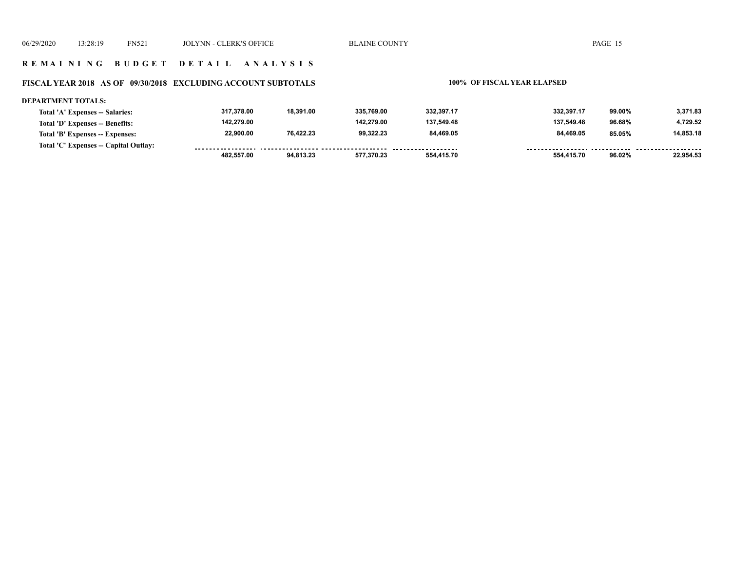## R E M A I N I N G   B U D G E T   D E T A I L   A N A L Y S I S

### FISCAL YEAR 2018   AS OF 09/30/2018   EXCLUDING ACCOUNT SUBTOTALS

100% OF FISCAL YEAR ELAPSED

**DEPARTMENT TOTALS:**

| | | | | | | | |
|---|---|---|---|---|---|---|---|
| **Total 'A' Expenses -- Salaries:** | 317,378.00 | 18,391.00 | 335,769.00 | 332,397.17 | 332,397.17 | 99.00% | 3,371.83 |
| **Total 'D' Expenses -- Benefits:** | 142,279.00 | | 142,279.00 | 137,549.48 | 137,549.48 | 96.68% | 4,729.52 |
| **Total 'B' Expenses -- Expenses:** | 22,900.00 | 76,422.23 | 99,322.23 | 84,469.05 | 84,469.05 | 85.05% | 14,853.18 |
| **Total 'C' Expenses -- Capital Outlay:** | | | | | | | |
| | 482,557.00 | 94,813.23 | 577,370.23 | 554,415.70 | 554,415.70 | 96.02% | 22,954.53 |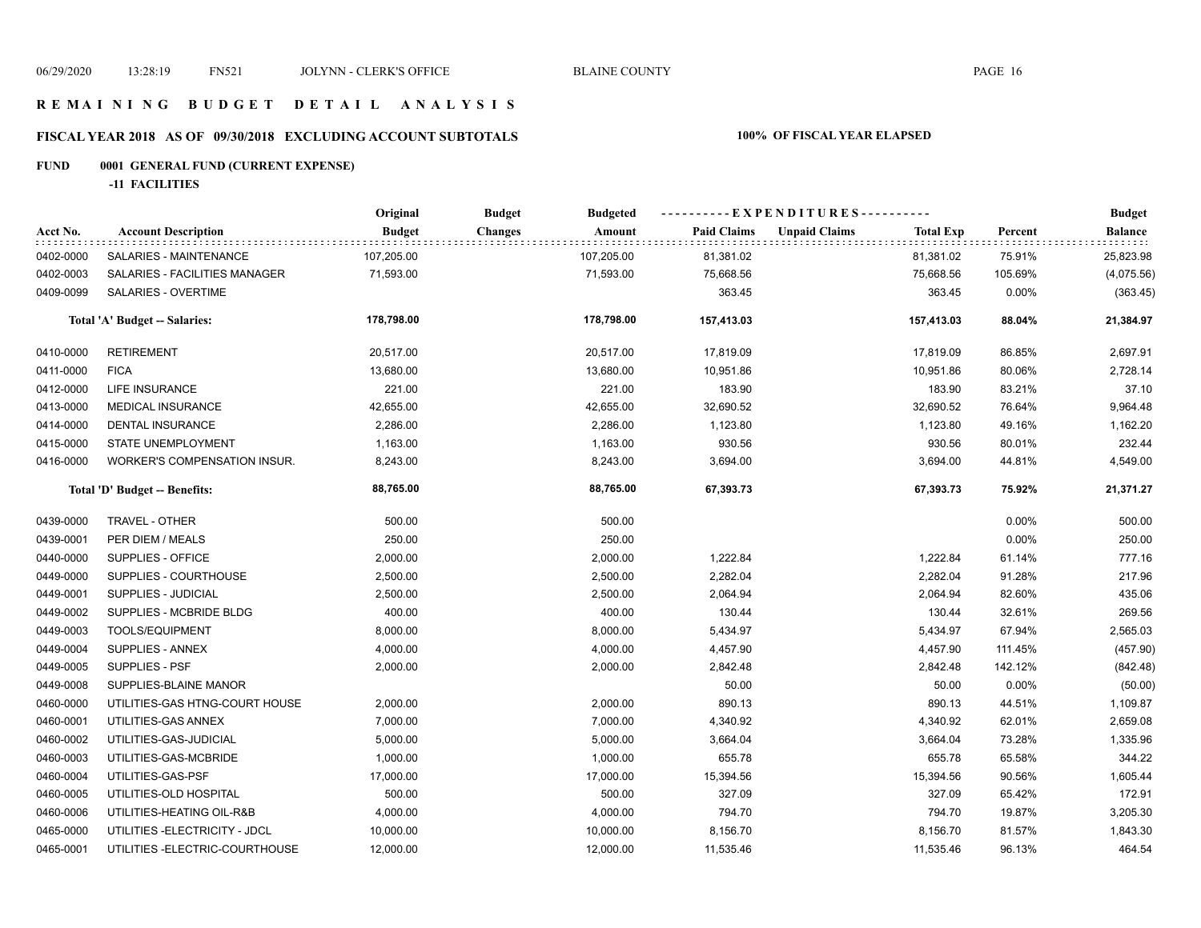# R E M A I N I N G B U D G E T D E T A I L A N A L Y S I S

## FISCAL YEAR 2018 AS OF 09/30/2018 EXCLUDING ACCOUNT SUBTOTALS — 100% OF FISCAL YEAR ELAPSED

### FUND 0001 GENERAL FUND (CURRENT EXPENSE)

**-11 FACILITIES**

| Acct No. | Account Description | Original Budget | Budget Changes | Budgeted Amount | Paid Claims | Unpaid Claims | Total Exp | Percent | Budget Balance |
|---|---|---|---|---|---|---|---|---|---|
| 0402-0000 | SALARIES - MAINTENANCE | 107,205.00 | | 107,205.00 | 81,381.02 | | 81,381.02 | 75.91% | 25,823.98 |
| 0402-0003 | SALARIES - FACILITIES MANAGER | 71,593.00 | | 71,593.00 | 75,668.56 | | 75,668.56 | 105.69% | (4,075.56) |
| 0409-0099 | SALARIES - OVERTIME | | | | 363.45 | | 363.45 | 0.00% | (363.45) |
| | **Total 'A' Budget -- Salaries:** | **178,798.00** | | **178,798.00** | **157,413.03** | | **157,413.03** | **88.04%** | **21,384.97** |
| 0410-0000 | RETIREMENT | 20,517.00 | | 20,517.00 | 17,819.09 | | 17,819.09 | 86.85% | 2,697.91 |
| 0411-0000 | FICA | 13,680.00 | | 13,680.00 | 10,951.86 | | 10,951.86 | 80.06% | 2,728.14 |
| 0412-0000 | LIFE INSURANCE | 221.00 | | 221.00 | 183.90 | | 183.90 | 83.21% | 37.10 |
| 0413-0000 | MEDICAL INSURANCE | 42,655.00 | | 42,655.00 | 32,690.52 | | 32,690.52 | 76.64% | 9,964.48 |
| 0414-0000 | DENTAL INSURANCE | 2,286.00 | | 2,286.00 | 1,123.80 | | 1,123.80 | 49.16% | 1,162.20 |
| 0415-0000 | STATE UNEMPLOYMENT | 1,163.00 | | 1,163.00 | 930.56 | | 930.56 | 80.01% | 232.44 |
| 0416-0000 | WORKER'S COMPENSATION INSUR. | 8,243.00 | | 8,243.00 | 3,694.00 | | 3,694.00 | 44.81% | 4,549.00 |
| | **Total 'D' Budget -- Benefits:** | **88,765.00** | | **88,765.00** | **67,393.73** | | **67,393.73** | **75.92%** | **21,371.27** |
| 0439-0000 | TRAVEL - OTHER | 500.00 | | 500.00 | | | | 0.00% | 500.00 |
| 0439-0001 | PER DIEM / MEALS | 250.00 | | 250.00 | | | | 0.00% | 250.00 |
| 0440-0000 | SUPPLIES - OFFICE | 2,000.00 | | 2,000.00 | 1,222.84 | | 1,222.84 | 61.14% | 777.16 |
| 0449-0000 | SUPPLIES - COURTHOUSE | 2,500.00 | | 2,500.00 | 2,282.04 | | 2,282.04 | 91.28% | 217.96 |
| 0449-0001 | SUPPLIES - JUDICIAL | 2,500.00 | | 2,500.00 | 2,064.94 | | 2,064.94 | 82.60% | 435.06 |
| 0449-0002 | SUPPLIES - MCBRIDE BLDG | 400.00 | | 400.00 | 130.44 | | 130.44 | 32.61% | 269.56 |
| 0449-0003 | TOOLS/EQUIPMENT | 8,000.00 | | 8,000.00 | 5,434.97 | | 5,434.97 | 67.94% | 2,565.03 |
| 0449-0004 | SUPPLIES - ANNEX | 4,000.00 | | 4,000.00 | 4,457.90 | | 4,457.90 | 111.45% | (457.90) |
| 0449-0005 | SUPPLIES - PSF | 2,000.00 | | 2,000.00 | 2,842.48 | | 2,842.48 | 142.12% | (842.48) |
| 0449-0008 | SUPPLIES-BLAINE MANOR | | | | 50.00 | | 50.00 | 0.00% | (50.00) |
| 0460-0000 | UTILITIES-GAS HTNG-COURT HOUSE | 2,000.00 | | 2,000.00 | 890.13 | | 890.13 | 44.51% | 1,109.87 |
| 0460-0001 | UTILITIES-GAS ANNEX | 7,000.00 | | 7,000.00 | 4,340.92 | | 4,340.92 | 62.01% | 2,659.08 |
| 0460-0002 | UTILITIES-GAS-JUDICIAL | 5,000.00 | | 5,000.00 | 3,664.04 | | 3,664.04 | 73.28% | 1,335.96 |
| 0460-0003 | UTILITIES-GAS-MCBRIDE | 1,000.00 | | 1,000.00 | 655.78 | | 655.78 | 65.58% | 344.22 |
| 0460-0004 | UTILITIES-GAS-PSF | 17,000.00 | | 17,000.00 | 15,394.56 | | 15,394.56 | 90.56% | 1,605.44 |
| 0460-0005 | UTILITIES-OLD HOSPITAL | 500.00 | | 500.00 | 327.09 | | 327.09 | 65.42% | 172.91 |
| 0460-0006 | UTILITIES-HEATING OIL-R&B | 4,000.00 | | 4,000.00 | 794.70 | | 794.70 | 19.87% | 3,205.30 |
| 0465-0000 | UTILITIES -ELECTRICITY - JDCL | 10,000.00 | | 10,000.00 | 8,156.70 | | 8,156.70 | 81.57% | 1,843.30 |
| 0465-0001 | UTILITIES -ELECTRIC-COURTHOUSE | 12,000.00 | | 12,000.00 | 11,535.46 | | 11,535.46 | 96.13% | 464.54 |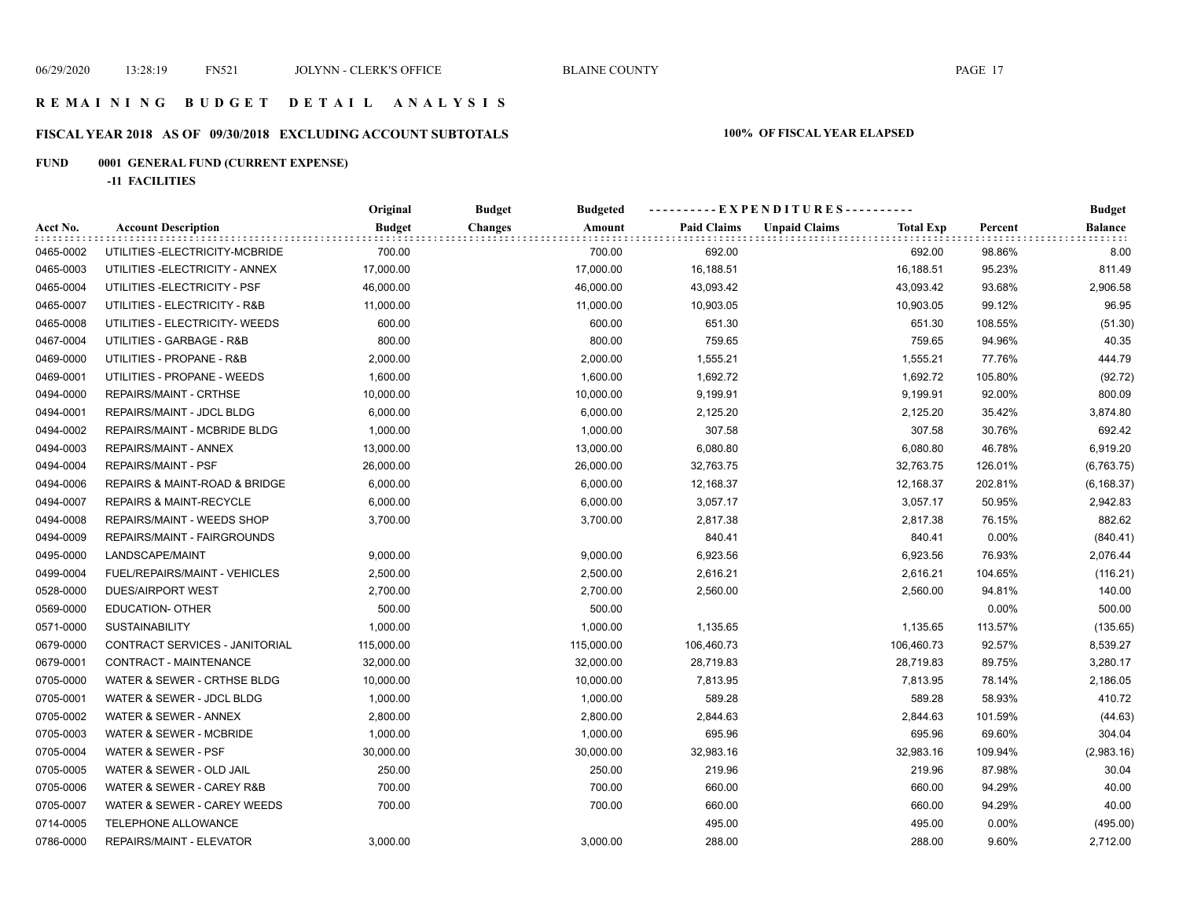# R E M A I N I N G   B U D G E T   D E T A I L   A N A L Y S I S

## FISCAL YEAR 2018 AS OF 09/30/2018 EXCLUDING ACCOUNT SUBTOTALS

**100% OF FISCAL YEAR ELAPSED**

### FUND 0001 GENERAL FUND (CURRENT EXPENSE)

**-11 FACILITIES**

| Acct No. | Account Description | Original Budget | Budget Changes | Budgeted Amount | Paid Claims | Unpaid Claims | Total Exp | Percent | Budget Balance |
|---|---|---|---|---|---|---|---|---|---|
| 0465-0002 | UTILITIES -ELECTRICITY-MCBRIDE | 700.00 | | 700.00 | 692.00 | | 692.00 | 98.86% | 8.00 |
| 0465-0003 | UTILITIES -ELECTRICITY - ANNEX | 17,000.00 | | 17,000.00 | 16,188.51 | | 16,188.51 | 95.23% | 811.49 |
| 0465-0004 | UTILITIES -ELECTRICITY - PSF | 46,000.00 | | 46,000.00 | 43,093.42 | | 43,093.42 | 93.68% | 2,906.58 |
| 0465-0007 | UTILITIES - ELECTRICITY - R&B | 11,000.00 | | 11,000.00 | 10,903.05 | | 10,903.05 | 99.12% | 96.95 |
| 0465-0008 | UTILITIES - ELECTRICITY- WEEDS | 600.00 | | 600.00 | 651.30 | | 651.30 | 108.55% | (51.30) |
| 0467-0004 | UTILITIES - GARBAGE - R&B | 800.00 | | 800.00 | 759.65 | | 759.65 | 94.96% | 40.35 |
| 0469-0000 | UTILITIES - PROPANE - R&B | 2,000.00 | | 2,000.00 | 1,555.21 | | 1,555.21 | 77.76% | 444.79 |
| 0469-0001 | UTILITIES - PROPANE - WEEDS | 1,600.00 | | 1,600.00 | 1,692.72 | | 1,692.72 | 105.80% | (92.72) |
| 0494-0000 | REPAIRS/MAINT - CRTHSE | 10,000.00 | | 10,000.00 | 9,199.91 | | 9,199.91 | 92.00% | 800.09 |
| 0494-0001 | REPAIRS/MAINT - JDCL BLDG | 6,000.00 | | 6,000.00 | 2,125.20 | | 2,125.20 | 35.42% | 3,874.80 |
| 0494-0002 | REPAIRS/MAINT - MCBRIDE BLDG | 1,000.00 | | 1,000.00 | 307.58 | | 307.58 | 30.76% | 692.42 |
| 0494-0003 | REPAIRS/MAINT - ANNEX | 13,000.00 | | 13,000.00 | 6,080.80 | | 6,080.80 | 46.78% | 6,919.20 |
| 0494-0004 | REPAIRS/MAINT - PSF | 26,000.00 | | 26,000.00 | 32,763.75 | | 32,763.75 | 126.01% | (6,763.75) |
| 0494-0006 | REPAIRS & MAINT-ROAD & BRIDGE | 6,000.00 | | 6,000.00 | 12,168.37 | | 12,168.37 | 202.81% | (6,168.37) |
| 0494-0007 | REPAIRS & MAINT-RECYCLE | 6,000.00 | | 6,000.00 | 3,057.17 | | 3,057.17 | 50.95% | 2,942.83 |
| 0494-0008 | REPAIRS/MAINT - WEEDS SHOP | 3,700.00 | | 3,700.00 | 2,817.38 | | 2,817.38 | 76.15% | 882.62 |
| 0494-0009 | REPAIRS/MAINT - FAIRGROUNDS | | | | 840.41 | | 840.41 | 0.00% | (840.41) |
| 0495-0000 | LANDSCAPE/MAINT | 9,000.00 | | 9,000.00 | 6,923.56 | | 6,923.56 | 76.93% | 2,076.44 |
| 0499-0004 | FUEL/REPAIRS/MAINT - VEHICLES | 2,500.00 | | 2,500.00 | 2,616.21 | | 2,616.21 | 104.65% | (116.21) |
| 0528-0000 | DUES/AIRPORT WEST | 2,700.00 | | 2,700.00 | 2,560.00 | | 2,560.00 | 94.81% | 140.00 |
| 0569-0000 | EDUCATION- OTHER | 500.00 | | 500.00 | | | | 0.00% | 500.00 |
| 0571-0000 | SUSTAINABILITY | 1,000.00 | | 1,000.00 | 1,135.65 | | 1,135.65 | 113.57% | (135.65) |
| 0679-0000 | CONTRACT SERVICES - JANITORIAL | 115,000.00 | | 115,000.00 | 106,460.73 | | 106,460.73 | 92.57% | 8,539.27 |
| 0679-0001 | CONTRACT - MAINTENANCE | 32,000.00 | | 32,000.00 | 28,719.83 | | 28,719.83 | 89.75% | 3,280.17 |
| 0705-0000 | WATER & SEWER - CRTHSE BLDG | 10,000.00 | | 10,000.00 | 7,813.95 | | 7,813.95 | 78.14% | 2,186.05 |
| 0705-0001 | WATER & SEWER - JDCL BLDG | 1,000.00 | | 1,000.00 | 589.28 | | 589.28 | 58.93% | 410.72 |
| 0705-0002 | WATER & SEWER - ANNEX | 2,800.00 | | 2,800.00 | 2,844.63 | | 2,844.63 | 101.59% | (44.63) |
| 0705-0003 | WATER & SEWER - MCBRIDE | 1,000.00 | | 1,000.00 | 695.96 | | 695.96 | 69.60% | 304.04 |
| 0705-0004 | WATER & SEWER - PSF | 30,000.00 | | 30,000.00 | 32,983.16 | | 32,983.16 | 109.94% | (2,983.16) |
| 0705-0005 | WATER & SEWER - OLD JAIL | 250.00 | | 250.00 | 219.96 | | 219.96 | 87.98% | 30.04 |
| 0705-0006 | WATER & SEWER - CAREY R&B | 700.00 | | 700.00 | 660.00 | | 660.00 | 94.29% | 40.00 |
| 0705-0007 | WATER & SEWER - CAREY WEEDS | 700.00 | | 700.00 | 660.00 | | 660.00 | 94.29% | 40.00 |
| 0714-0005 | TELEPHONE ALLOWANCE | | | | 495.00 | | 495.00 | 0.00% | (495.00) |
| 0786-0000 | REPAIRS/MAINT - ELEVATOR | 3,000.00 | | 3,000.00 | 288.00 | | 288.00 | 9.60% | 2,712.00 |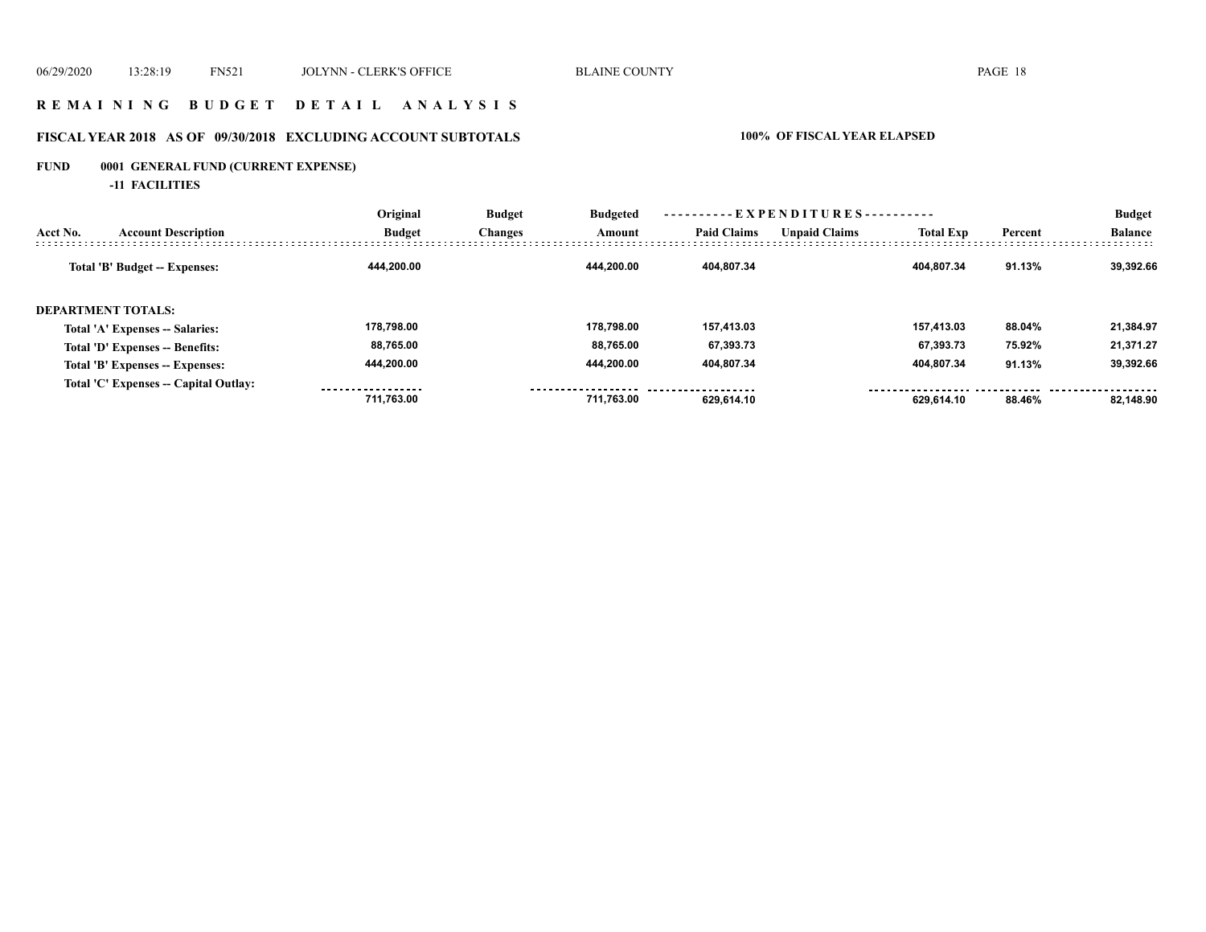# R E M A I N I N G   B U D G E T   D E T A I L   A N A L Y S I S

## FISCAL YEAR 2018   AS OF  09/30/2018   EXCLUDING ACCOUNT SUBTOTALS

**100%  OF FISCAL YEAR ELAPSED**

**FUND      0001  GENERAL FUND (CURRENT EXPENSE)**

**-11  FACILITIES**

| Acct No. | Account Description | Original Budget | Budget Changes | Budgeted Amount | Paid Claims | Unpaid Claims | Total Exp | Percent | Budget Balance |
|---|---|---|---|---|---|---|---|---|---|
| | **Total 'B' Budget -- Expenses:** | 444,200.00 | | 444,200.00 | 404,807.34 | | 404,807.34 | 91.13% | 39,392.66 |
| **DEPARTMENT TOTALS:** | | | | | | | | | |
| | Total 'A' Expenses -- Salaries: | 178,798.00 | | 178,798.00 | 157,413.03 | | 157,413.03 | 88.04% | 21,384.97 |
| | Total 'D' Expenses -- Benefits: | 88,765.00 | | 88,765.00 | 67,393.73 | | 67,393.73 | 75.92% | 21,371.27 |
| | Total 'B' Expenses -- Expenses: | 444,200.00 | | 444,200.00 | 404,807.34 | | 404,807.34 | 91.13% | 39,392.66 |
| | Total 'C' Expenses -- Capital Outlay: | | | | | | | | |
| | | 711,763.00 | | 711,763.00 | 629,614.10 | | 629,614.10 | 88.46% | 82,148.90 |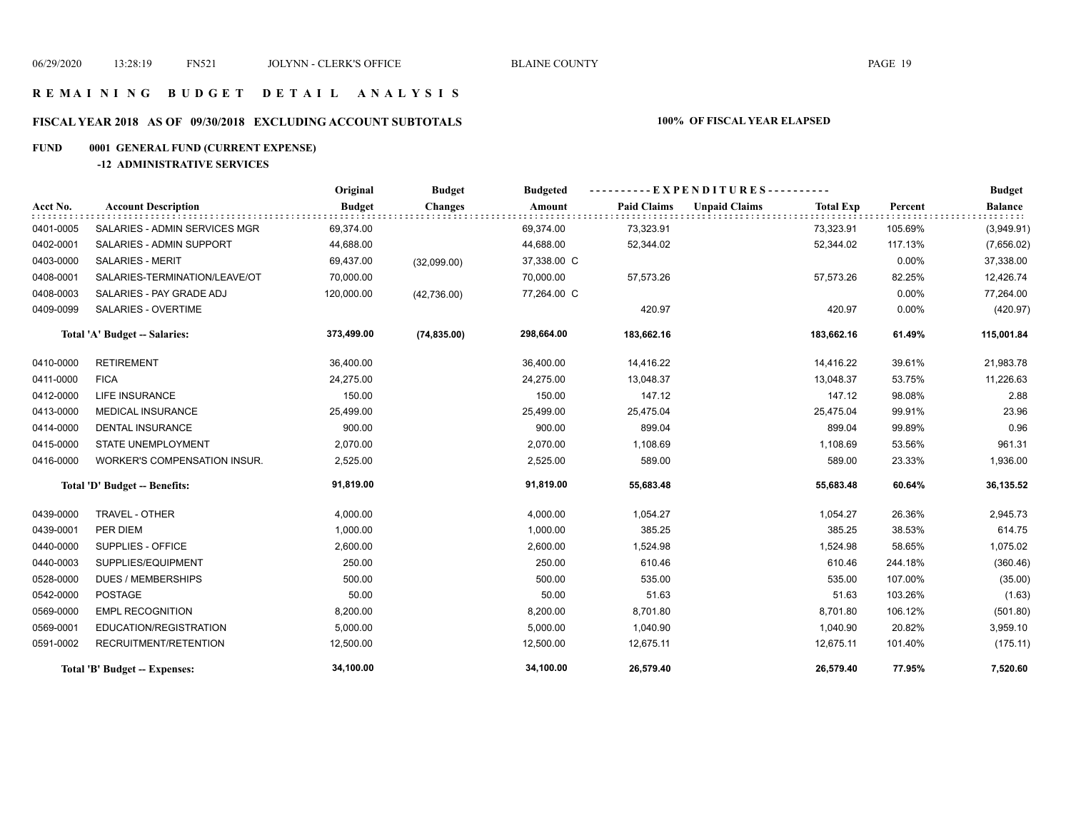# REMAINING BUDGET DETAIL ANALYSIS

## FISCAL YEAR 2018 AS OF 09/30/2018 EXCLUDING ACCOUNT SUBTOTALS

**100% OF FISCAL YEAR ELAPSED**

## FUND 0001 GENERAL FUND (CURRENT EXPENSE)

### -12 ADMINISTRATIVE SERVICES

| Acct No. | Account Description | Original Budget | Budget Changes | Budgeted Amount | EXPENDITURES Paid Claims | Unpaid Claims | Total Exp | Percent | Budget Balance |
|---|---|---|---|---|---|---|---|---|---|
| 0401-0005 | SALARIES - ADMIN SERVICES MGR | 69,374.00 | | 69,374.00 | 73,323.91 | | 73,323.91 | 105.69% | (3,949.91) |
| 0402-0001 | SALARIES - ADMIN SUPPORT | 44,688.00 | | 44,688.00 | 52,344.02 | | 52,344.02 | 117.13% | (7,656.02) |
| 0403-0000 | SALARIES - MERIT | 69,437.00 | (32,099.00) | 37,338.00 C | | | | 0.00% | 37,338.00 |
| 0408-0001 | SALARIES-TERMINATION/LEAVE/OT | 70,000.00 | | 70,000.00 | 57,573.26 | | 57,573.26 | 82.25% | 12,426.74 |
| 0408-0003 | SALARIES - PAY GRADE ADJ | 120,000.00 | (42,736.00) | 77,264.00 C | | | | 0.00% | 77,264.00 |
| 0409-0099 | SALARIES - OVERTIME | | | | 420.97 | | 420.97 | 0.00% | (420.97) |
| | **Total 'A' Budget -- Salaries:** | **373,499.00** | **(74,835.00)** | **298,664.00** | **183,662.16** | | **183,662.16** | **61.49%** | **115,001.84** |
| 0410-0000 | RETIREMENT | 36,400.00 | | 36,400.00 | 14,416.22 | | 14,416.22 | 39.61% | 21,983.78 |
| 0411-0000 | FICA | 24,275.00 | | 24,275.00 | 13,048.37 | | 13,048.37 | 53.75% | 11,226.63 |
| 0412-0000 | LIFE INSURANCE | 150.00 | | 150.00 | 147.12 | | 147.12 | 98.08% | 2.88 |
| 0413-0000 | MEDICAL INSURANCE | 25,499.00 | | 25,499.00 | 25,475.04 | | 25,475.04 | 99.91% | 23.96 |
| 0414-0000 | DENTAL INSURANCE | 900.00 | | 900.00 | 899.04 | | 899.04 | 99.89% | 0.96 |
| 0415-0000 | STATE UNEMPLOYMENT | 2,070.00 | | 2,070.00 | 1,108.69 | | 1,108.69 | 53.56% | 961.31 |
| 0416-0000 | WORKER'S COMPENSATION INSUR. | 2,525.00 | | 2,525.00 | 589.00 | | 589.00 | 23.33% | 1,936.00 |
| | **Total 'D' Budget -- Benefits:** | **91,819.00** | | **91,819.00** | **55,683.48** | | **55,683.48** | **60.64%** | **36,135.52** |
| 0439-0000 | TRAVEL - OTHER | 4,000.00 | | 4,000.00 | 1,054.27 | | 1,054.27 | 26.36% | 2,945.73 |
| 0439-0001 | PER DIEM | 1,000.00 | | 1,000.00 | 385.25 | | 385.25 | 38.53% | 614.75 |
| 0440-0000 | SUPPLIES - OFFICE | 2,600.00 | | 2,600.00 | 1,524.98 | | 1,524.98 | 58.65% | 1,075.02 |
| 0440-0003 | SUPPLIES/EQUIPMENT | 250.00 | | 250.00 | 610.46 | | 610.46 | 244.18% | (360.46) |
| 0528-0000 | DUES / MEMBERSHIPS | 500.00 | | 500.00 | 535.00 | | 535.00 | 107.00% | (35.00) |
| 0542-0000 | POSTAGE | 50.00 | | 50.00 | 51.63 | | 51.63 | 103.26% | (1.63) |
| 0569-0000 | EMPL RECOGNITION | 8,200.00 | | 8,200.00 | 8,701.80 | | 8,701.80 | 106.12% | (501.80) |
| 0569-0001 | EDUCATION/REGISTRATION | 5,000.00 | | 5,000.00 | 1,040.90 | | 1,040.90 | 20.82% | 3,959.10 |
| 0591-0002 | RECRUITMENT/RETENTION | 12,500.00 | | 12,500.00 | 12,675.11 | | 12,675.11 | 101.40% | (175.11) |
| | **Total 'B' Budget -- Expenses:** | **34,100.00** | | **34,100.00** | **26,579.40** | | **26,579.40** | **77.95%** | **7,520.60** |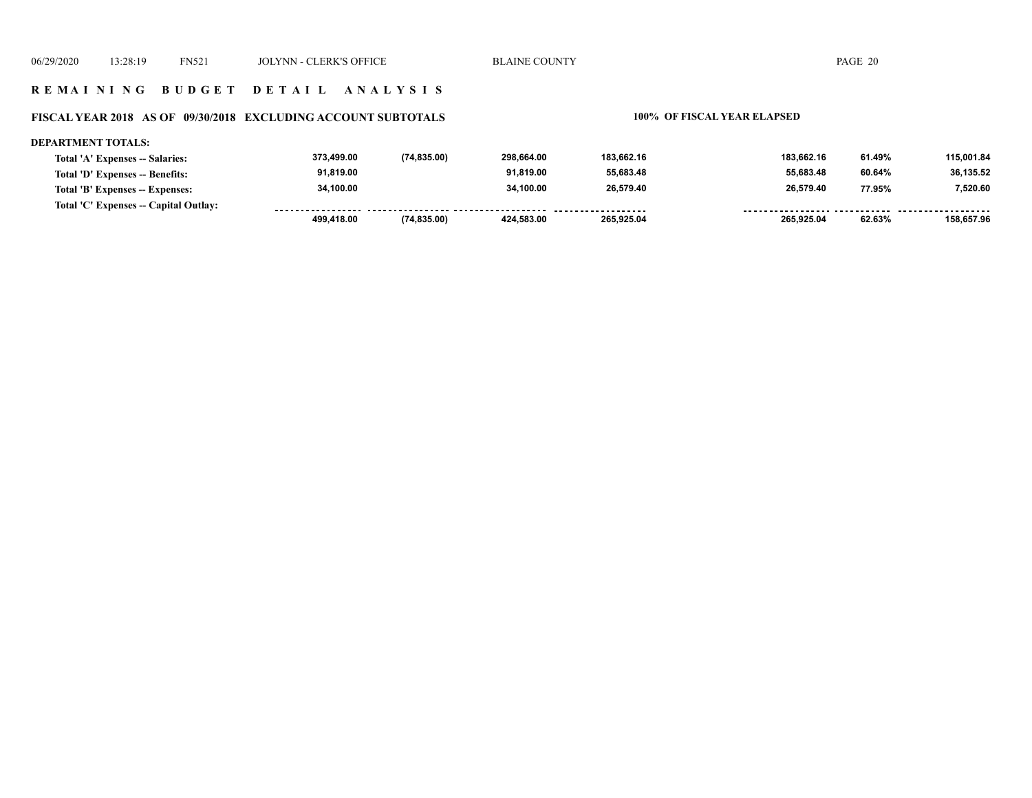**R E M A I N I N G   B U D G E T   D E T A I L   A N A L Y S I S**

**FISCAL YEAR 2018   AS OF 09/30/2018   EXCLUDING ACCOUNT SUBTOTALS** | **100% OF FISCAL YEAR ELAPSED**

**DEPARTMENT TOTALS:**

| | | | | | | | |
|---|---|---|---|---|---|---|---|
| Total 'A' Expenses -- Salaries: | 373,499.00 | (74,835.00) | 298,664.00 | 183,662.16 | 183,662.16 | 61.49% | 115,001.84 |
| Total 'D' Expenses -- Benefits: | 91,819.00 | | 91,819.00 | 55,683.48 | 55,683.48 | 60.64% | 36,135.52 |
| Total 'B' Expenses -- Expenses: | 34,100.00 | | 34,100.00 | 26,579.40 | 26,579.40 | 77.95% | 7,520.60 |
| Total 'C' Expenses -- Capital Outlay: | | | | | | | |
| | 499,418.00 | (74,835.00) | 424,583.00 | 265,925.04 | 265,925.04 | 62.63% | 158,657.96 |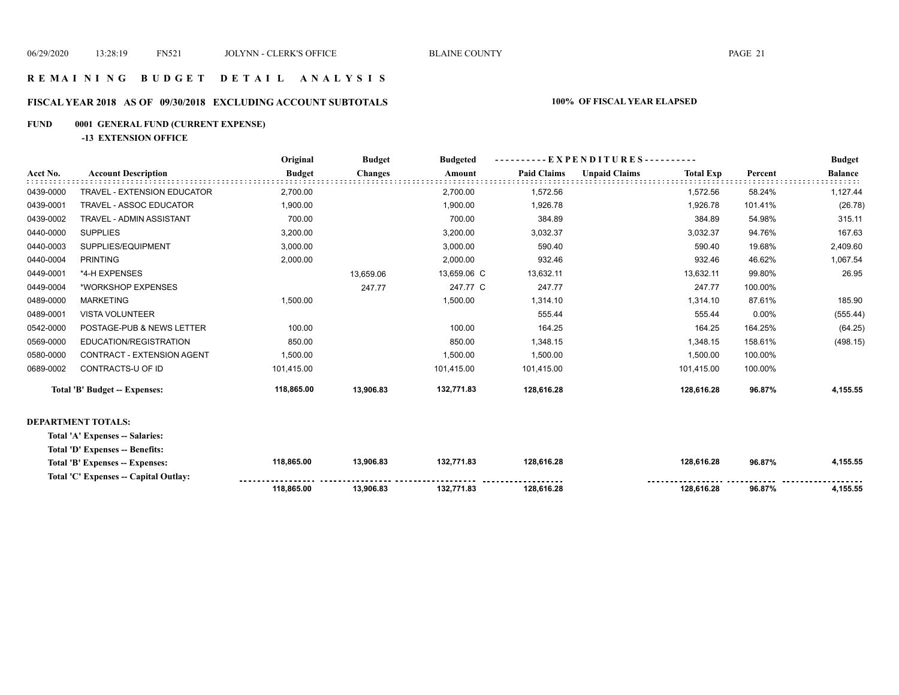# REMAINING BUDGET DETAIL ANALYSIS

## FISCAL YEAR 2018 AS OF 09/30/2018 EXCLUDING ACCOUNT SUBTOTALS

**100% OF FISCAL YEAR ELAPSED**

**FUND 0001 GENERAL FUND (CURRENT EXPENSE)**

**-13 EXTENSION OFFICE**

| Acct No. | Account Description | Original Budget | Budget Changes | Budgeted Amount | Paid Claims | Unpaid Claims | Total Exp | Percent | Budget Balance |
|---|---|---|---|---|---|---|---|---|---|
| 0439-0000 | TRAVEL - EXTENSION EDUCATOR | 2,700.00 | | 2,700.00 | 1,572.56 | | 1,572.56 | 58.24% | 1,127.44 |
| 0439-0001 | TRAVEL - ASSOC EDUCATOR | 1,900.00 | | 1,900.00 | 1,926.78 | | 1,926.78 | 101.41% | (26.78) |
| 0439-0002 | TRAVEL - ADMIN ASSISTANT | 700.00 | | 700.00 | 384.89 | | 384.89 | 54.98% | 315.11 |
| 0440-0000 | SUPPLIES | 3,200.00 | | 3,200.00 | 3,032.37 | | 3,032.37 | 94.76% | 167.63 |
| 0440-0003 | SUPPLIES/EQUIPMENT | 3,000.00 | | 3,000.00 | 590.40 | | 590.40 | 19.68% | 2,409.60 |
| 0440-0004 | PRINTING | 2,000.00 | | 2,000.00 | 932.46 | | 932.46 | 46.62% | 1,067.54 |
| 0449-0001 | *4-H EXPENSES | | 13,659.06 | 13,659.06 C | 13,632.11 | | 13,632.11 | 99.80% | 26.95 |
| 0449-0004 | *WORKSHOP EXPENSES | | 247.77 | 247.77 C | 247.77 | | 247.77 | 100.00% | |
| 0489-0000 | MARKETING | 1,500.00 | | 1,500.00 | 1,314.10 | | 1,314.10 | 87.61% | 185.90 |
| 0489-0001 | VISTA VOLUNTEER | | | | 555.44 | | 555.44 | 0.00% | (555.44) |
| 0542-0000 | POSTAGE-PUB & NEWS LETTER | 100.00 | | 100.00 | 164.25 | | 164.25 | 164.25% | (64.25) |
| 0569-0000 | EDUCATION/REGISTRATION | 850.00 | | 850.00 | 1,348.15 | | 1,348.15 | 158.61% | (498.15) |
| 0580-0000 | CONTRACT - EXTENSION AGENT | 1,500.00 | | 1,500.00 | 1,500.00 | | 1,500.00 | 100.00% | |
| 0689-0002 | CONTRACTS-U OF ID | 101,415.00 | | 101,415.00 | 101,415.00 | | 101,415.00 | 100.00% | |
| | **Total 'B' Budget -- Expenses:** | **118,865.00** | **13,906.83** | **132,771.83** | **128,616.28** | | **128,616.28** | **96.87%** | **4,155.55** |

**DEPARTMENT TOTALS:**

| | Original Budget | Budget Changes | Budgeted Amount | Paid Claims | Unpaid Claims | Total Exp | Percent | Budget Balance |
|---|---|---|---|---|---|---|---|---|
| **Total 'A' Expenses -- Salaries:** | | | | | | | | |
| **Total 'D' Expenses -- Benefits:** | | | | | | | | |
| **Total 'B' Expenses -- Expenses:** | **118,865.00** | **13,906.83** | **132,771.83** | **128,616.28** | | **128,616.28** | **96.87%** | **4,155.55** |
| **Total 'C' Expenses -- Capital Outlay:** | | | | | | | | |
| | **118,865.00** | **13,906.83** | **132,771.83** | **128,616.28** | | **128,616.28** | **96.87%** | **4,155.55** |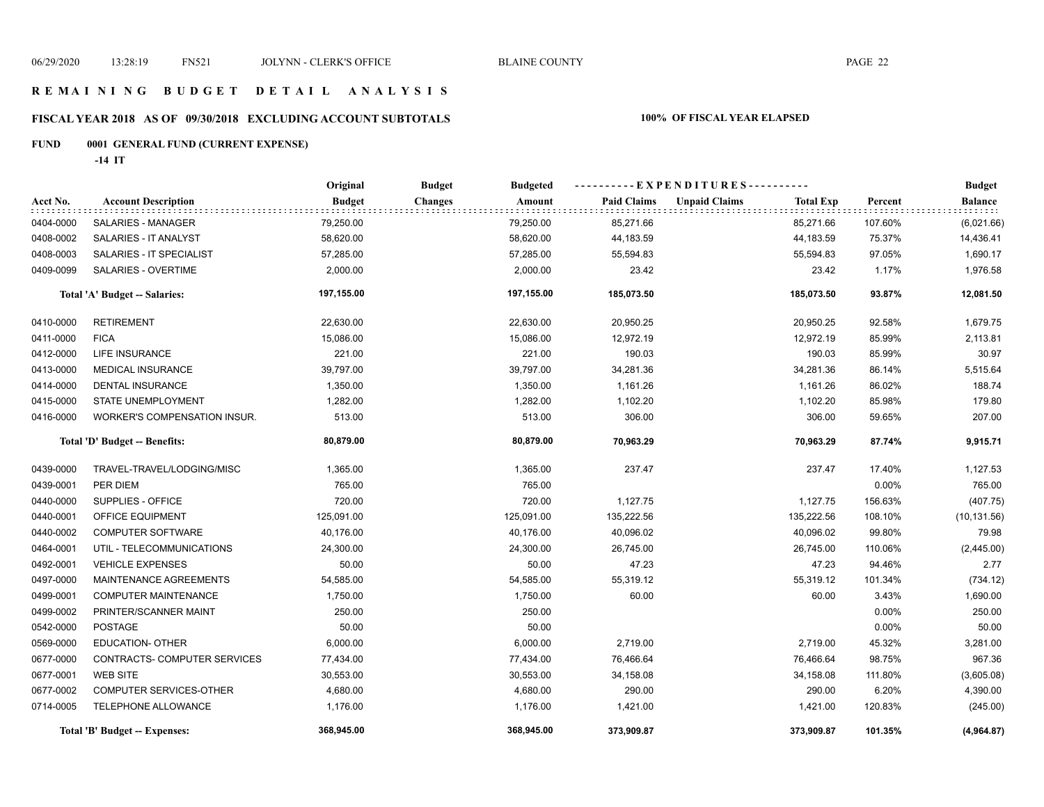# REMAINING BUDGET DETAIL ANALYSIS

## FISCAL YEAR 2018 AS OF 09/30/2018 EXCLUDING ACCOUNT SUBTOTALS

**100% OF FISCAL YEAR ELAPSED**

### FUND 0001 GENERAL FUND (CURRENT EXPENSE)

**-14 IT**

| Acct No. | Account Description | Original Budget | Budget Changes | Budgeted Amount | Paid Claims | Unpaid Claims | Total Exp | Percent | Budget Balance |
|---|---|---|---|---|---|---|---|---|---|
| 0404-0000 | SALARIES - MANAGER | 79,250.00 | | 79,250.00 | 85,271.66 | | 85,271.66 | 107.60% | (6,021.66) |
| 0408-0002 | SALARIES - IT ANALYST | 58,620.00 | | 58,620.00 | 44,183.59 | | 44,183.59 | 75.37% | 14,436.41 |
| 0408-0003 | SALARIES - IT SPECIALIST | 57,285.00 | | 57,285.00 | 55,594.83 | | 55,594.83 | 97.05% | 1,690.17 |
| 0409-0099 | SALARIES - OVERTIME | 2,000.00 | | 2,000.00 | 23.42 | | 23.42 | 1.17% | 1,976.58 |
| | **Total 'A' Budget -- Salaries:** | **197,155.00** | | **197,155.00** | **185,073.50** | | **185,073.50** | **93.87%** | **12,081.50** |
| 0410-0000 | RETIREMENT | 22,630.00 | | 22,630.00 | 20,950.25 | | 20,950.25 | 92.58% | 1,679.75 |
| 0411-0000 | FICA | 15,086.00 | | 15,086.00 | 12,972.19 | | 12,972.19 | 85.99% | 2,113.81 |
| 0412-0000 | LIFE INSURANCE | 221.00 | | 221.00 | 190.03 | | 190.03 | 85.99% | 30.97 |
| 0413-0000 | MEDICAL INSURANCE | 39,797.00 | | 39,797.00 | 34,281.36 | | 34,281.36 | 86.14% | 5,515.64 |
| 0414-0000 | DENTAL INSURANCE | 1,350.00 | | 1,350.00 | 1,161.26 | | 1,161.26 | 86.02% | 188.74 |
| 0415-0000 | STATE UNEMPLOYMENT | 1,282.00 | | 1,282.00 | 1,102.20 | | 1,102.20 | 85.98% | 179.80 |
| 0416-0000 | WORKER'S COMPENSATION INSUR. | 513.00 | | 513.00 | 306.00 | | 306.00 | 59.65% | 207.00 |
| | **Total 'D' Budget -- Benefits:** | **80,879.00** | | **80,879.00** | **70,963.29** | | **70,963.29** | **87.74%** | **9,915.71** |
| 0439-0000 | TRAVEL-TRAVEL/LODGING/MISC | 1,365.00 | | 1,365.00 | 237.47 | | 237.47 | 17.40% | 1,127.53 |
| 0439-0001 | PER DIEM | 765.00 | | 765.00 | | | | 0.00% | 765.00 |
| 0440-0000 | SUPPLIES - OFFICE | 720.00 | | 720.00 | 1,127.75 | | 1,127.75 | 156.63% | (407.75) |
| 0440-0001 | OFFICE EQUIPMENT | 125,091.00 | | 125,091.00 | 135,222.56 | | 135,222.56 | 108.10% | (10,131.56) |
| 0440-0002 | COMPUTER SOFTWARE | 40,176.00 | | 40,176.00 | 40,096.02 | | 40,096.02 | 99.80% | 79.98 |
| 0464-0001 | UTIL - TELECOMMUNICATIONS | 24,300.00 | | 24,300.00 | 26,745.00 | | 26,745.00 | 110.06% | (2,445.00) |
| 0492-0001 | VEHICLE EXPENSES | 50.00 | | 50.00 | 47.23 | | 47.23 | 94.46% | 2.77 |
| 0497-0000 | MAINTENANCE AGREEMENTS | 54,585.00 | | 54,585.00 | 55,319.12 | | 55,319.12 | 101.34% | (734.12) |
| 0499-0001 | COMPUTER MAINTENANCE | 1,750.00 | | 1,750.00 | 60.00 | | 60.00 | 3.43% | 1,690.00 |
| 0499-0002 | PRINTER/SCANNER MAINT | 250.00 | | 250.00 | | | | 0.00% | 250.00 |
| 0542-0000 | POSTAGE | 50.00 | | 50.00 | | | | 0.00% | 50.00 |
| 0569-0000 | EDUCATION- OTHER | 6,000.00 | | 6,000.00 | 2,719.00 | | 2,719.00 | 45.32% | 3,281.00 |
| 0677-0000 | CONTRACTS- COMPUTER SERVICES | 77,434.00 | | 77,434.00 | 76,466.64 | | 76,466.64 | 98.75% | 967.36 |
| 0677-0001 | WEB SITE | 30,553.00 | | 30,553.00 | 34,158.08 | | 34,158.08 | 111.80% | (3,605.08) |
| 0677-0002 | COMPUTER SERVICES-OTHER | 4,680.00 | | 4,680.00 | 290.00 | | 290.00 | 6.20% | 4,390.00 |
| 0714-0005 | TELEPHONE ALLOWANCE | 1,176.00 | | 1,176.00 | 1,421.00 | | 1,421.00 | 120.83% | (245.00) |
| | **Total 'B' Budget -- Expenses:** | **368,945.00** | | **368,945.00** | **373,909.87** | | **373,909.87** | **101.35%** | **(4,964.87)** |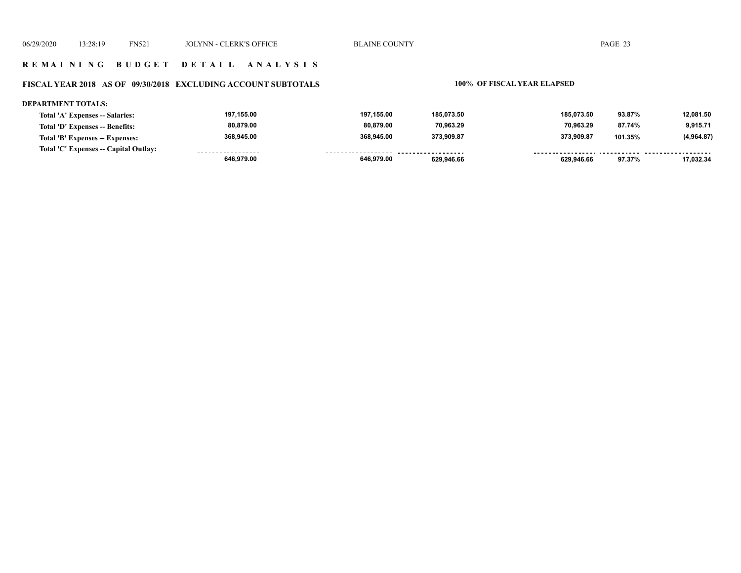## REMAINING BUDGET DETAIL ANALYSIS

### FISCAL YEAR 2018 AS OF 09/30/2018 EXCLUDING ACCOUNT SUBTOTALS — 100% OF FISCAL YEAR ELAPSED

**DEPARTMENT TOTALS:**

| | | | | | | |
|---|---|---|---|---|---|---|
| Total 'A' Expenses -- Salaries: | 197,155.00 | 197,155.00 | 185,073.50 | 185,073.50 | 93.87% | 12,081.50 |
| Total 'D' Expenses -- Benefits: | 80,879.00 | 80,879.00 | 70,963.29 | 70,963.29 | 87.74% | 9,915.71 |
| Total 'B' Expenses -- Expenses: | 368,945.00 | 368,945.00 | 373,909.87 | 373,909.87 | 101.35% | (4,964.87) |
| Total 'C' Expenses -- Capital Outlay: | | | | | | |
| | 646,979.00 | 646,979.00 | 629,946.66 | 629,946.66 | 97.37% | 17,032.34 |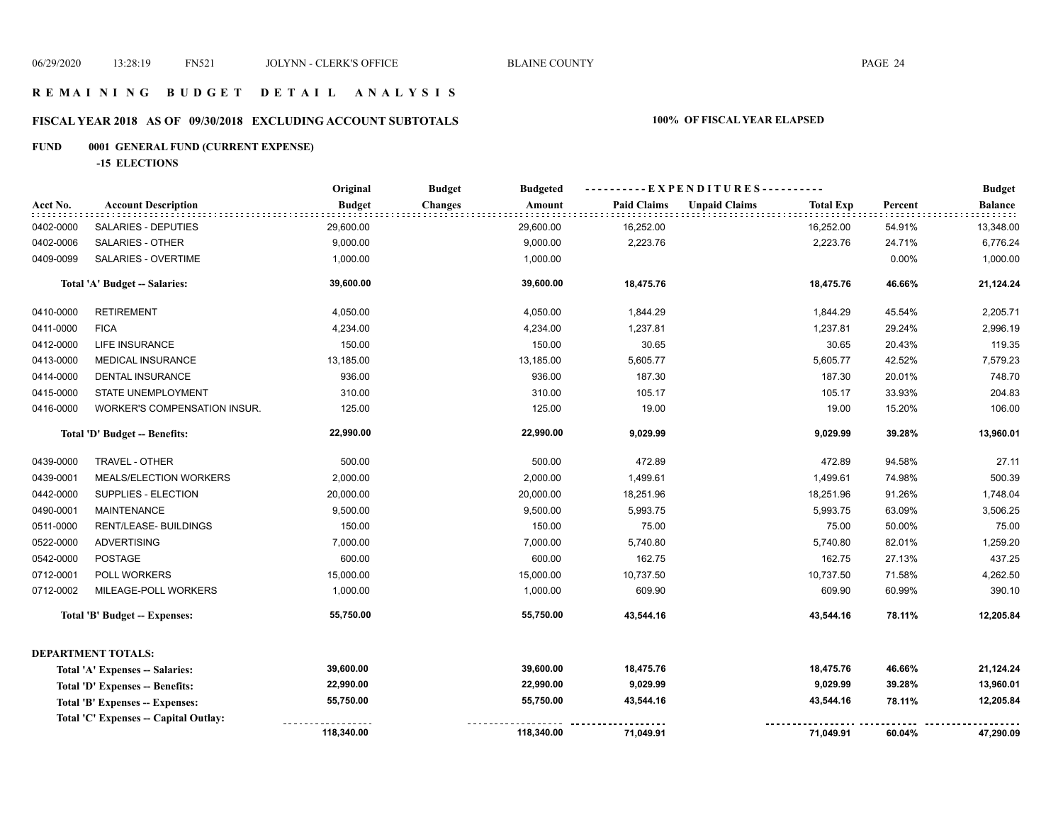# REMAINING BUDGET DETAIL ANALYSIS

## FISCAL YEAR 2018 AS OF 09/30/2018 EXCLUDING ACCOUNT SUBTOTALS

**100% OF FISCAL YEAR ELAPSED**

### FUND 0001 GENERAL FUND (CURRENT EXPENSE)

**-15 ELECTIONS**

| Acct No. | Account Description | Original Budget | Budget Changes | Budgeted Amount | Paid Claims | Unpaid Claims | Total Exp | Percent | Budget Balance |
|---|---|---|---|---|---|---|---|---|---|
| 0402-0000 | SALARIES - DEPUTIES | 29,600.00 | | 29,600.00 | 16,252.00 | | 16,252.00 | 54.91% | 13,348.00 |
| 0402-0006 | SALARIES - OTHER | 9,000.00 | | 9,000.00 | 2,223.76 | | 2,223.76 | 24.71% | 6,776.24 |
| 0409-0099 | SALARIES - OVERTIME | 1,000.00 | | 1,000.00 | | | | 0.00% | 1,000.00 |
| | **Total 'A' Budget -- Salaries:** | **39,600.00** | | **39,600.00** | **18,475.76** | | **18,475.76** | **46.66%** | **21,124.24** |
| 0410-0000 | RETIREMENT | 4,050.00 | | 4,050.00 | 1,844.29 | | 1,844.29 | 45.54% | 2,205.71 |
| 0411-0000 | FICA | 4,234.00 | | 4,234.00 | 1,237.81 | | 1,237.81 | 29.24% | 2,996.19 |
| 0412-0000 | LIFE INSURANCE | 150.00 | | 150.00 | 30.65 | | 30.65 | 20.43% | 119.35 |
| 0413-0000 | MEDICAL INSURANCE | 13,185.00 | | 13,185.00 | 5,605.77 | | 5,605.77 | 42.52% | 7,579.23 |
| 0414-0000 | DENTAL INSURANCE | 936.00 | | 936.00 | 187.30 | | 187.30 | 20.01% | 748.70 |
| 0415-0000 | STATE UNEMPLOYMENT | 310.00 | | 310.00 | 105.17 | | 105.17 | 33.93% | 204.83 |
| 0416-0000 | WORKER'S COMPENSATION INSUR. | 125.00 | | 125.00 | 19.00 | | 19.00 | 15.20% | 106.00 |
| | **Total 'D' Budget -- Benefits:** | **22,990.00** | | **22,990.00** | **9,029.99** | | **9,029.99** | **39.28%** | **13,960.01** |
| 0439-0000 | TRAVEL - OTHER | 500.00 | | 500.00 | 472.89 | | 472.89 | 94.58% | 27.11 |
| 0439-0001 | MEALS/ELECTION WORKERS | 2,000.00 | | 2,000.00 | 1,499.61 | | 1,499.61 | 74.98% | 500.39 |
| 0442-0000 | SUPPLIES - ELECTION | 20,000.00 | | 20,000.00 | 18,251.96 | | 18,251.96 | 91.26% | 1,748.04 |
| 0490-0001 | MAINTENANCE | 9,500.00 | | 9,500.00 | 5,993.75 | | 5,993.75 | 63.09% | 3,506.25 |
| 0511-0000 | RENT/LEASE- BUILDINGS | 150.00 | | 150.00 | 75.00 | | 75.00 | 50.00% | 75.00 |
| 0522-0000 | ADVERTISING | 7,000.00 | | 7,000.00 | 5,740.80 | | 5,740.80 | 82.01% | 1,259.20 |
| 0542-0000 | POSTAGE | 600.00 | | 600.00 | 162.75 | | 162.75 | 27.13% | 437.25 |
| 0712-0001 | POLL WORKERS | 15,000.00 | | 15,000.00 | 10,737.50 | | 10,737.50 | 71.58% | 4,262.50 |
| 0712-0002 | MILEAGE-POLL WORKERS | 1,000.00 | | 1,000.00 | 609.90 | | 609.90 | 60.99% | 390.10 |
| | **Total 'B' Budget -- Expenses:** | **55,750.00** | | **55,750.00** | **43,544.16** | | **43,544.16** | **78.11%** | **12,205.84** |
| | **DEPARTMENT TOTALS:** | | | | | | | | |
| | **Total 'A' Expenses -- Salaries:** | **39,600.00** | | **39,600.00** | **18,475.76** | | **18,475.76** | **46.66%** | **21,124.24** |
| | **Total 'D' Expenses -- Benefits:** | **22,990.00** | | **22,990.00** | **9,029.99** | | **9,029.99** | **39.28%** | **13,960.01** |
| | **Total 'B' Expenses -- Expenses:** | **55,750.00** | | **55,750.00** | **43,544.16** | | **43,544.16** | **78.11%** | **12,205.84** |
| | **Total 'C' Expenses -- Capital Outlay:** | | | | | | | | |
| | | **118,340.00** | | **118,340.00** | **71,049.91** | | **71,049.91** | **60.04%** | **47,290.09** |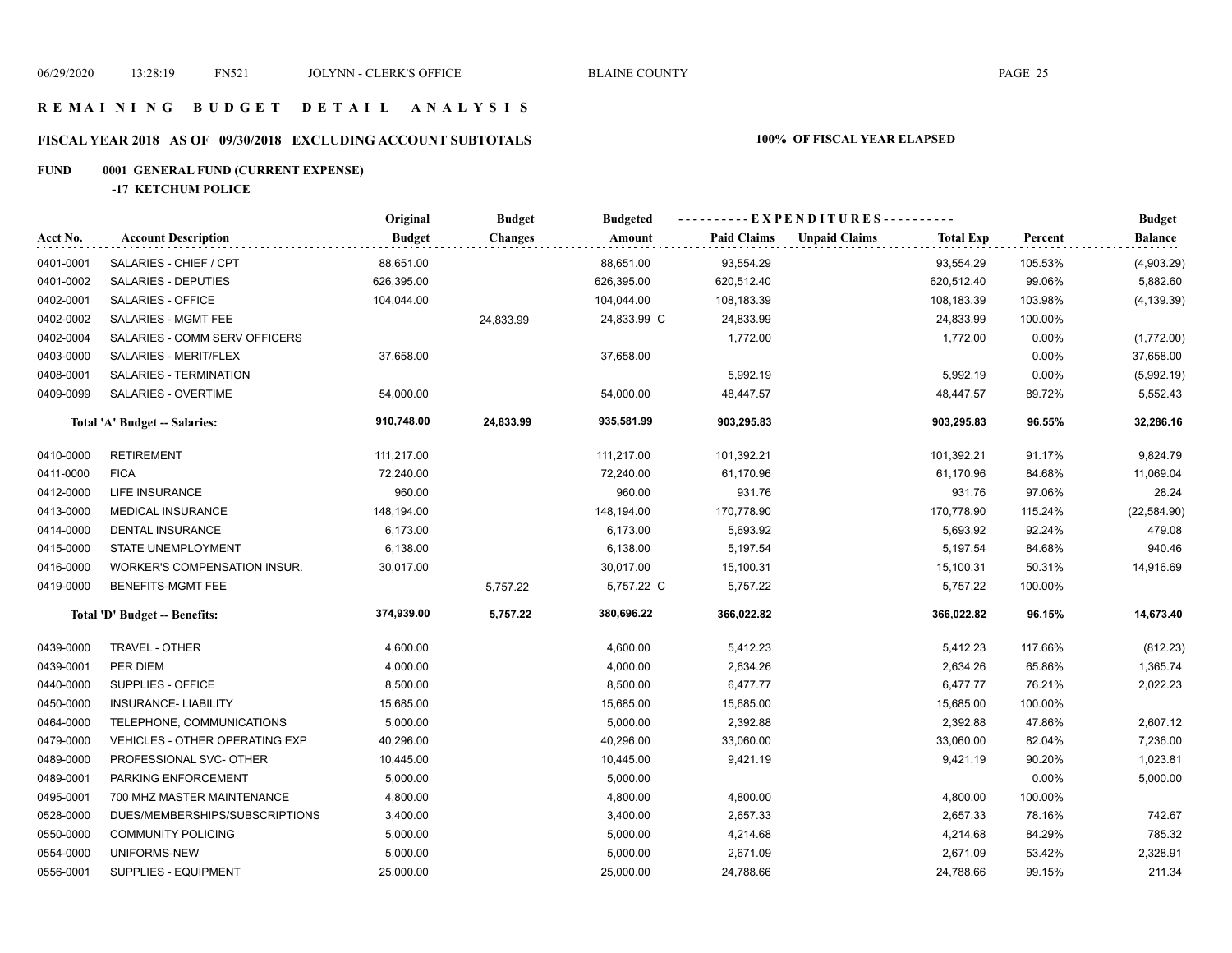# REMAINING BUDGET DETAIL ANALYSIS

## FISCAL YEAR 2018 AS OF 09/30/2018 EXCLUDING ACCOUNT SUBTOTALS — 100% OF FISCAL YEAR ELAPSED

### FUND 0001 GENERAL FUND (CURRENT EXPENSE)

**-17 KETCHUM POLICE**

| Acct No. | Account Description | Original Budget | Budget Changes | Budgeted Amount | Paid Claims | Unpaid Claims | Total Exp | Percent | Budget Balance |
|---|---|---|---|---|---|---|---|---|---|
| 0401-0001 | SALARIES - CHIEF / CPT | 88,651.00 | | 88,651.00 | 93,554.29 | | 93,554.29 | 105.53% | (4,903.29) |
| 0401-0002 | SALARIES - DEPUTIES | 626,395.00 | | 626,395.00 | 620,512.40 | | 620,512.40 | 99.06% | 5,882.60 |
| 0402-0001 | SALARIES - OFFICE | 104,044.00 | | 104,044.00 | 108,183.39 | | 108,183.39 | 103.98% | (4,139.39) |
| 0402-0002 | SALARIES - MGMT FEE | | 24,833.99 | 24,833.99 C | 24,833.99 | | 24,833.99 | 100.00% | |
| 0402-0004 | SALARIES - COMM SERV OFFICERS | | | | 1,772.00 | | 1,772.00 | 0.00% | (1,772.00) |
| 0403-0000 | SALARIES - MERIT/FLEX | 37,658.00 | | 37,658.00 | | | | 0.00% | 37,658.00 |
| 0408-0001 | SALARIES - TERMINATION | | | | 5,992.19 | | 5,992.19 | 0.00% | (5,992.19) |
| 0409-0099 | SALARIES - OVERTIME | 54,000.00 | | 54,000.00 | 48,447.57 | | 48,447.57 | 89.72% | 5,552.43 |
| | **Total 'A' Budget -- Salaries:** | **910,748.00** | **24,833.99** | **935,581.99** | **903,295.83** | | **903,295.83** | **96.55%** | **32,286.16** |
| 0410-0000 | RETIREMENT | 111,217.00 | | 111,217.00 | 101,392.21 | | 101,392.21 | 91.17% | 9,824.79 |
| 0411-0000 | FICA | 72,240.00 | | 72,240.00 | 61,170.96 | | 61,170.96 | 84.68% | 11,069.04 |
| 0412-0000 | LIFE INSURANCE | 960.00 | | 960.00 | 931.76 | | 931.76 | 97.06% | 28.24 |
| 0413-0000 | MEDICAL INSURANCE | 148,194.00 | | 148,194.00 | 170,778.90 | | 170,778.90 | 115.24% | (22,584.90) |
| 0414-0000 | DENTAL INSURANCE | 6,173.00 | | 6,173.00 | 5,693.92 | | 5,693.92 | 92.24% | 479.08 |
| 0415-0000 | STATE UNEMPLOYMENT | 6,138.00 | | 6,138.00 | 5,197.54 | | 5,197.54 | 84.68% | 940.46 |
| 0416-0000 | WORKER'S COMPENSATION INSUR. | 30,017.00 | | 30,017.00 | 15,100.31 | | 15,100.31 | 50.31% | 14,916.69 |
| 0419-0000 | BENEFITS-MGMT FEE | | 5,757.22 | 5,757.22 C | 5,757.22 | | 5,757.22 | 100.00% | |
| | **Total 'D' Budget -- Benefits:** | **374,939.00** | **5,757.22** | **380,696.22** | **366,022.82** | | **366,022.82** | **96.15%** | **14,673.40** |
| 0439-0000 | TRAVEL - OTHER | 4,600.00 | | 4,600.00 | 5,412.23 | | 5,412.23 | 117.66% | (812.23) |
| 0439-0001 | PER DIEM | 4,000.00 | | 4,000.00 | 2,634.26 | | 2,634.26 | 65.86% | 1,365.74 |
| 0440-0000 | SUPPLIES - OFFICE | 8,500.00 | | 8,500.00 | 6,477.77 | | 6,477.77 | 76.21% | 2,022.23 |
| 0450-0000 | INSURANCE- LIABILITY | 15,685.00 | | 15,685.00 | 15,685.00 | | 15,685.00 | 100.00% | |
| 0464-0000 | TELEPHONE, COMMUNICATIONS | 5,000.00 | | 5,000.00 | 2,392.88 | | 2,392.88 | 47.86% | 2,607.12 |
| 0479-0000 | VEHICLES - OTHER OPERATING EXP | 40,296.00 | | 40,296.00 | 33,060.00 | | 33,060.00 | 82.04% | 7,236.00 |
| 0489-0000 | PROFESSIONAL SVC- OTHER | 10,445.00 | | 10,445.00 | 9,421.19 | | 9,421.19 | 90.20% | 1,023.81 |
| 0489-0001 | PARKING ENFORCEMENT | 5,000.00 | | 5,000.00 | | | | 0.00% | 5,000.00 |
| 0495-0001 | 700 MHZ MASTER MAINTENANCE | 4,800.00 | | 4,800.00 | 4,800.00 | | 4,800.00 | 100.00% | |
| 0528-0000 | DUES/MEMBERSHIPS/SUBSCRIPTIONS | 3,400.00 | | 3,400.00 | 2,657.33 | | 2,657.33 | 78.16% | 742.67 |
| 0550-0000 | COMMUNITY POLICING | 5,000.00 | | 5,000.00 | 4,214.68 | | 4,214.68 | 84.29% | 785.32 |
| 0554-0000 | UNIFORMS-NEW | 5,000.00 | | 5,000.00 | 2,671.09 | | 2,671.09 | 53.42% | 2,328.91 |
| 0556-0001 | SUPPLIES - EQUIPMENT | 25,000.00 | | 25,000.00 | 24,788.66 | | 24,788.66 | 99.15% | 211.34 |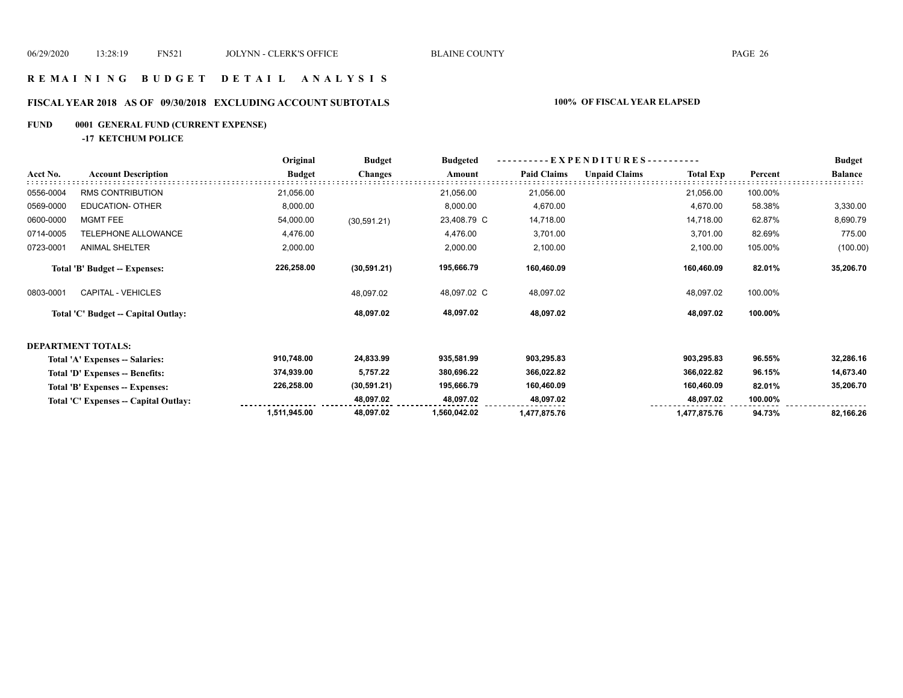# REMAINING BUDGET DETAIL ANALYSIS

## FISCAL YEAR 2018 AS OF 09/30/2018 EXCLUDING ACCOUNT SUBTOTALS

**100% OF FISCAL YEAR ELAPSED**

**FUND 0001 GENERAL FUND (CURRENT EXPENSE)**

**-17 KETCHUM POLICE**

| Acct No. | Account Description | Original Budget | Budget Changes | Budgeted Amount | EXPENDITURES Paid Claims | Unpaid Claims | Total Exp | Percent | Budget Balance |
|---|---|---|---|---|---|---|---|---|---|
| 0556-0004 | RMS CONTRIBUTION | 21,056.00 | | 21,056.00 | 21,056.00 | | 21,056.00 | 100.00% | |
| 0569-0000 | EDUCATION- OTHER | 8,000.00 | | 8,000.00 | 4,670.00 | | 4,670.00 | 58.38% | 3,330.00 |
| 0600-0000 | MGMT FEE | 54,000.00 | (30,591.21) | 23,408.79 C | 14,718.00 | | 14,718.00 | 62.87% | 8,690.79 |
| 0714-0005 | TELEPHONE ALLOWANCE | 4,476.00 | | 4,476.00 | 3,701.00 | | 3,701.00 | 82.69% | 775.00 |
| 0723-0001 | ANIMAL SHELTER | 2,000.00 | | 2,000.00 | 2,100.00 | | 2,100.00 | 105.00% | (100.00) |
| | **Total 'B' Budget -- Expenses:** | **226,258.00** | **(30,591.21)** | **195,666.79** | **160,460.09** | | **160,460.09** | **82.01%** | **35,206.70** |
| 0803-0001 | CAPITAL - VEHICLES | | 48,097.02 | 48,097.02 C | 48,097.02 | | 48,097.02 | 100.00% | |
| | **Total 'C' Budget -- Capital Outlay:** | | **48,097.02** | **48,097.02** | **48,097.02** | | **48,097.02** | **100.00%** | |
| | **DEPARTMENT TOTALS:** | | | | | | | | |
| | **Total 'A' Expenses -- Salaries:** | **910,748.00** | **24,833.99** | **935,581.99** | **903,295.83** | | **903,295.83** | **96.55%** | **32,286.16** |
| | **Total 'D' Expenses -- Benefits:** | **374,939.00** | **5,757.22** | **380,696.22** | **366,022.82** | | **366,022.82** | **96.15%** | **14,673.40** |
| | **Total 'B' Expenses -- Expenses:** | **226,258.00** | **(30,591.21)** | **195,666.79** | **160,460.09** | | **160,460.09** | **82.01%** | **35,206.70** |
| | **Total 'C' Expenses -- Capital Outlay:** | | **48,097.02** | **48,097.02** | **48,097.02** | | **48,097.02** | **100.00%** | |
| | | **1,511,945.00** | **48,097.02** | **1,560,042.02** | **1,477,875.76** | | **1,477,875.76** | **94.73%** | **82,166.26** |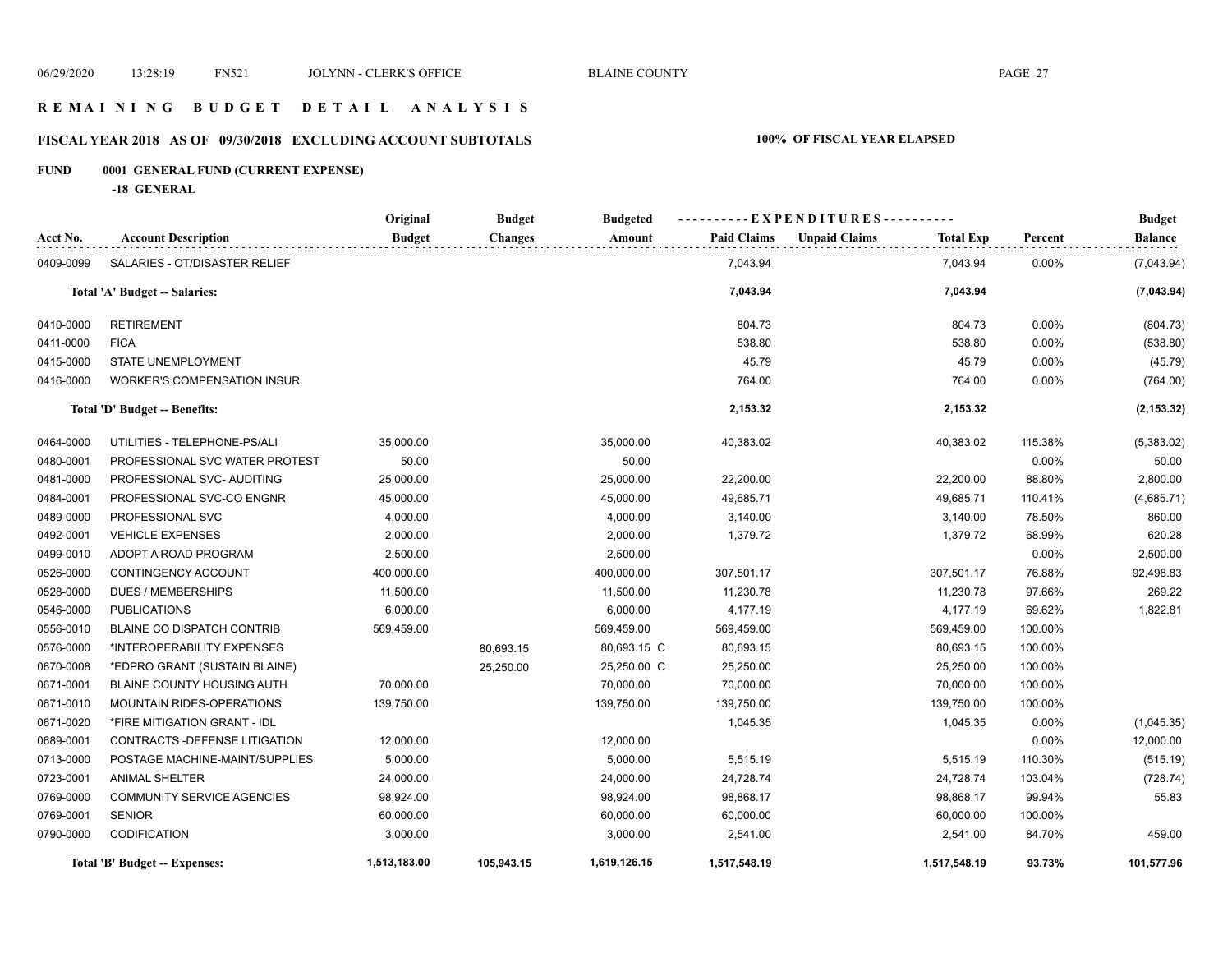# R E M A I N I N G   B U D G E T   D E T A I L   A N A L Y S I S

## FISCAL YEAR 2018 AS OF 09/30/2018 EXCLUDING ACCOUNT SUBTOTALS

**100% OF FISCAL YEAR ELAPSED**

## FUND 0001 GENERAL FUND (CURRENT EXPENSE)

### -18 GENERAL

| Acct No. | Account Description | Original Budget | Budget Changes | Budgeted Amount | EXPENDITURES Paid Claims | Unpaid Claims | Total Exp | Percent | Budget Balance |
|---|---|---|---|---|---|---|---|---|---|
| 0409-0099 | SALARIES - OT/DISASTER RELIEF | | | | 7,043.94 | | 7,043.94 | 0.00% | (7,043.94) |
| | **Total 'A' Budget -- Salaries:** | | | | **7,043.94** | | **7,043.94** | | **(7,043.94)** |
| 0410-0000 | RETIREMENT | | | | 804.73 | | 804.73 | 0.00% | (804.73) |
| 0411-0000 | FICA | | | | 538.80 | | 538.80 | 0.00% | (538.80) |
| 0415-0000 | STATE UNEMPLOYMENT | | | | 45.79 | | 45.79 | 0.00% | (45.79) |
| 0416-0000 | WORKER'S COMPENSATION INSUR. | | | | 764.00 | | 764.00 | 0.00% | (764.00) |
| | **Total 'D' Budget -- Benefits:** | | | | **2,153.32** | | **2,153.32** | | **(2,153.32)** |
| 0464-0000 | UTILITIES - TELEPHONE-PS/ALI | 35,000.00 | | 35,000.00 | 40,383.02 | | 40,383.02 | 115.38% | (5,383.02) |
| 0480-0001 | PROFESSIONAL SVC WATER PROTEST | 50.00 | | 50.00 | | | | 0.00% | 50.00 |
| 0481-0000 | PROFESSIONAL SVC- AUDITING | 25,000.00 | | 25,000.00 | 22,200.00 | | 22,200.00 | 88.80% | 2,800.00 |
| 0484-0001 | PROFESSIONAL SVC-CO ENGNR | 45,000.00 | | 45,000.00 | 49,685.71 | | 49,685.71 | 110.41% | (4,685.71) |
| 0489-0000 | PROFESSIONAL SVC | 4,000.00 | | 4,000.00 | 3,140.00 | | 3,140.00 | 78.50% | 860.00 |
| 0492-0001 | VEHICLE EXPENSES | 2,000.00 | | 2,000.00 | 1,379.72 | | 1,379.72 | 68.99% | 620.28 |
| 0499-0010 | ADOPT A ROAD PROGRAM | 2,500.00 | | 2,500.00 | | | | 0.00% | 2,500.00 |
| 0526-0000 | CONTINGENCY ACCOUNT | 400,000.00 | | 400,000.00 | 307,501.17 | | 307,501.17 | 76.88% | 92,498.83 |
| 0528-0000 | DUES / MEMBERSHIPS | 11,500.00 | | 11,500.00 | 11,230.78 | | 11,230.78 | 97.66% | 269.22 |
| 0546-0000 | PUBLICATIONS | 6,000.00 | | 6,000.00 | 4,177.19 | | 4,177.19 | 69.62% | 1,822.81 |
| 0556-0010 | BLAINE CO DISPATCH CONTRIB | 569,459.00 | | 569,459.00 | 569,459.00 | | 569,459.00 | 100.00% | |
| 0576-0000 | *INTEROPERABILITY EXPENSES | | 80,693.15 | 80,693.15 C | 80,693.15 | | 80,693.15 | 100.00% | |
| 0670-0008 | *EDPRO GRANT (SUSTAIN BLAINE) | | 25,250.00 | 25,250.00 C | 25,250.00 | | 25,250.00 | 100.00% | |
| 0671-0001 | BLAINE COUNTY HOUSING AUTH | 70,000.00 | | 70,000.00 | 70,000.00 | | 70,000.00 | 100.00% | |
| 0671-0010 | MOUNTAIN RIDES-OPERATIONS | 139,750.00 | | 139,750.00 | 139,750.00 | | 139,750.00 | 100.00% | |
| 0671-0020 | *FIRE MITIGATION GRANT - IDL | | | | 1,045.35 | | 1,045.35 | 0.00% | (1,045.35) |
| 0689-0001 | CONTRACTS -DEFENSE LITIGATION | 12,000.00 | | 12,000.00 | | | | 0.00% | 12,000.00 |
| 0713-0000 | POSTAGE MACHINE-MAINT/SUPPLIES | 5,000.00 | | 5,000.00 | 5,515.19 | | 5,515.19 | 110.30% | (515.19) |
| 0723-0001 | ANIMAL SHELTER | 24,000.00 | | 24,000.00 | 24,728.74 | | 24,728.74 | 103.04% | (728.74) |
| 0769-0000 | COMMUNITY SERVICE AGENCIES | 98,924.00 | | 98,924.00 | 98,868.17 | | 98,868.17 | 99.94% | 55.83 |
| 0769-0001 | SENIOR | 60,000.00 | | 60,000.00 | 60,000.00 | | 60,000.00 | 100.00% | |
| 0790-0000 | CODIFICATION | 3,000.00 | | 3,000.00 | 2,541.00 | | 2,541.00 | 84.70% | 459.00 |
| | **Total 'B' Budget -- Expenses:** | **1,513,183.00** | **105,943.15** | **1,619,126.15** | **1,517,548.19** | | **1,517,548.19** | **93.73%** | **101,577.96** |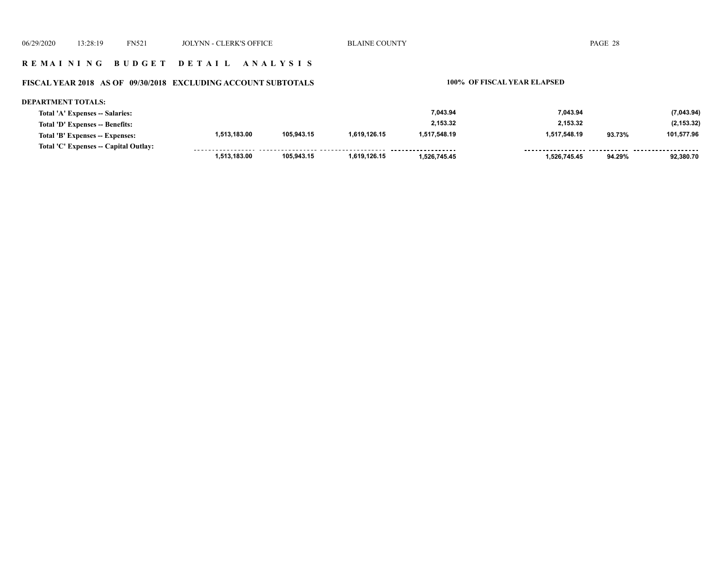**R E M A I N I N G   B U D G E T   D E T A I L   A N A L Y S I S**

**FISCAL YEAR 2018   AS OF   09/30/2018   EXCLUDING ACCOUNT SUBTOTALS** **100% OF FISCAL YEAR ELAPSED**

**DEPARTMENT TOTALS:**

| | | | | | | | | |
|---|---|---|---|---|---|---|---|---|
| **Total 'A' Expenses -- Salaries:** | | | | 7,043.94 | | 7,043.94 | | (7,043.94) |
| **Total 'D' Expenses -- Benefits:** | | | | 2,153.32 | | 2,153.32 | | (2,153.32) |
| **Total 'B' Expenses -- Expenses:** | 1,513,183.00 | 105,943.15 | 1,619,126.15 | 1,517,548.19 | | 1,517,548.19 | 93.73% | 101,577.96 |
| **Total 'C' Expenses -- Capital Outlay:** | | | | | | | | |
| | 1,513,183.00 | 105,943.15 | 1,619,126.15 | 1,526,745.45 | | 1,526,745.45 | 94.29% | 92,380.70 |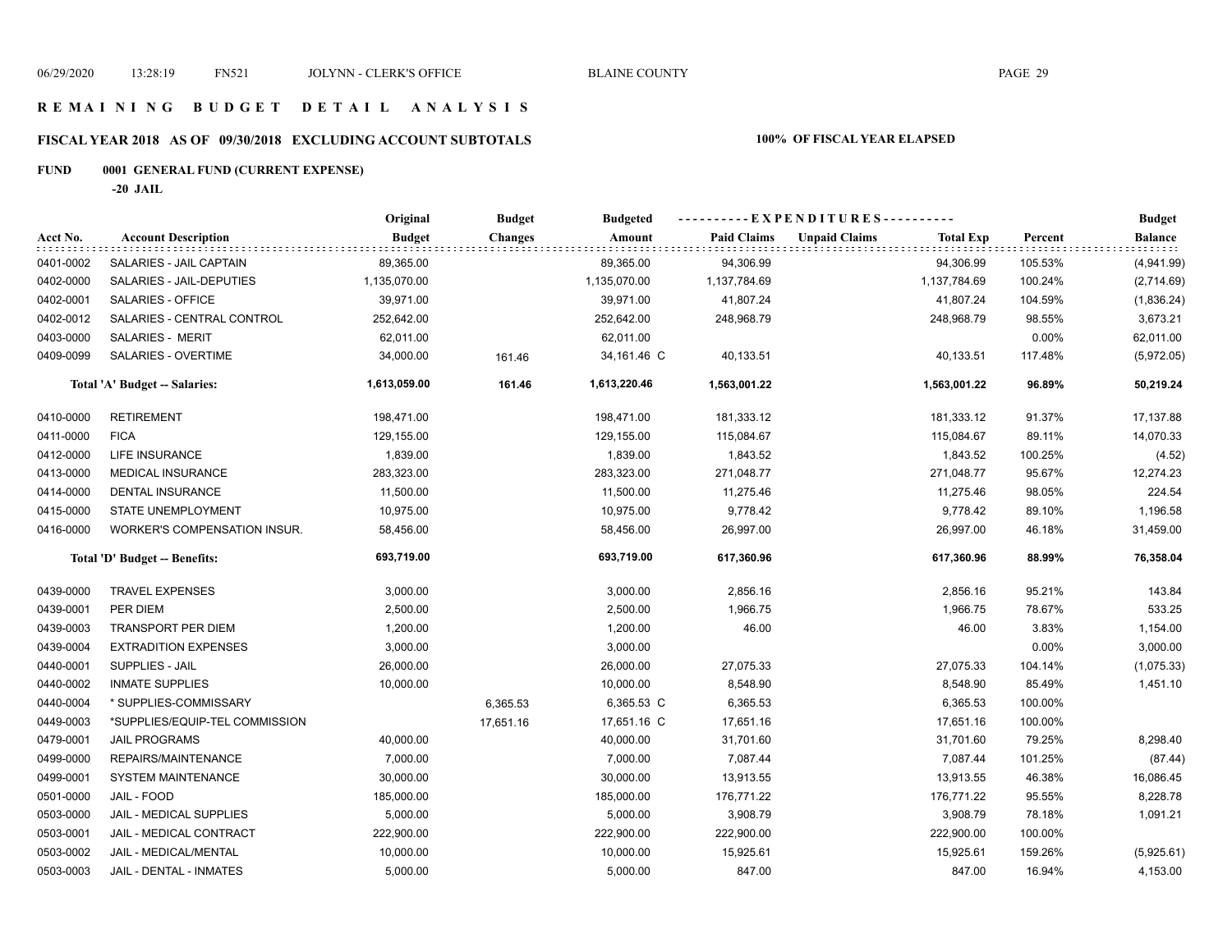# R E M A I N I N G   B U D G E T   D E T A I L   A N A L Y S I S

## FISCAL YEAR 2018 AS OF 09/30/2018 EXCLUDING ACCOUNT SUBTOTALS

**100% OF FISCAL YEAR ELAPSED**

### FUND 0001 GENERAL FUND (CURRENT EXPENSE)

**-20 JAIL**

| Acct No. | Account Description | Original Budget | Budget Changes | Budgeted Amount | Paid Claims | Unpaid Claims | Total Exp | Percent | Budget Balance |
|---|---|---|---|---|---|---|---|---|---|
| 0401-0002 | SALARIES - JAIL CAPTAIN | 89,365.00 | | 89,365.00 | 94,306.99 | | 94,306.99 | 105.53% | (4,941.99) |
| 0402-0000 | SALARIES - JAIL-DEPUTIES | 1,135,070.00 | | 1,135,070.00 | 1,137,784.69 | | 1,137,784.69 | 100.24% | (2,714.69) |
| 0402-0001 | SALARIES - OFFICE | 39,971.00 | | 39,971.00 | 41,807.24 | | 41,807.24 | 104.59% | (1,836.24) |
| 0402-0012 | SALARIES - CENTRAL CONTROL | 252,642.00 | | 252,642.00 | 248,968.79 | | 248,968.79 | 98.55% | 3,673.21 |
| 0403-0000 | SALARIES - MERIT | 62,011.00 | | 62,011.00 | | | | 0.00% | 62,011.00 |
| 0409-0099 | SALARIES - OVERTIME | 34,000.00 | 161.46 | 34,161.46 C | 40,133.51 | | 40,133.51 | 117.48% | (5,972.05) |
| | **Total 'A' Budget -- Salaries:** | **1,613,059.00** | **161.46** | **1,613,220.46** | **1,563,001.22** | | **1,563,001.22** | **96.89%** | **50,219.24** |
| 0410-0000 | RETIREMENT | 198,471.00 | | 198,471.00 | 181,333.12 | | 181,333.12 | 91.37% | 17,137.88 |
| 0411-0000 | FICA | 129,155.00 | | 129,155.00 | 115,084.67 | | 115,084.67 | 89.11% | 14,070.33 |
| 0412-0000 | LIFE INSURANCE | 1,839.00 | | 1,839.00 | 1,843.52 | | 1,843.52 | 100.25% | (4.52) |
| 0413-0000 | MEDICAL INSURANCE | 283,323.00 | | 283,323.00 | 271,048.77 | | 271,048.77 | 95.67% | 12,274.23 |
| 0414-0000 | DENTAL INSURANCE | 11,500.00 | | 11,500.00 | 11,275.46 | | 11,275.46 | 98.05% | 224.54 |
| 0415-0000 | STATE UNEMPLOYMENT | 10,975.00 | | 10,975.00 | 9,778.42 | | 9,778.42 | 89.10% | 1,196.58 |
| 0416-0000 | WORKER'S COMPENSATION INSUR. | 58,456.00 | | 58,456.00 | 26,997.00 | | 26,997.00 | 46.18% | 31,459.00 |
| | **Total 'D' Budget -- Benefits:** | **693,719.00** | | **693,719.00** | **617,360.96** | | **617,360.96** | **88.99%** | **76,358.04** |
| 0439-0000 | TRAVEL EXPENSES | 3,000.00 | | 3,000.00 | 2,856.16 | | 2,856.16 | 95.21% | 143.84 |
| 0439-0001 | PER DIEM | 2,500.00 | | 2,500.00 | 1,966.75 | | 1,966.75 | 78.67% | 533.25 |
| 0439-0003 | TRANSPORT PER DIEM | 1,200.00 | | 1,200.00 | 46.00 | | 46.00 | 3.83% | 1,154.00 |
| 0439-0004 | EXTRADITION EXPENSES | 3,000.00 | | 3,000.00 | | | | 0.00% | 3,000.00 |
| 0440-0001 | SUPPLIES - JAIL | 26,000.00 | | 26,000.00 | 27,075.33 | | 27,075.33 | 104.14% | (1,075.33) |
| 0440-0002 | INMATE SUPPLIES | 10,000.00 | | 10,000.00 | 8,548.90 | | 8,548.90 | 85.49% | 1,451.10 |
| 0440-0004 | * SUPPLIES-COMMISSARY | | 6,365.53 | 6,365.53 C | 6,365.53 | | 6,365.53 | 100.00% | |
| 0449-0003 | *SUPPLIES/EQUIP-TEL COMMISSION | | 17,651.16 | 17,651.16 C | 17,651.16 | | 17,651.16 | 100.00% | |
| 0479-0001 | JAIL PROGRAMS | 40,000.00 | | 40,000.00 | 31,701.60 | | 31,701.60 | 79.25% | 8,298.40 |
| 0499-0000 | REPAIRS/MAINTENANCE | 7,000.00 | | 7,000.00 | 7,087.44 | | 7,087.44 | 101.25% | (87.44) |
| 0499-0001 | SYSTEM MAINTENANCE | 30,000.00 | | 30,000.00 | 13,913.55 | | 13,913.55 | 46.38% | 16,086.45 |
| 0501-0000 | JAIL - FOOD | 185,000.00 | | 185,000.00 | 176,771.22 | | 176,771.22 | 95.55% | 8,228.78 |
| 0503-0000 | JAIL - MEDICAL SUPPLIES | 5,000.00 | | 5,000.00 | 3,908.79 | | 3,908.79 | 78.18% | 1,091.21 |
| 0503-0001 | JAIL - MEDICAL CONTRACT | 222,900.00 | | 222,900.00 | 222,900.00 | | 222,900.00 | 100.00% | |
| 0503-0002 | JAIL - MEDICAL/MENTAL | 10,000.00 | | 10,000.00 | 15,925.61 | | 15,925.61 | 159.26% | (5,925.61) |
| 0503-0003 | JAIL - DENTAL - INMATES | 5,000.00 | | 5,000.00 | 847.00 | | 847.00 | 16.94% | 4,153.00 |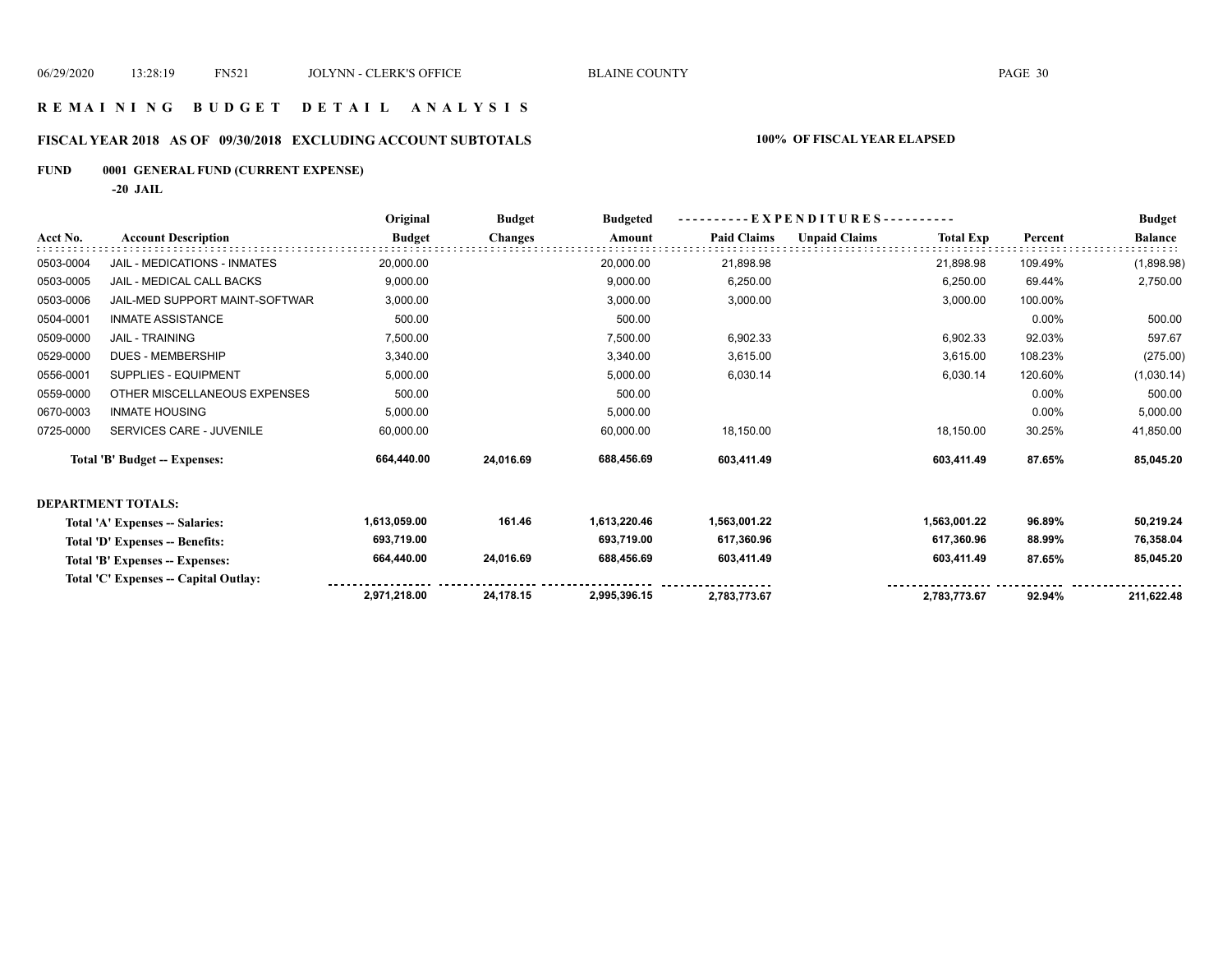# REMAINING BUDGET DETAIL ANALYSIS

## FISCAL YEAR 2018 AS OF 09/30/2018 EXCLUDING ACCOUNT SUBTOTALS

**100% OF FISCAL YEAR ELAPSED**

**FUND 0001 GENERAL FUND (CURRENT EXPENSE)**

**-20 JAIL**

| Acct No. | Account Description | Original Budget | Budget Changes | Budgeted Amount | Paid Claims | Unpaid Claims | Total Exp | Percent | Budget Balance |
|---|---|---|---|---|---|---|---|---|---|
| 0503-0004 | JAIL - MEDICATIONS - INMATES | 20,000.00 | | 20,000.00 | 21,898.98 | | 21,898.98 | 109.49% | (1,898.98) |
| 0503-0005 | JAIL - MEDICAL CALL BACKS | 9,000.00 | | 9,000.00 | 6,250.00 | | 6,250.00 | 69.44% | 2,750.00 |
| 0503-0006 | JAIL-MED SUPPORT MAINT-SOFTWAR | 3,000.00 | | 3,000.00 | 3,000.00 | | 3,000.00 | 100.00% | |
| 0504-0001 | INMATE ASSISTANCE | 500.00 | | 500.00 | | | | 0.00% | 500.00 |
| 0509-0000 | JAIL - TRAINING | 7,500.00 | | 7,500.00 | 6,902.33 | | 6,902.33 | 92.03% | 597.67 |
| 0529-0000 | DUES - MEMBERSHIP | 3,340.00 | | 3,340.00 | 3,615.00 | | 3,615.00 | 108.23% | (275.00) |
| 0556-0001 | SUPPLIES - EQUIPMENT | 5,000.00 | | 5,000.00 | 6,030.14 | | 6,030.14 | 120.60% | (1,030.14) |
| 0559-0000 | OTHER MISCELLANEOUS EXPENSES | 500.00 | | 500.00 | | | | 0.00% | 500.00 |
| 0670-0003 | INMATE HOUSING | 5,000.00 | | 5,000.00 | | | | 0.00% | 5,000.00 |
| 0725-0000 | SERVICES CARE - JUVENILE | 60,000.00 | | 60,000.00 | 18,150.00 | | 18,150.00 | 30.25% | 41,850.00 |
| | **Total 'B' Budget -- Expenses:** | **664,440.00** | **24,016.69** | **688,456.69** | **603,411.49** | | **603,411.49** | **87.65%** | **85,045.20** |
| | **DEPARTMENT TOTALS:** | | | | | | | | |
| | **Total 'A' Expenses -- Salaries:** | **1,613,059.00** | **161.46** | **1,613,220.46** | **1,563,001.22** | | **1,563,001.22** | **96.89%** | **50,219.24** |
| | **Total 'D' Expenses -- Benefits:** | **693,719.00** | | **693,719.00** | **617,360.96** | | **617,360.96** | **88.99%** | **76,358.04** |
| | **Total 'B' Expenses -- Expenses:** | **664,440.00** | **24,016.69** | **688,456.69** | **603,411.49** | | **603,411.49** | **87.65%** | **85,045.20** |
| | **Total 'C' Expenses -- Capital Outlay:** | | | | | | | | |
| | | **2,971,218.00** | **24,178.15** | **2,995,396.15** | **2,783,773.67** | | **2,783,773.67** | **92.94%** | **211,622.48** |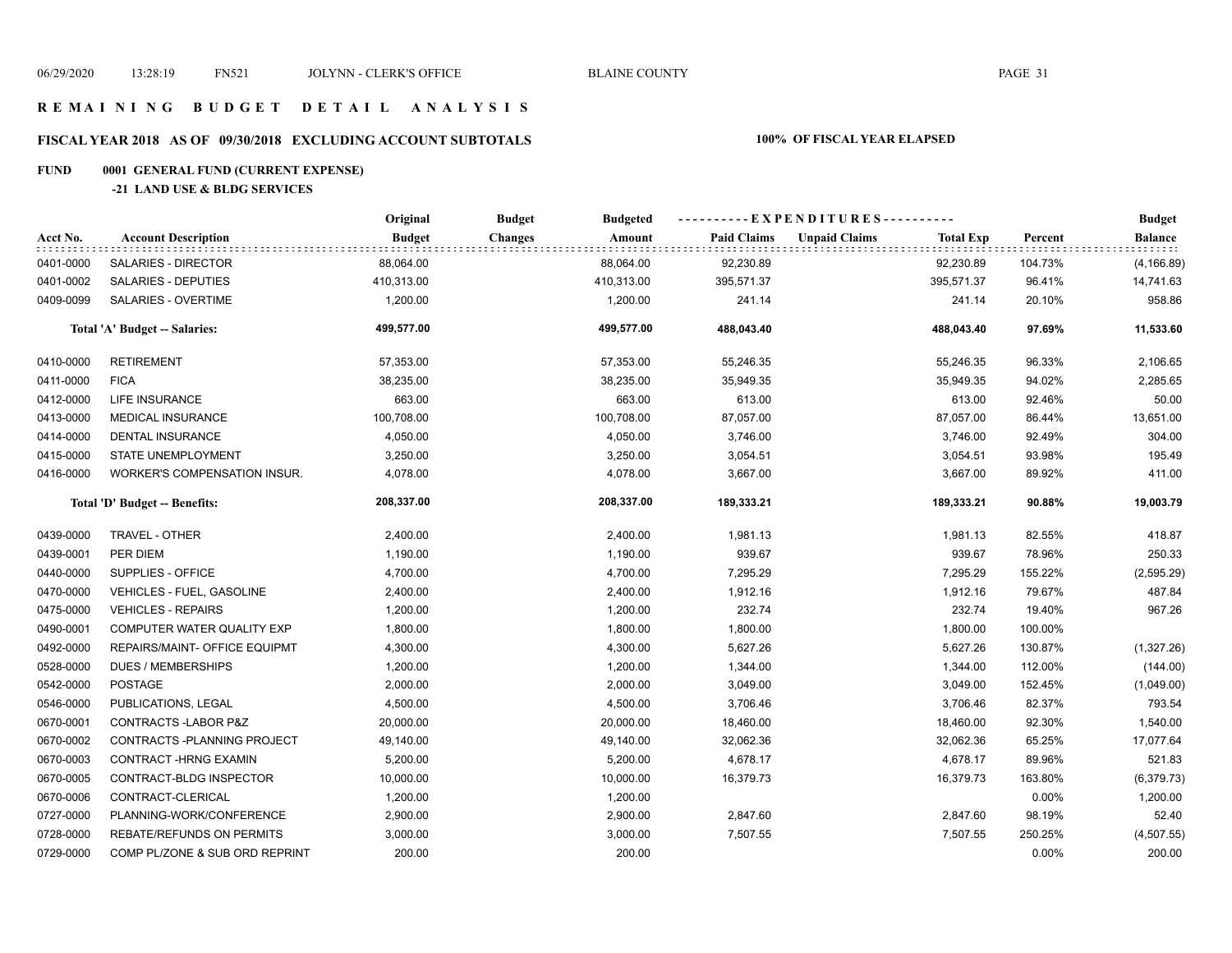# R E M A I N I N G   B U D G E T   D E T A I L   A N A L Y S I S

## FISCAL YEAR 2018 AS OF 09/30/2018 EXCLUDING ACCOUNT SUBTOTALS

**100% OF FISCAL YEAR ELAPSED**

**FUND 0001 GENERAL FUND (CURRENT EXPENSE)**

**-21 LAND USE & BLDG SERVICES**

| Acct No. | Account Description | Original Budget | Budget Changes | Budgeted Amount | Paid Claims | Unpaid Claims | Total Exp | Percent | Budget Balance |
|---|---|---|---|---|---|---|---|---|---|
| 0401-0000 | SALARIES - DIRECTOR | 88,064.00 | | 88,064.00 | 92,230.89 | | 92,230.89 | 104.73% | (4,166.89) |
| 0401-0002 | SALARIES - DEPUTIES | 410,313.00 | | 410,313.00 | 395,571.37 | | 395,571.37 | 96.41% | 14,741.63 |
| 0409-0099 | SALARIES - OVERTIME | 1,200.00 | | 1,200.00 | 241.14 | | 241.14 | 20.10% | 958.86 |
| | **Total 'A' Budget -- Salaries:** | **499,577.00** | | **499,577.00** | **488,043.40** | | **488,043.40** | **97.69%** | **11,533.60** |
| 0410-0000 | RETIREMENT | 57,353.00 | | 57,353.00 | 55,246.35 | | 55,246.35 | 96.33% | 2,106.65 |
| 0411-0000 | FICA | 38,235.00 | | 38,235.00 | 35,949.35 | | 35,949.35 | 94.02% | 2,285.65 |
| 0412-0000 | LIFE INSURANCE | 663.00 | | 663.00 | 613.00 | | 613.00 | 92.46% | 50.00 |
| 0413-0000 | MEDICAL INSURANCE | 100,708.00 | | 100,708.00 | 87,057.00 | | 87,057.00 | 86.44% | 13,651.00 |
| 0414-0000 | DENTAL INSURANCE | 4,050.00 | | 4,050.00 | 3,746.00 | | 3,746.00 | 92.49% | 304.00 |
| 0415-0000 | STATE UNEMPLOYMENT | 3,250.00 | | 3,250.00 | 3,054.51 | | 3,054.51 | 93.98% | 195.49 |
| 0416-0000 | WORKER'S COMPENSATION INSUR. | 4,078.00 | | 4,078.00 | 3,667.00 | | 3,667.00 | 89.92% | 411.00 |
| | **Total 'D' Budget -- Benefits:** | **208,337.00** | | **208,337.00** | **189,333.21** | | **189,333.21** | **90.88%** | **19,003.79** |
| 0439-0000 | TRAVEL - OTHER | 2,400.00 | | 2,400.00 | 1,981.13 | | 1,981.13 | 82.55% | 418.87 |
| 0439-0001 | PER DIEM | 1,190.00 | | 1,190.00 | 939.67 | | 939.67 | 78.96% | 250.33 |
| 0440-0000 | SUPPLIES - OFFICE | 4,700.00 | | 4,700.00 | 7,295.29 | | 7,295.29 | 155.22% | (2,595.29) |
| 0470-0000 | VEHICLES - FUEL, GASOLINE | 2,400.00 | | 2,400.00 | 1,912.16 | | 1,912.16 | 79.67% | 487.84 |
| 0475-0000 | VEHICLES - REPAIRS | 1,200.00 | | 1,200.00 | 232.74 | | 232.74 | 19.40% | 967.26 |
| 0490-0001 | COMPUTER WATER QUALITY EXP | 1,800.00 | | 1,800.00 | 1,800.00 | | 1,800.00 | 100.00% | |
| 0492-0000 | REPAIRS/MAINT- OFFICE EQUIPMT | 4,300.00 | | 4,300.00 | 5,627.26 | | 5,627.26 | 130.87% | (1,327.26) |
| 0528-0000 | DUES / MEMBERSHIPS | 1,200.00 | | 1,200.00 | 1,344.00 | | 1,344.00 | 112.00% | (144.00) |
| 0542-0000 | POSTAGE | 2,000.00 | | 2,000.00 | 3,049.00 | | 3,049.00 | 152.45% | (1,049.00) |
| 0546-0000 | PUBLICATIONS, LEGAL | 4,500.00 | | 4,500.00 | 3,706.46 | | 3,706.46 | 82.37% | 793.54 |
| 0670-0001 | CONTRACTS -LABOR P&Z | 20,000.00 | | 20,000.00 | 18,460.00 | | 18,460.00 | 92.30% | 1,540.00 |
| 0670-0002 | CONTRACTS -PLANNING PROJECT | 49,140.00 | | 49,140.00 | 32,062.36 | | 32,062.36 | 65.25% | 17,077.64 |
| 0670-0003 | CONTRACT -HRNG EXAMIN | 5,200.00 | | 5,200.00 | 4,678.17 | | 4,678.17 | 89.96% | 521.83 |
| 0670-0005 | CONTRACT-BLDG INSPECTOR | 10,000.00 | | 10,000.00 | 16,379.73 | | 16,379.73 | 163.80% | (6,379.73) |
| 0670-0006 | CONTRACT-CLERICAL | 1,200.00 | | 1,200.00 | | | | 0.00% | 1,200.00 |
| 0727-0000 | PLANNING-WORK/CONFERENCE | 2,900.00 | | 2,900.00 | 2,847.60 | | 2,847.60 | 98.19% | 52.40 |
| 0728-0000 | REBATE/REFUNDS ON PERMITS | 3,000.00 | | 3,000.00 | 7,507.55 | | 7,507.55 | 250.25% | (4,507.55) |
| 0729-0000 | COMP PL/ZONE & SUB ORD REPRINT | 200.00 | | 200.00 | | | | 0.00% | 200.00 |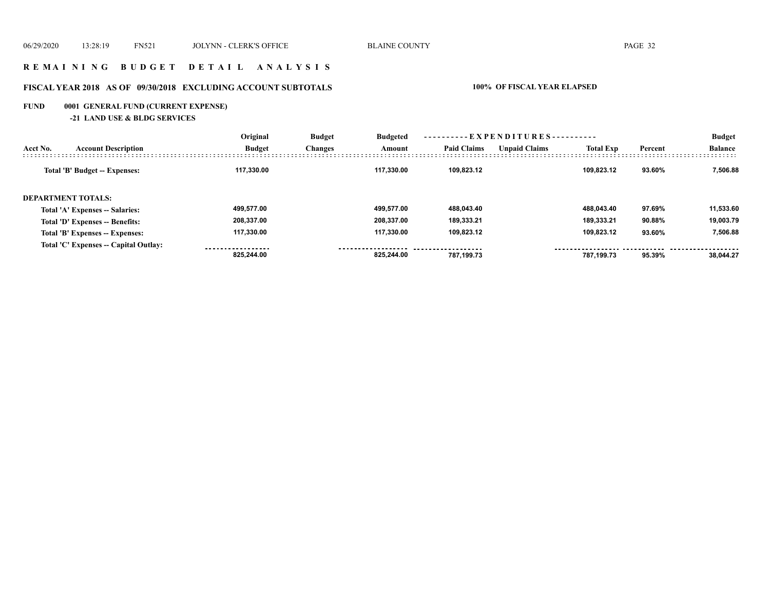# R E M A I N I N G   B U D G E T   D E T A I L   A N A L Y S I S

## FISCAL YEAR 2018   AS OF   09/30/2018   EXCLUDING ACCOUNT SUBTOTALS

**100% OF FISCAL YEAR ELAPSED**

**FUND     0001  GENERAL FUND (CURRENT EXPENSE)**

**-21  LAND USE & BLDG SERVICES**

| Acct No. | Account Description | Original Budget | Budget Changes | Budgeted Amount | EXPENDITURES Paid Claims | Unpaid Claims | Total Exp | Percent | Budget Balance |
|---|---|---|---|---|---|---|---|---|---|
| | **Total 'B' Budget -- Expenses:** | 117,330.00 | | 117,330.00 | 109,823.12 | | 109,823.12 | 93.60% | 7,506.88 |
| | **DEPARTMENT TOTALS:** | | | | | | | | |
| | **Total 'A' Expenses -- Salaries:** | 499,577.00 | | 499,577.00 | 488,043.40 | | 488,043.40 | 97.69% | 11,533.60 |
| | **Total 'D' Expenses -- Benefits:** | 208,337.00 | | 208,337.00 | 189,333.21 | | 189,333.21 | 90.88% | 19,003.79 |
| | **Total 'B' Expenses -- Expenses:** | 117,330.00 | | 117,330.00 | 109,823.12 | | 109,823.12 | 93.60% | 7,506.88 |
| | **Total 'C' Expenses -- Capital Outlay:** | | | | | | | | |
| | | 825,244.00 | | 825,244.00 | 787,199.73 | | 787,199.73 | 95.39% | 38,044.27 |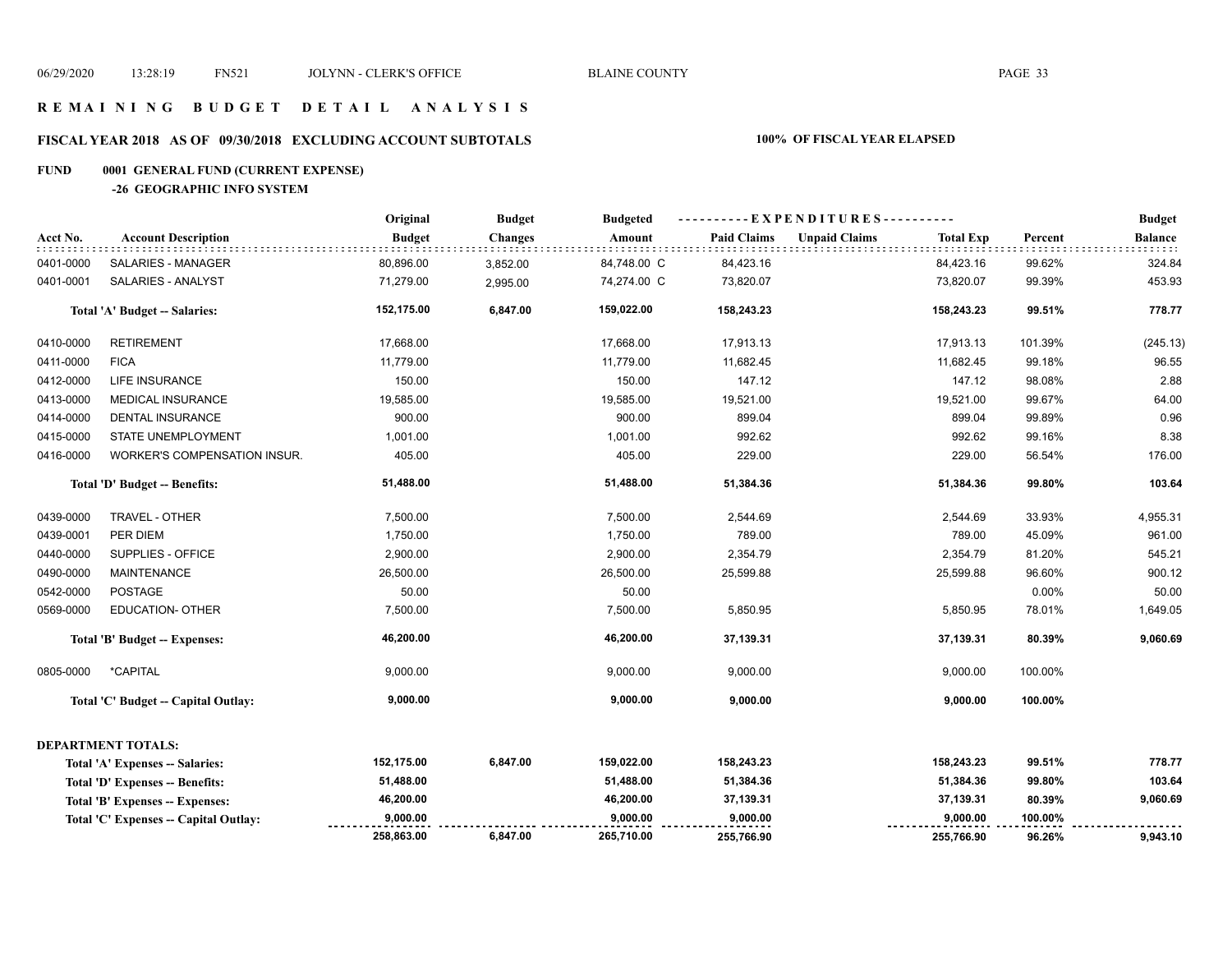# REMAINING BUDGET DETAIL ANALYSIS

## FISCAL YEAR 2018 AS OF 09/30/2018 EXCLUDING ACCOUNT SUBTOTALS — 100% OF FISCAL YEAR ELAPSED

### FUND 0001 GENERAL FUND (CURRENT EXPENSE)

#### -26 GEOGRAPHIC INFO SYSTEM

| Acct No. | Account Description | Original Budget | Budget Changes | Budgeted Amount | EXPENDITURES Paid Claims | Unpaid Claims | Total Exp | Percent | Budget Balance |
|---|---|---|---|---|---|---|---|---|---|
| 0401-0000 | SALARIES - MANAGER | 80,896.00 | 3,852.00 | 84,748.00 C | 84,423.16 | | 84,423.16 | 99.62% | 324.84 |
| 0401-0001 | SALARIES - ANALYST | 71,279.00 | 2,995.00 | 74,274.00 C | 73,820.07 | | 73,820.07 | 99.39% | 453.93 |
| | **Total 'A' Budget -- Salaries:** | **152,175.00** | **6,847.00** | **159,022.00** | **158,243.23** | | **158,243.23** | **99.51%** | **778.77** |
| 0410-0000 | RETIREMENT | 17,668.00 | | 17,668.00 | 17,913.13 | | 17,913.13 | 101.39% | (245.13) |
| 0411-0000 | FICA | 11,779.00 | | 11,779.00 | 11,682.45 | | 11,682.45 | 99.18% | 96.55 |
| 0412-0000 | LIFE INSURANCE | 150.00 | | 150.00 | 147.12 | | 147.12 | 98.08% | 2.88 |
| 0413-0000 | MEDICAL INSURANCE | 19,585.00 | | 19,585.00 | 19,521.00 | | 19,521.00 | 99.67% | 64.00 |
| 0414-0000 | DENTAL INSURANCE | 900.00 | | 900.00 | 899.04 | | 899.04 | 99.89% | 0.96 |
| 0415-0000 | STATE UNEMPLOYMENT | 1,001.00 | | 1,001.00 | 992.62 | | 992.62 | 99.16% | 8.38 |
| 0416-0000 | WORKER'S COMPENSATION INSUR. | 405.00 | | 405.00 | 229.00 | | 229.00 | 56.54% | 176.00 |
| | **Total 'D' Budget -- Benefits:** | **51,488.00** | | **51,488.00** | **51,384.36** | | **51,384.36** | **99.80%** | **103.64** |
| 0439-0000 | TRAVEL - OTHER | 7,500.00 | | 7,500.00 | 2,544.69 | | 2,544.69 | 33.93% | 4,955.31 |
| 0439-0001 | PER DIEM | 1,750.00 | | 1,750.00 | 789.00 | | 789.00 | 45.09% | 961.00 |
| 0440-0000 | SUPPLIES - OFFICE | 2,900.00 | | 2,900.00 | 2,354.79 | | 2,354.79 | 81.20% | 545.21 |
| 0490-0000 | MAINTENANCE | 26,500.00 | | 26,500.00 | 25,599.88 | | 25,599.88 | 96.60% | 900.12 |
| 0542-0000 | POSTAGE | 50.00 | | 50.00 | | | | 0.00% | 50.00 |
| 0569-0000 | EDUCATION- OTHER | 7,500.00 | | 7,500.00 | 5,850.95 | | 5,850.95 | 78.01% | 1,649.05 |
| | **Total 'B' Budget -- Expenses:** | **46,200.00** | | **46,200.00** | **37,139.31** | | **37,139.31** | **80.39%** | **9,060.69** |
| 0805-0000 | *CAPITAL | 9,000.00 | | 9,000.00 | 9,000.00 | | 9,000.00 | 100.00% | |
| | **Total 'C' Budget -- Capital Outlay:** | **9,000.00** | | **9,000.00** | **9,000.00** | | **9,000.00** | **100.00%** | |
| | **DEPARTMENT TOTALS:** | | | | | | | | |
| | **Total 'A' Expenses -- Salaries:** | **152,175.00** | **6,847.00** | **159,022.00** | **158,243.23** | | **158,243.23** | **99.51%** | **778.77** |
| | **Total 'D' Expenses -- Benefits:** | **51,488.00** | | **51,488.00** | **51,384.36** | | **51,384.36** | **99.80%** | **103.64** |
| | **Total 'B' Expenses -- Expenses:** | **46,200.00** | | **46,200.00** | **37,139.31** | | **37,139.31** | **80.39%** | **9,060.69** |
| | **Total 'C' Expenses -- Capital Outlay:** | **9,000.00** | | **9,000.00** | **9,000.00** | | **9,000.00** | **100.00%** | |
| | | **258,863.00** | **6,847.00** | **265,710.00** | **255,766.90** | | **255,766.90** | **96.26%** | **9,943.10** |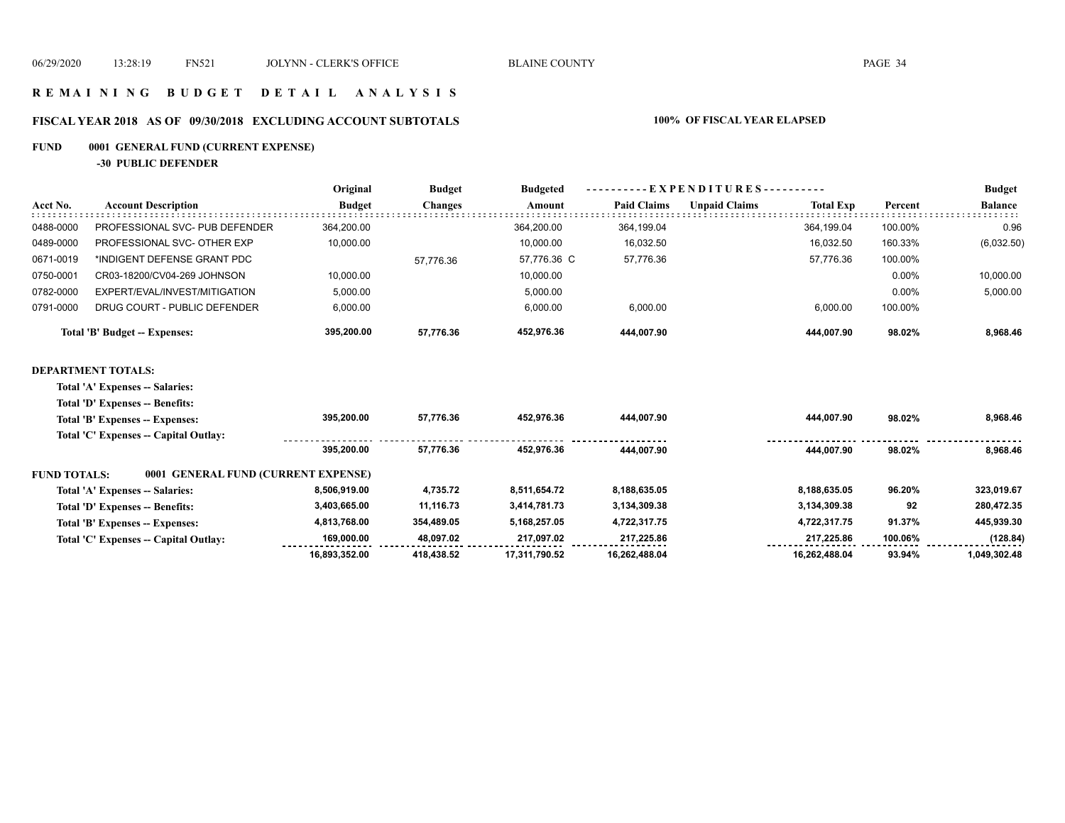# REMAINING BUDGET DETAIL ANALYSIS

## FISCAL YEAR 2018 AS OF 09/30/2018 EXCLUDING ACCOUNT SUBTOTALS

**100% OF FISCAL YEAR ELAPSED**

**FUND 0001 GENERAL FUND (CURRENT EXPENSE)**

**-30 PUBLIC DEFENDER**

| Acct No. | Account Description | Original Budget | Budget Changes | Budgeted Amount | EXPENDITURES Paid Claims | Unpaid Claims | Total Exp | Percent | Budget Balance |
|---|---|---|---|---|---|---|---|---|---|
| 0488-0000 | PROFESSIONAL SVC- PUB DEFENDER | 364,200.00 | | 364,200.00 | 364,199.04 | | 364,199.04 | 100.00% | 0.96 |
| 0489-0000 | PROFESSIONAL SVC- OTHER EXP | 10,000.00 | | 10,000.00 | 16,032.50 | | 16,032.50 | 160.33% | (6,032.50) |
| 0671-0019 | *INDIGENT DEFENSE GRANT PDC | | 57,776.36 | 57,776.36 C | 57,776.36 | | 57,776.36 | 100.00% | |
| 0750-0001 | CR03-18200/CV04-269 JOHNSON | 10,000.00 | | 10,000.00 | | | | 0.00% | 10,000.00 |
| 0782-0000 | EXPERT/EVAL/INVEST/MITIGATION | 5,000.00 | | 5,000.00 | | | | 0.00% | 5,000.00 |
| 0791-0000 | DRUG COURT - PUBLIC DEFENDER | 6,000.00 | | 6,000.00 | 6,000.00 | | 6,000.00 | 100.00% | |
| | **Total 'B' Budget -- Expenses:** | **395,200.00** | **57,776.36** | **452,976.36** | **444,007.90** | | **444,007.90** | **98.02%** | **8,968.46** |

**DEPARTMENT TOTALS:**

| | Original Budget | Budget Changes | Budgeted Amount | Paid Claims | Unpaid Claims | Total Exp | Percent | Budget Balance |
|---|---|---|---|---|---|---|---|---|
| **Total 'A' Expenses -- Salaries:** | | | | | | | | |
| **Total 'D' Expenses -- Benefits:** | | | | | | | | |
| **Total 'B' Expenses -- Expenses:** | **395,200.00** | **57,776.36** | **452,976.36** | **444,007.90** | | **444,007.90** | **98.02%** | **8,968.46** |
| **Total 'C' Expenses -- Capital Outlay:** | | | | | | | | |
| | **395,200.00** | **57,776.36** | **452,976.36** | **444,007.90** | | **444,007.90** | **98.02%** | **8,968.46** |

**FUND TOTALS: 0001 GENERAL FUND (CURRENT EXPENSE)**

| | Original Budget | Budget Changes | Budgeted Amount | Paid Claims | Unpaid Claims | Total Exp | Percent | Budget Balance |
|---|---|---|---|---|---|---|---|---|
| **Total 'A' Expenses -- Salaries:** | **8,506,919.00** | **4,735.72** | **8,511,654.72** | **8,188,635.05** | | **8,188,635.05** | **96.20%** | **323,019.67** |
| **Total 'D' Expenses -- Benefits:** | **3,403,665.00** | **11,116.73** | **3,414,781.73** | **3,134,309.38** | | **3,134,309.38** | **92** | **280,472.35** |
| **Total 'B' Expenses -- Expenses:** | **4,813,768.00** | **354,489.05** | **5,168,257.05** | **4,722,317.75** | | **4,722,317.75** | **91.37%** | **445,939.30** |
| **Total 'C' Expenses -- Capital Outlay:** | **169,000.00** | **48,097.02** | **217,097.02** | **217,225.86** | | **217,225.86** | **100.06%** | **(128.84)** |
| | **16,893,352.00** | **418,438.52** | **17,311,790.52** | **16,262,488.04** | | **16,262,488.04** | **93.94%** | **1,049,302.48** |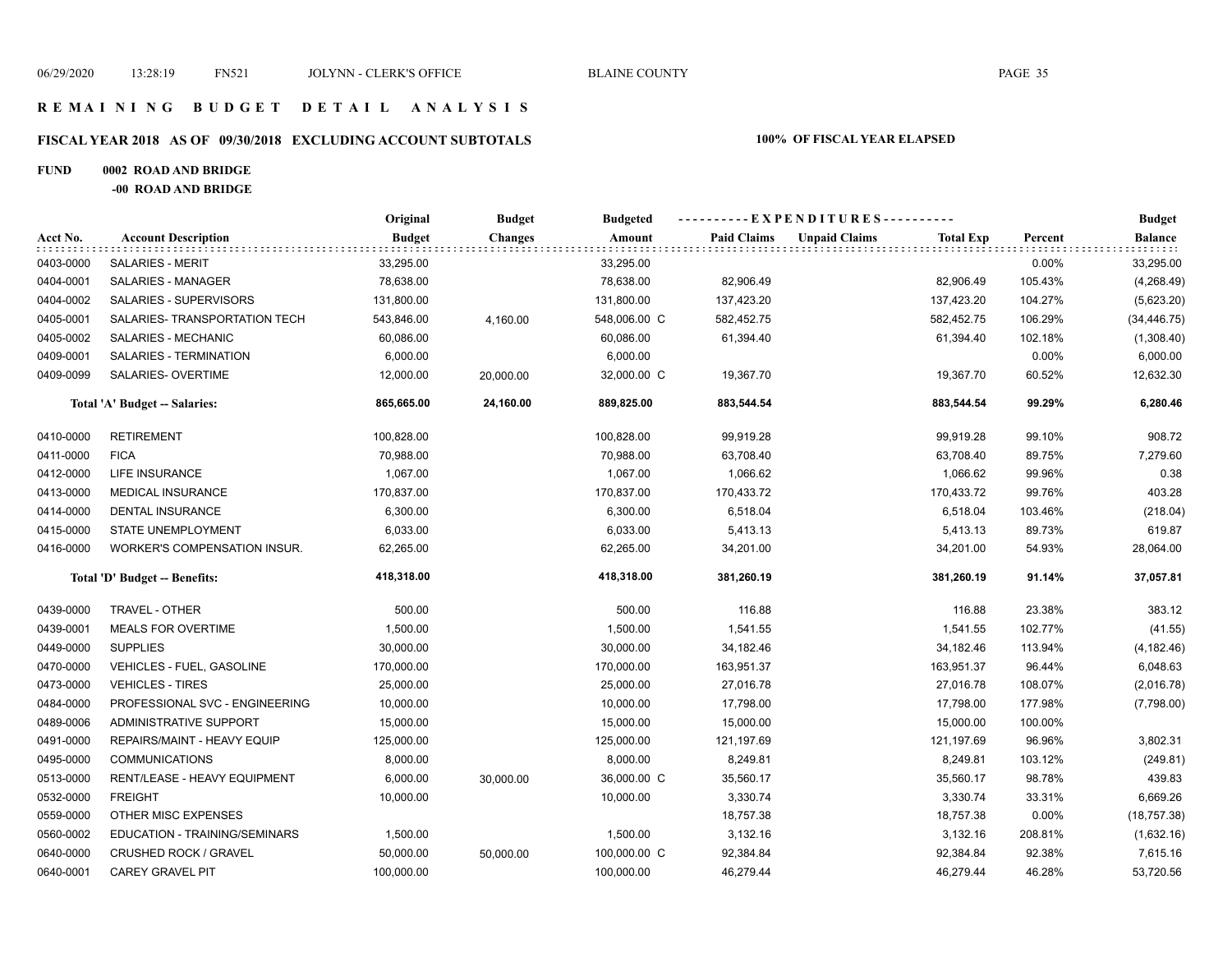# REMAINING BUDGET DETAIL ANALYSIS

## FISCAL YEAR 2018 AS OF 09/30/2018 EXCLUDING ACCOUNT SUBTOTALS

**100% OF FISCAL YEAR ELAPSED**

**FUND 0002 ROAD AND BRIDGE**

**-00 ROAD AND BRIDGE**

| Acct No. | Account Description | Original Budget | Budget Changes | Budgeted Amount | Paid Claims | Unpaid Claims | Total Exp | Percent | Budget Balance |
|---|---|---|---|---|---|---|---|---|---|
| 0403-0000 | SALARIES - MERIT | 33,295.00 | | 33,295.00 | | | | 0.00% | 33,295.00 |
| 0404-0001 | SALARIES - MANAGER | 78,638.00 | | 78,638.00 | 82,906.49 | | 82,906.49 | 105.43% | (4,268.49) |
| 0404-0002 | SALARIES - SUPERVISORS | 131,800.00 | | 131,800.00 | 137,423.20 | | 137,423.20 | 104.27% | (5,623.20) |
| 0405-0001 | SALARIES- TRANSPORTATION TECH | 543,846.00 | 4,160.00 | 548,006.00 C | 582,452.75 | | 582,452.75 | 106.29% | (34,446.75) |
| 0405-0002 | SALARIES - MECHANIC | 60,086.00 | | 60,086.00 | 61,394.40 | | 61,394.40 | 102.18% | (1,308.40) |
| 0409-0001 | SALARIES - TERMINATION | 6,000.00 | | 6,000.00 | | | | 0.00% | 6,000.00 |
| 0409-0099 | SALARIES- OVERTIME | 12,000.00 | 20,000.00 | 32,000.00 C | 19,367.70 | | 19,367.70 | 60.52% | 12,632.30 |
| | **Total 'A' Budget -- Salaries:** | **865,665.00** | **24,160.00** | **889,825.00** | **883,544.54** | | **883,544.54** | **99.29%** | **6,280.46** |
| 0410-0000 | RETIREMENT | 100,828.00 | | 100,828.00 | 99,919.28 | | 99,919.28 | 99.10% | 908.72 |
| 0411-0000 | FICA | 70,988.00 | | 70,988.00 | 63,708.40 | | 63,708.40 | 89.75% | 7,279.60 |
| 0412-0000 | LIFE INSURANCE | 1,067.00 | | 1,067.00 | 1,066.62 | | 1,066.62 | 99.96% | 0.38 |
| 0413-0000 | MEDICAL INSURANCE | 170,837.00 | | 170,837.00 | 170,433.72 | | 170,433.72 | 99.76% | 403.28 |
| 0414-0000 | DENTAL INSURANCE | 6,300.00 | | 6,300.00 | 6,518.04 | | 6,518.04 | 103.46% | (218.04) |
| 0415-0000 | STATE UNEMPLOYMENT | 6,033.00 | | 6,033.00 | 5,413.13 | | 5,413.13 | 89.73% | 619.87 |
| 0416-0000 | WORKER'S COMPENSATION INSUR. | 62,265.00 | | 62,265.00 | 34,201.00 | | 34,201.00 | 54.93% | 28,064.00 |
| | **Total 'D' Budget -- Benefits:** | **418,318.00** | | **418,318.00** | **381,260.19** | | **381,260.19** | **91.14%** | **37,057.81** |
| 0439-0000 | TRAVEL - OTHER | 500.00 | | 500.00 | 116.88 | | 116.88 | 23.38% | 383.12 |
| 0439-0001 | MEALS FOR OVERTIME | 1,500.00 | | 1,500.00 | 1,541.55 | | 1,541.55 | 102.77% | (41.55) |
| 0449-0000 | SUPPLIES | 30,000.00 | | 30,000.00 | 34,182.46 | | 34,182.46 | 113.94% | (4,182.46) |
| 0470-0000 | VEHICLES - FUEL, GASOLINE | 170,000.00 | | 170,000.00 | 163,951.37 | | 163,951.37 | 96.44% | 6,048.63 |
| 0473-0000 | VEHICLES - TIRES | 25,000.00 | | 25,000.00 | 27,016.78 | | 27,016.78 | 108.07% | (2,016.78) |
| 0484-0000 | PROFESSIONAL SVC - ENGINEERING | 10,000.00 | | 10,000.00 | 17,798.00 | | 17,798.00 | 177.98% | (7,798.00) |
| 0489-0006 | ADMINISTRATIVE SUPPORT | 15,000.00 | | 15,000.00 | 15,000.00 | | 15,000.00 | 100.00% | |
| 0491-0000 | REPAIRS/MAINT - HEAVY EQUIP | 125,000.00 | | 125,000.00 | 121,197.69 | | 121,197.69 | 96.96% | 3,802.31 |
| 0495-0000 | COMMUNICATIONS | 8,000.00 | | 8,000.00 | 8,249.81 | | 8,249.81 | 103.12% | (249.81) |
| 0513-0000 | RENT/LEASE - HEAVY EQUIPMENT | 6,000.00 | 30,000.00 | 36,000.00 C | 35,560.17 | | 35,560.17 | 98.78% | 439.83 |
| 0532-0000 | FREIGHT | 10,000.00 | | 10,000.00 | 3,330.74 | | 3,330.74 | 33.31% | 6,669.26 |
| 0559-0000 | OTHER MISC EXPENSES | | | | 18,757.38 | | 18,757.38 | 0.00% | (18,757.38) |
| 0560-0002 | EDUCATION - TRAINING/SEMINARS | 1,500.00 | | 1,500.00 | 3,132.16 | | 3,132.16 | 208.81% | (1,632.16) |
| 0640-0000 | CRUSHED ROCK / GRAVEL | 50,000.00 | 50,000.00 | 100,000.00 C | 92,384.84 | | 92,384.84 | 92.38% | 7,615.16 |
| 0640-0001 | CAREY GRAVEL PIT | 100,000.00 | | 100,000.00 | 46,279.44 | | 46,279.44 | 46.28% | 53,720.56 |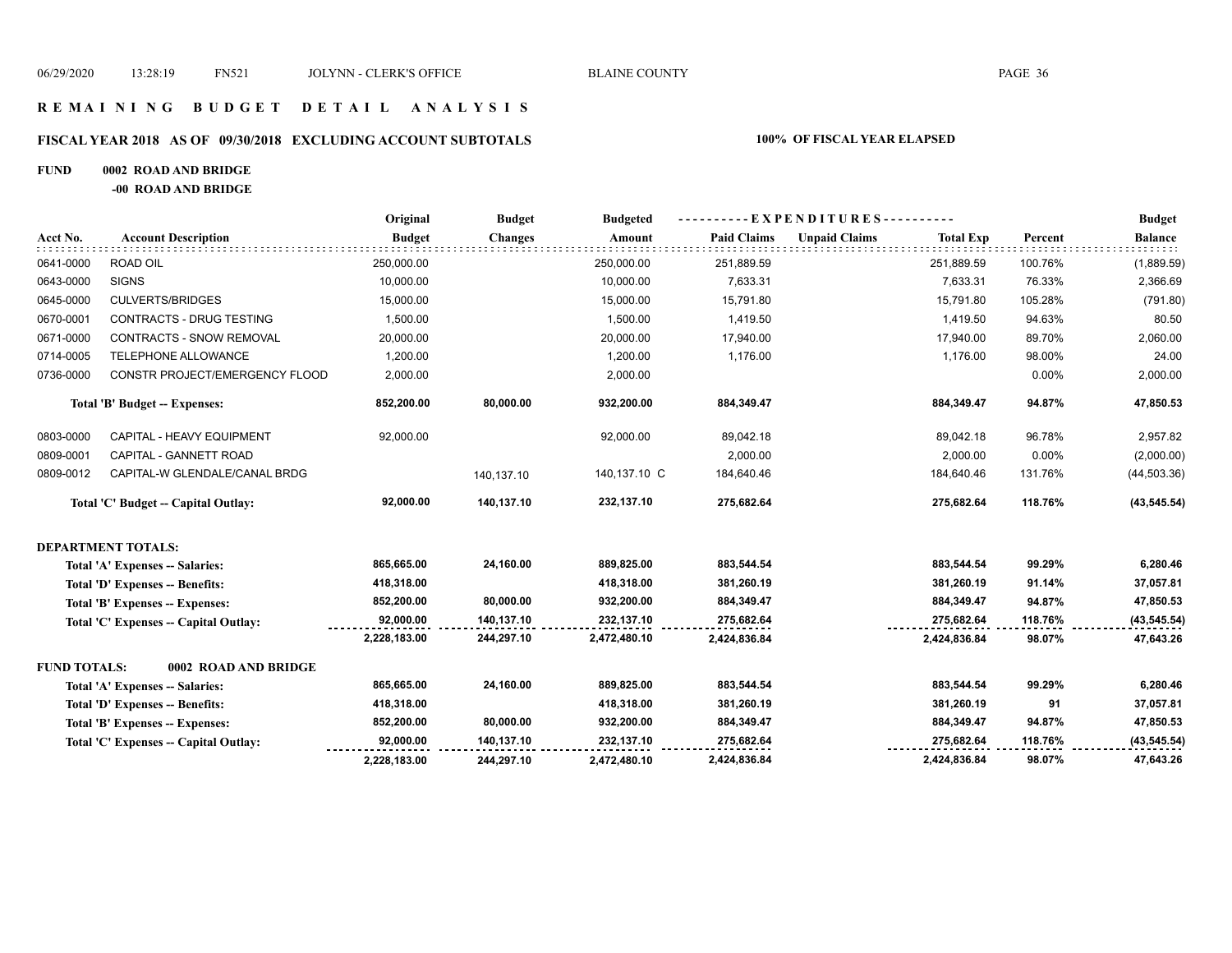# R E M A I N I N G   B U D G E T   D E T A I L   A N A L Y S I S

## FISCAL YEAR 2018   AS OF 09/30/2018   EXCLUDING ACCOUNT SUBTOTALS          100% OF FISCAL YEAR ELAPSED

**FUND 0002 ROAD AND BRIDGE**

**-00 ROAD AND BRIDGE**

| Acct No. | Account Description | Original Budget | Budget Changes | Budgeted Amount | Paid Claims | Unpaid Claims | Total Exp | Percent | Budget Balance |
|---|---|---|---|---|---|---|---|---|---|
| 0641-0000 | ROAD OIL | 250,000.00 | | 250,000.00 | 251,889.59 | | 251,889.59 | 100.76% | (1,889.59) |
| 0643-0000 | SIGNS | 10,000.00 | | 10,000.00 | 7,633.31 | | 7,633.31 | 76.33% | 2,366.69 |
| 0645-0000 | CULVERTS/BRIDGES | 15,000.00 | | 15,000.00 | 15,791.80 | | 15,791.80 | 105.28% | (791.80) |
| 0670-0001 | CONTRACTS - DRUG TESTING | 1,500.00 | | 1,500.00 | 1,419.50 | | 1,419.50 | 94.63% | 80.50 |
| 0671-0000 | CONTRACTS - SNOW REMOVAL | 20,000.00 | | 20,000.00 | 17,940.00 | | 17,940.00 | 89.70% | 2,060.00 |
| 0714-0005 | TELEPHONE ALLOWANCE | 1,200.00 | | 1,200.00 | 1,176.00 | | 1,176.00 | 98.00% | 24.00 |
| 0736-0000 | CONSTR PROJECT/EMERGENCY FLOOD | 2,000.00 | | 2,000.00 | | | | 0.00% | 2,000.00 |
| | **Total 'B' Budget -- Expenses:** | **852,200.00** | **80,000.00** | **932,200.00** | **884,349.47** | | **884,349.47** | **94.87%** | **47,850.53** |
| 0803-0000 | CAPITAL - HEAVY EQUIPMENT | 92,000.00 | | 92,000.00 | 89,042.18 | | 89,042.18 | 96.78% | 2,957.82 |
| 0809-0001 | CAPITAL - GANNETT ROAD | | | | 2,000.00 | | 2,000.00 | 0.00% | (2,000.00) |
| 0809-0012 | CAPITAL-W GLENDALE/CANAL BRDG | | 140,137.10 | 140,137.10 C | 184,640.46 | | 184,640.46 | 131.76% | (44,503.36) |
| | **Total 'C' Budget -- Capital Outlay:** | **92,000.00** | **140,137.10** | **232,137.10** | **275,682.64** | | **275,682.64** | **118.76%** | **(43,545.54)** |
| **DEPARTMENT TOTALS:** | | | | | | | | | |
| | **Total 'A' Expenses -- Salaries:** | **865,665.00** | **24,160.00** | **889,825.00** | **883,544.54** | | **883,544.54** | **99.29%** | **6,280.46** |
| | **Total 'D' Expenses -- Benefits:** | **418,318.00** | | **418,318.00** | **381,260.19** | | **381,260.19** | **91.14%** | **37,057.81** |
| | **Total 'B' Expenses -- Expenses:** | **852,200.00** | **80,000.00** | **932,200.00** | **884,349.47** | | **884,349.47** | **94.87%** | **47,850.53** |
| | **Total 'C' Expenses -- Capital Outlay:** | **92,000.00** | **140,137.10** | **232,137.10** | **275,682.64** | | **275,682.64** | **118.76%** | **(43,545.54)** |
| | | **2,228,183.00** | **244,297.10** | **2,472,480.10** | **2,424,836.84** | | **2,424,836.84** | **98.07%** | **47,643.26** |
| **FUND TOTALS:** | **0002 ROAD AND BRIDGE** | | | | | | | | |
| | **Total 'A' Expenses -- Salaries:** | **865,665.00** | **24,160.00** | **889,825.00** | **883,544.54** | | **883,544.54** | **99.29%** | **6,280.46** |
| | **Total 'D' Expenses -- Benefits:** | **418,318.00** | | **418,318.00** | **381,260.19** | | **381,260.19** | **91** | **37,057.81** |
| | **Total 'B' Expenses -- Expenses:** | **852,200.00** | **80,000.00** | **932,200.00** | **884,349.47** | | **884,349.47** | **94.87%** | **47,850.53** |
| | **Total 'C' Expenses -- Capital Outlay:** | **92,000.00** | **140,137.10** | **232,137.10** | **275,682.64** | | **275,682.64** | **118.76%** | **(43,545.54)** |
| | | **2,228,183.00** | **244,297.10** | **2,472,480.10** | **2,424,836.84** | | **2,424,836.84** | **98.07%** | **47,643.26** |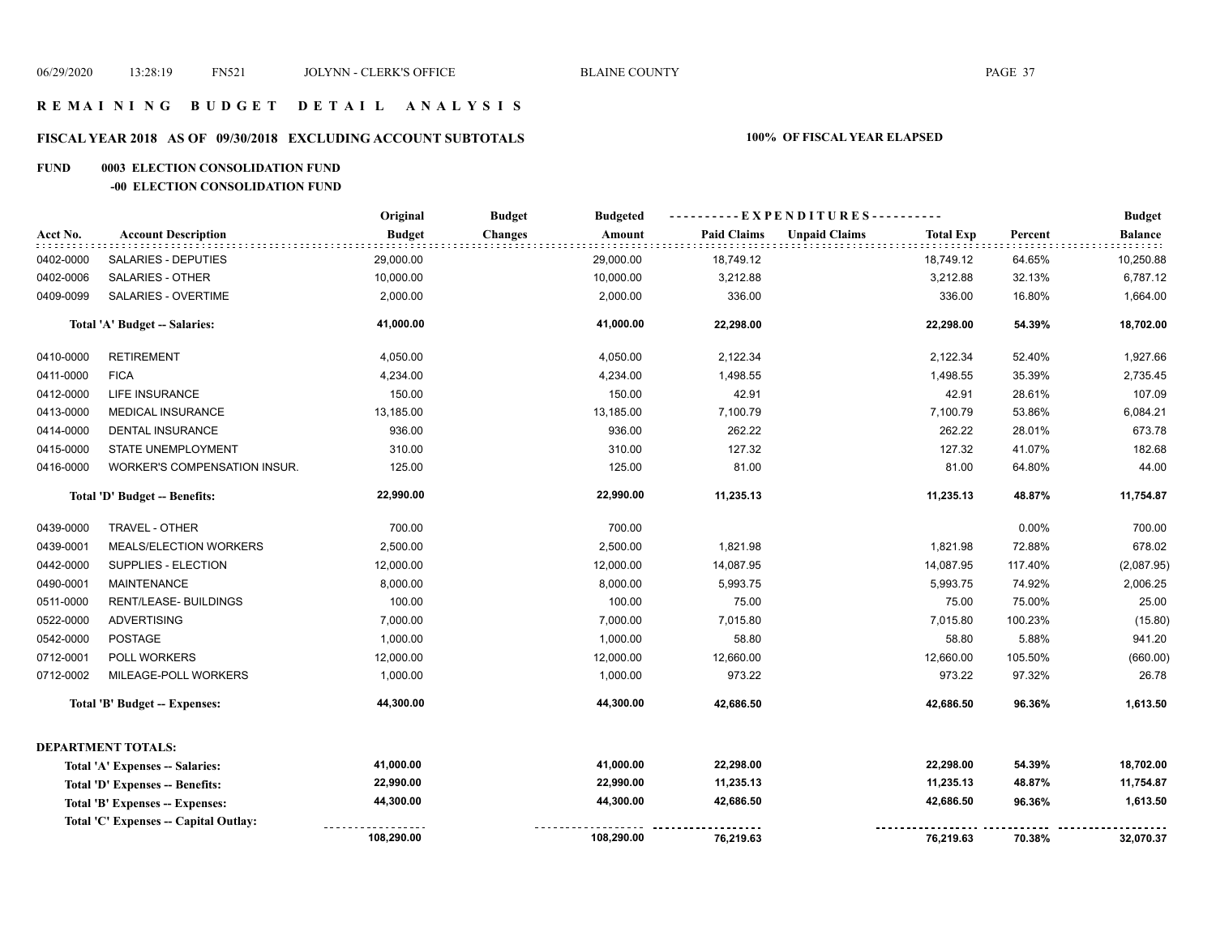# REMAINING BUDGET DETAIL ANALYSIS

## FISCAL YEAR 2018 AS OF 09/30/2018 EXCLUDING ACCOUNT SUBTOTALS

**100% OF FISCAL YEAR ELAPSED**

**FUND 0003 ELECTION CONSOLIDATION FUND**

**-00 ELECTION CONSOLIDATION FUND**

| Acct No. | Account Description | Original Budget | Budget Changes | Budgeted Amount | Paid Claims | Unpaid Claims | Total Exp | Percent | Budget Balance |
|---|---|---|---|---|---|---|---|---|---|
| 0402-0000 | SALARIES - DEPUTIES | 29,000.00 | | 29,000.00 | 18,749.12 | | 18,749.12 | 64.65% | 10,250.88 |
| 0402-0006 | SALARIES - OTHER | 10,000.00 | | 10,000.00 | 3,212.88 | | 3,212.88 | 32.13% | 6,787.12 |
| 0409-0099 | SALARIES - OVERTIME | 2,000.00 | | 2,000.00 | 336.00 | | 336.00 | 16.80% | 1,664.00 |
| | **Total 'A' Budget -- Salaries:** | **41,000.00** | | **41,000.00** | **22,298.00** | | **22,298.00** | **54.39%** | **18,702.00** |
| 0410-0000 | RETIREMENT | 4,050.00 | | 4,050.00 | 2,122.34 | | 2,122.34 | 52.40% | 1,927.66 |
| 0411-0000 | FICA | 4,234.00 | | 4,234.00 | 1,498.55 | | 1,498.55 | 35.39% | 2,735.45 |
| 0412-0000 | LIFE INSURANCE | 150.00 | | 150.00 | 42.91 | | 42.91 | 28.61% | 107.09 |
| 0413-0000 | MEDICAL INSURANCE | 13,185.00 | | 13,185.00 | 7,100.79 | | 7,100.79 | 53.86% | 6,084.21 |
| 0414-0000 | DENTAL INSURANCE | 936.00 | | 936.00 | 262.22 | | 262.22 | 28.01% | 673.78 |
| 0415-0000 | STATE UNEMPLOYMENT | 310.00 | | 310.00 | 127.32 | | 127.32 | 41.07% | 182.68 |
| 0416-0000 | WORKER'S COMPENSATION INSUR. | 125.00 | | 125.00 | 81.00 | | 81.00 | 64.80% | 44.00 |
| | **Total 'D' Budget -- Benefits:** | **22,990.00** | | **22,990.00** | **11,235.13** | | **11,235.13** | **48.87%** | **11,754.87** |
| 0439-0000 | TRAVEL - OTHER | 700.00 | | 700.00 | | | | 0.00% | 700.00 |
| 0439-0001 | MEALS/ELECTION WORKERS | 2,500.00 | | 2,500.00 | 1,821.98 | | 1,821.98 | 72.88% | 678.02 |
| 0442-0000 | SUPPLIES - ELECTION | 12,000.00 | | 12,000.00 | 14,087.95 | | 14,087.95 | 117.40% | (2,087.95) |
| 0490-0001 | MAINTENANCE | 8,000.00 | | 8,000.00 | 5,993.75 | | 5,993.75 | 74.92% | 2,006.25 |
| 0511-0000 | RENT/LEASE- BUILDINGS | 100.00 | | 100.00 | 75.00 | | 75.00 | 75.00% | 25.00 |
| 0522-0000 | ADVERTISING | 7,000.00 | | 7,000.00 | 7,015.80 | | 7,015.80 | 100.23% | (15.80) |
| 0542-0000 | POSTAGE | 1,000.00 | | 1,000.00 | 58.80 | | 58.80 | 5.88% | 941.20 |
| 0712-0001 | POLL WORKERS | 12,000.00 | | 12,000.00 | 12,660.00 | | 12,660.00 | 105.50% | (660.00) |
| 0712-0002 | MILEAGE-POLL WORKERS | 1,000.00 | | 1,000.00 | 973.22 | | 973.22 | 97.32% | 26.78 |
| | **Total 'B' Budget -- Expenses:** | **44,300.00** | | **44,300.00** | **42,686.50** | | **42,686.50** | **96.36%** | **1,613.50** |
| | **DEPARTMENT TOTALS:** | | | | | | | | |
| | **Total 'A' Expenses -- Salaries:** | **41,000.00** | | **41,000.00** | **22,298.00** | | **22,298.00** | **54.39%** | **18,702.00** |
| | **Total 'D' Expenses -- Benefits:** | **22,990.00** | | **22,990.00** | **11,235.13** | | **11,235.13** | **48.87%** | **11,754.87** |
| | **Total 'B' Expenses -- Expenses:** | **44,300.00** | | **44,300.00** | **42,686.50** | | **42,686.50** | **96.36%** | **1,613.50** |
| | **Total 'C' Expenses -- Capital Outlay:** | | | | | | | | |
| | | **108,290.00** | | **108,290.00** | **76,219.63** | | **76,219.63** | **70.38%** | **32,070.37** |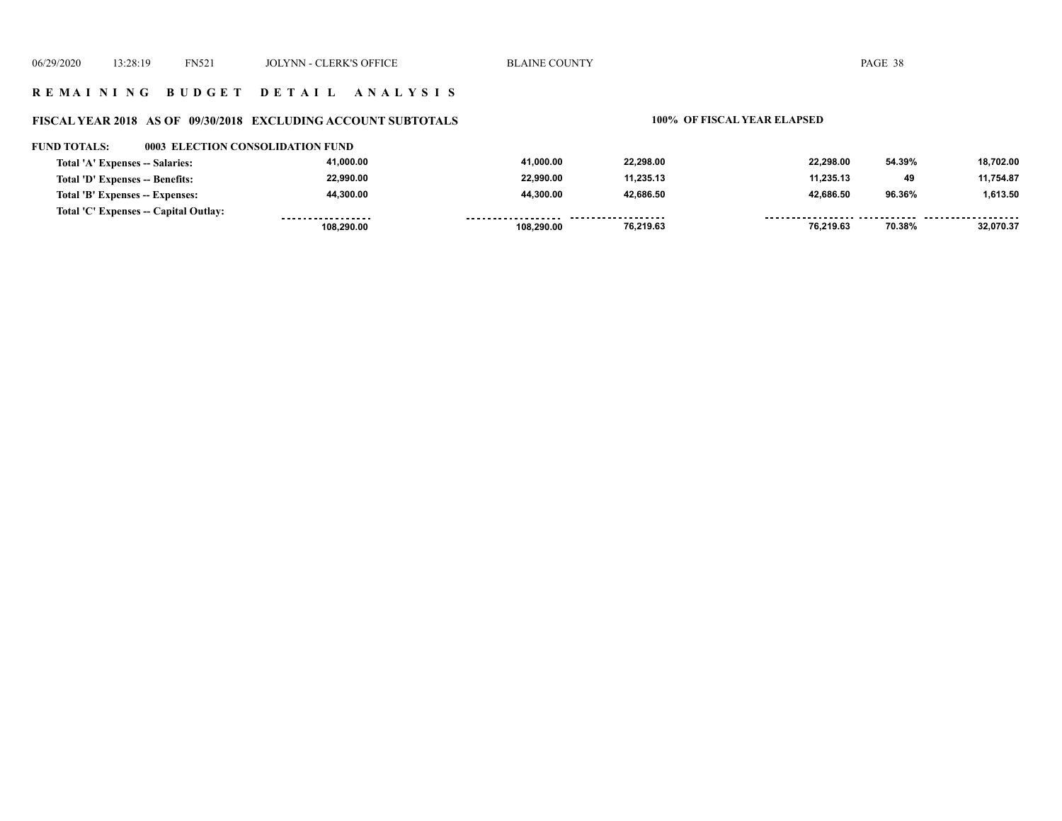## REMAINING BUDGET DETAIL ANALYSIS

### FISCAL YEAR 2018 AS OF 09/30/2018 EXCLUDING ACCOUNT SUBTOTALS

**100% OF FISCAL YEAR ELAPSED**

**FUND TOTALS: 0003 ELECTION CONSOLIDATION FUND**

| | | | | | | |
|---|---|---|---|---|---|---|
| Total 'A' Expenses -- Salaries: | 41,000.00 | 41,000.00 | 22,298.00 | 22,298.00 | 54.39% | 18,702.00 |
| Total 'D' Expenses -- Benefits: | 22,990.00 | 22,990.00 | 11,235.13 | 11,235.13 | 49 | 11,754.87 |
| Total 'B' Expenses -- Expenses: | 44,300.00 | 44,300.00 | 42,686.50 | 42,686.50 | 96.36% | 1,613.50 |
| Total 'C' Expenses -- Capital Outlay: | | | | | | |
| | 108,290.00 | 108,290.00 | 76,219.63 | 76,219.63 | 70.38% | 32,070.37 |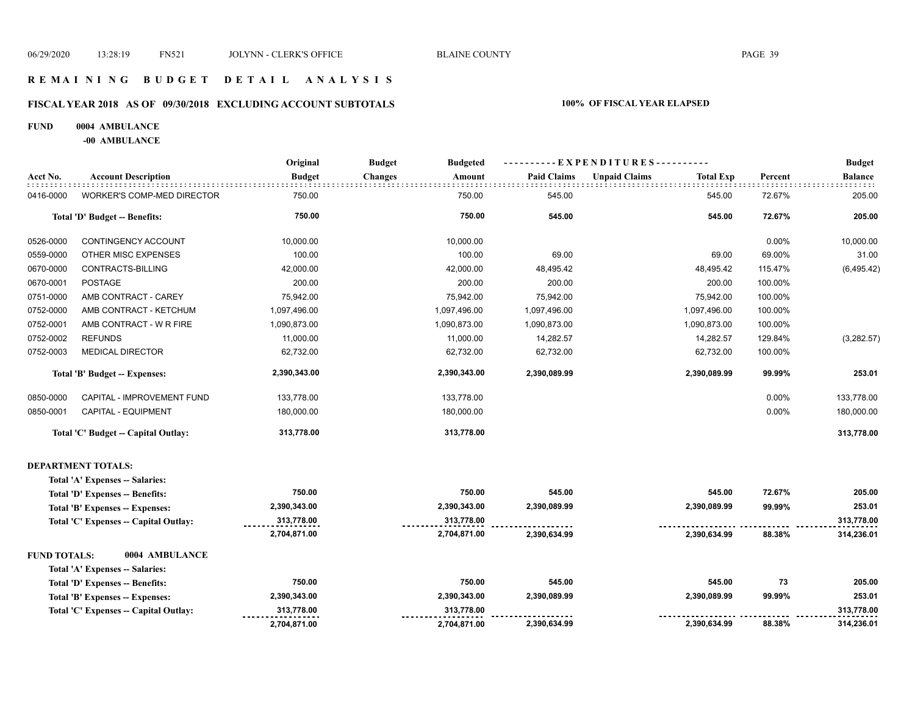## REMAINING BUDGET DETAIL ANALYSIS

### FISCAL YEAR 2018 AS OF 09/30/2018 EXCLUDING ACCOUNT SUBTOTALS — 100% OF FISCAL YEAR ELAPSED

**FUND 0004 AMBULANCE**

**-00 AMBULANCE**

| Acct No. | Account Description | Original Budget | Budget Changes | Budgeted Amount | Paid Claims | Unpaid Claims | Total Exp | Percent | Budget Balance |
|---|---|---|---|---|---|---|---|---|---|
| 0416-0000 | WORKER'S COMP-MED DIRECTOR | 750.00 | | 750.00 | 545.00 | | 545.00 | 72.67% | 205.00 |
| | **Total 'D' Budget -- Benefits:** | **750.00** | | **750.00** | **545.00** | | **545.00** | **72.67%** | **205.00** |
| 0526-0000 | CONTINGENCY ACCOUNT | 10,000.00 | | 10,000.00 | | | | 0.00% | 10,000.00 |
| 0559-0000 | OTHER MISC EXPENSES | 100.00 | | 100.00 | 69.00 | | 69.00 | 69.00% | 31.00 |
| 0670-0000 | CONTRACTS-BILLING | 42,000.00 | | 42,000.00 | 48,495.42 | | 48,495.42 | 115.47% | (6,495.42) |
| 0670-0001 | POSTAGE | 200.00 | | 200.00 | 200.00 | | 200.00 | 100.00% | |
| 0751-0000 | AMB CONTRACT - CAREY | 75,942.00 | | 75,942.00 | 75,942.00 | | 75,942.00 | 100.00% | |
| 0752-0000 | AMB CONTRACT - KETCHUM | 1,097,496.00 | | 1,097,496.00 | 1,097,496.00 | | 1,097,496.00 | 100.00% | |
| 0752-0001 | AMB CONTRACT - W R FIRE | 1,090,873.00 | | 1,090,873.00 | 1,090,873.00 | | 1,090,873.00 | 100.00% | |
| 0752-0002 | REFUNDS | 11,000.00 | | 11,000.00 | 14,282.57 | | 14,282.57 | 129.84% | (3,282.57) |
| 0752-0003 | MEDICAL DIRECTOR | 62,732.00 | | 62,732.00 | 62,732.00 | | 62,732.00 | 100.00% | |
| | **Total 'B' Budget -- Expenses:** | **2,390,343.00** | | **2,390,343.00** | **2,390,089.99** | | **2,390,089.99** | **99.99%** | **253.01** |
| 0850-0000 | CAPITAL - IMPROVEMENT FUND | 133,778.00 | | 133,778.00 | | | | 0.00% | 133,778.00 |
| 0850-0001 | CAPITAL - EQUIPMENT | 180,000.00 | | 180,000.00 | | | | 0.00% | 180,000.00 |
| | **Total 'C' Budget -- Capital Outlay:** | **313,778.00** | | **313,778.00** | | | | | **313,778.00** |

**DEPARTMENT TOTALS:**

| | Original Budget | Budget Changes | Budgeted Amount | Paid Claims | Unpaid Claims | Total Exp | Percent | Budget Balance |
|---|---|---|---|---|---|---|---|---|
| Total 'A' Expenses -- Salaries: | | | | | | | | |
| Total 'D' Expenses -- Benefits: | 750.00 | | 750.00 | 545.00 | | 545.00 | 72.67% | 205.00 |
| Total 'B' Expenses -- Expenses: | 2,390,343.00 | | 2,390,343.00 | 2,390,089.99 | | 2,390,089.99 | 99.99% | 253.01 |
| Total 'C' Expenses -- Capital Outlay: | 313,778.00 | | 313,778.00 | | | | | 313,778.00 |
| | **2,704,871.00** | | **2,704,871.00** | **2,390,634.99** | | **2,390,634.99** | **88.38%** | **314,236.01** |

**FUND TOTALS: 0004 AMBULANCE**

| | Original Budget | Budget Changes | Budgeted Amount | Paid Claims | Unpaid Claims | Total Exp | Percent | Budget Balance |
|---|---|---|---|---|---|---|---|---|
| Total 'A' Expenses -- Salaries: | | | | | | | | |
| Total 'D' Expenses -- Benefits: | 750.00 | | 750.00 | 545.00 | | 545.00 | 73 | 205.00 |
| Total 'B' Expenses -- Expenses: | 2,390,343.00 | | 2,390,343.00 | 2,390,089.99 | | 2,390,089.99 | 99.99% | 253.01 |
| Total 'C' Expenses -- Capital Outlay: | 313,778.00 | | 313,778.00 | | | | | 313,778.00 |
| | **2,704,871.00** | | **2,704,871.00** | **2,390,634.99** | | **2,390,634.99** | **88.38%** | **314,236.01** |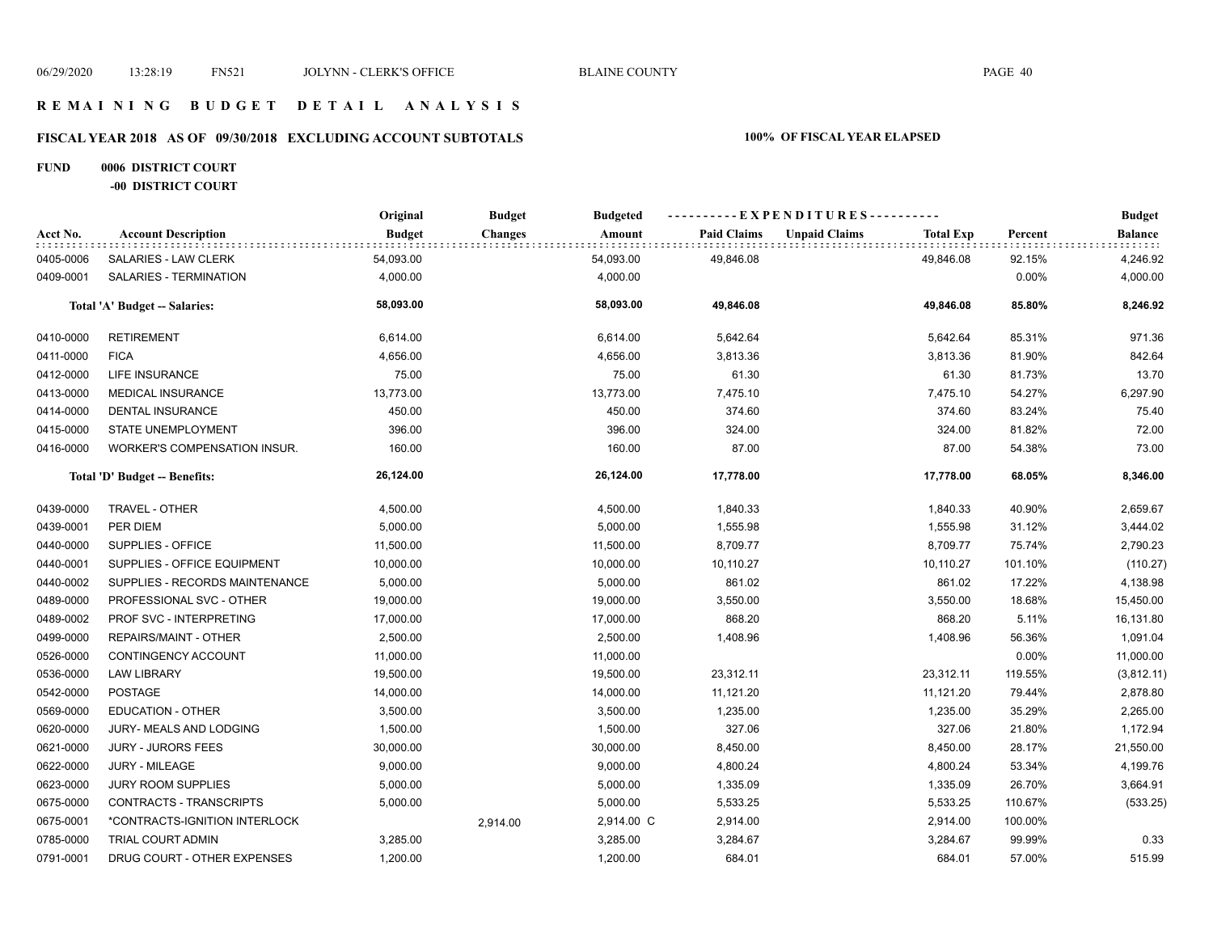# REMAINING BUDGET DETAIL ANALYSIS

## FISCAL YEAR 2018 AS OF 09/30/2018 EXCLUDING ACCOUNT SUBTOTALS

**100% OF FISCAL YEAR ELAPSED**

**FUND 0006 DISTRICT COURT**

**-00 DISTRICT COURT**

| Acct No. | Account Description | Original Budget | Budget Changes | Budgeted Amount | Paid Claims | Unpaid Claims | Total Exp | Percent | Budget Balance |
|---|---|---|---|---|---|---|---|---|---|
| 0405-0006 | SALARIES - LAW CLERK | 54,093.00 | | 54,093.00 | 49,846.08 | | 49,846.08 | 92.15% | 4,246.92 |
| 0409-0001 | SALARIES - TERMINATION | 4,000.00 | | 4,000.00 | | | | 0.00% | 4,000.00 |
| | **Total 'A' Budget -- Salaries:** | **58,093.00** | | **58,093.00** | **49,846.08** | | **49,846.08** | **85.80%** | **8,246.92** |
| 0410-0000 | RETIREMENT | 6,614.00 | | 6,614.00 | 5,642.64 | | 5,642.64 | 85.31% | 971.36 |
| 0411-0000 | FICA | 4,656.00 | | 4,656.00 | 3,813.36 | | 3,813.36 | 81.90% | 842.64 |
| 0412-0000 | LIFE INSURANCE | 75.00 | | 75.00 | 61.30 | | 61.30 | 81.73% | 13.70 |
| 0413-0000 | MEDICAL INSURANCE | 13,773.00 | | 13,773.00 | 7,475.10 | | 7,475.10 | 54.27% | 6,297.90 |
| 0414-0000 | DENTAL INSURANCE | 450.00 | | 450.00 | 374.60 | | 374.60 | 83.24% | 75.40 |
| 0415-0000 | STATE UNEMPLOYMENT | 396.00 | | 396.00 | 324.00 | | 324.00 | 81.82% | 72.00 |
| 0416-0000 | WORKER'S COMPENSATION INSUR. | 160.00 | | 160.00 | 87.00 | | 87.00 | 54.38% | 73.00 |
| | **Total 'D' Budget -- Benefits:** | **26,124.00** | | **26,124.00** | **17,778.00** | | **17,778.00** | **68.05%** | **8,346.00** |
| 0439-0000 | TRAVEL - OTHER | 4,500.00 | | 4,500.00 | 1,840.33 | | 1,840.33 | 40.90% | 2,659.67 |
| 0439-0001 | PER DIEM | 5,000.00 | | 5,000.00 | 1,555.98 | | 1,555.98 | 31.12% | 3,444.02 |
| 0440-0000 | SUPPLIES - OFFICE | 11,500.00 | | 11,500.00 | 8,709.77 | | 8,709.77 | 75.74% | 2,790.23 |
| 0440-0001 | SUPPLIES - OFFICE EQUIPMENT | 10,000.00 | | 10,000.00 | 10,110.27 | | 10,110.27 | 101.10% | (110.27) |
| 0440-0002 | SUPPLIES - RECORDS MAINTENANCE | 5,000.00 | | 5,000.00 | 861.02 | | 861.02 | 17.22% | 4,138.98 |
| 0489-0000 | PROFESSIONAL SVC - OTHER | 19,000.00 | | 19,000.00 | 3,550.00 | | 3,550.00 | 18.68% | 15,450.00 |
| 0489-0002 | PROF SVC - INTERPRETING | 17,000.00 | | 17,000.00 | 868.20 | | 868.20 | 5.11% | 16,131.80 |
| 0499-0000 | REPAIRS/MAINT - OTHER | 2,500.00 | | 2,500.00 | 1,408.96 | | 1,408.96 | 56.36% | 1,091.04 |
| 0526-0000 | CONTINGENCY ACCOUNT | 11,000.00 | | 11,000.00 | | | | 0.00% | 11,000.00 |
| 0536-0000 | LAW LIBRARY | 19,500.00 | | 19,500.00 | 23,312.11 | | 23,312.11 | 119.55% | (3,812.11) |
| 0542-0000 | POSTAGE | 14,000.00 | | 14,000.00 | 11,121.20 | | 11,121.20 | 79.44% | 2,878.80 |
| 0569-0000 | EDUCATION - OTHER | 3,500.00 | | 3,500.00 | 1,235.00 | | 1,235.00 | 35.29% | 2,265.00 |
| 0620-0000 | JURY- MEALS AND LODGING | 1,500.00 | | 1,500.00 | 327.06 | | 327.06 | 21.80% | 1,172.94 |
| 0621-0000 | JURY - JURORS FEES | 30,000.00 | | 30,000.00 | 8,450.00 | | 8,450.00 | 28.17% | 21,550.00 |
| 0622-0000 | JURY - MILEAGE | 9,000.00 | | 9,000.00 | 4,800.24 | | 4,800.24 | 53.34% | 4,199.76 |
| 0623-0000 | JURY ROOM SUPPLIES | 5,000.00 | | 5,000.00 | 1,335.09 | | 1,335.09 | 26.70% | 3,664.91 |
| 0675-0000 | CONTRACTS - TRANSCRIPTS | 5,000.00 | | 5,000.00 | 5,533.25 | | 5,533.25 | 110.67% | (533.25) |
| 0675-0001 | *CONTRACTS-IGNITION INTERLOCK | | 2,914.00 | 2,914.00 C | 2,914.00 | | 2,914.00 | 100.00% | |
| 0785-0000 | TRIAL COURT ADMIN | 3,285.00 | | 3,285.00 | 3,284.67 | | 3,284.67 | 99.99% | 0.33 |
| 0791-0001 | DRUG COURT - OTHER EXPENSES | 1,200.00 | | 1,200.00 | 684.01 | | 684.01 | 57.00% | 515.99 |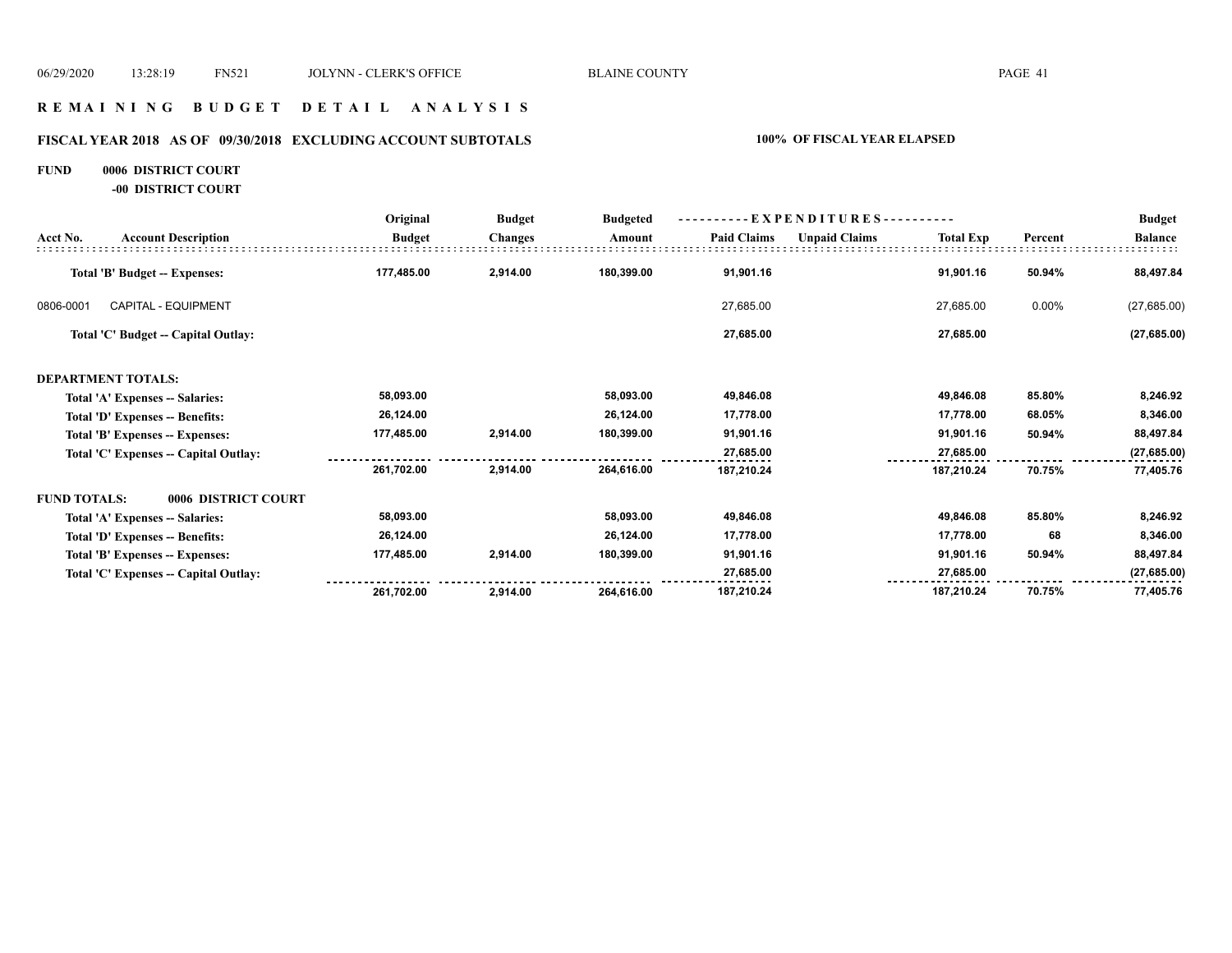## R E M A I N I N G   B U D G E T   D E T A I L   A N A L Y S I S

### FISCAL YEAR 2018   AS OF   09/30/2018   EXCLUDING ACCOUNT SUBTOTALS          100%  OF FISCAL YEAR ELAPSED

**FUND    0006  DISTRICT COURT**

**-00  DISTRICT COURT**

| Acct No. | Account Description | Original Budget | Budget Changes | Budgeted Amount | Paid Claims | Unpaid Claims | Total Exp | Percent | Budget Balance |
|---|---|---|---|---|---|---|---|---|---|
| | **Total 'B' Budget -- Expenses:** | **177,485.00** | **2,914.00** | **180,399.00** | **91,901.16** | | **91,901.16** | **50.94%** | **88,497.84** |
| 0806-0001 | CAPITAL - EQUIPMENT | | | | 27,685.00 | | 27,685.00 | 0.00% | (27,685.00) |
| | **Total 'C' Budget -- Capital Outlay:** | | | | **27,685.00** | | **27,685.00** | | **(27,685.00)** |
| **DEPARTMENT TOTALS:** | | | | | | | | | |
| | **Total 'A' Expenses -- Salaries:** | **58,093.00** | | **58,093.00** | **49,846.08** | | **49,846.08** | **85.80%** | **8,246.92** |
| | **Total 'D' Expenses -- Benefits:** | **26,124.00** | | **26,124.00** | **17,778.00** | | **17,778.00** | **68.05%** | **8,346.00** |
| | **Total 'B' Expenses -- Expenses:** | **177,485.00** | **2,914.00** | **180,399.00** | **91,901.16** | | **91,901.16** | **50.94%** | **88,497.84** |
| | **Total 'C' Expenses -- Capital Outlay:** | | | | **27,685.00** | | **27,685.00** | | **(27,685.00)** |
| | | **261,702.00** | **2,914.00** | **264,616.00** | **187,210.24** | | **187,210.24** | **70.75%** | **77,405.76** |
| **FUND TOTALS:** | **0006 DISTRICT COURT** | | | | | | | | |
| | **Total 'A' Expenses -- Salaries:** | **58,093.00** | | **58,093.00** | **49,846.08** | | **49,846.08** | **85.80%** | **8,246.92** |
| | **Total 'D' Expenses -- Benefits:** | **26,124.00** | | **26,124.00** | **17,778.00** | | **17,778.00** | **68** | **8,346.00** |
| | **Total 'B' Expenses -- Expenses:** | **177,485.00** | **2,914.00** | **180,399.00** | **91,901.16** | | **91,901.16** | **50.94%** | **88,497.84** |
| | **Total 'C' Expenses -- Capital Outlay:** | | | | **27,685.00** | | **27,685.00** | | **(27,685.00)** |
| | | **261,702.00** | **2,914.00** | **264,616.00** | **187,210.24** | | **187,210.24** | **70.75%** | **77,405.76** |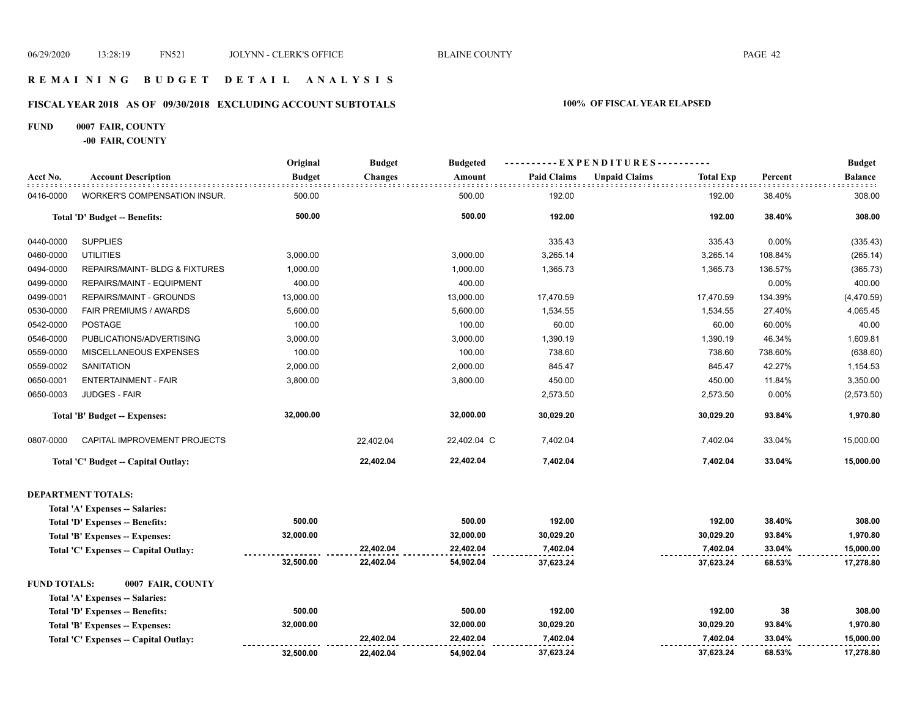# REMAINING BUDGET DETAIL ANALYSIS

## FISCAL YEAR 2018 AS OF 09/30/2018 EXCLUDING ACCOUNT SUBTOTALS

**100% OF FISCAL YEAR ELAPSED**

**FUND 0007 FAIR, COUNTY**

**-00 FAIR, COUNTY**

| Acct No. | Account Description | Original Budget | Budget Changes | Budgeted Amount | Paid Claims | Unpaid Claims | Total Exp | Percent | Budget Balance |
|---|---|---|---|---|---|---|---|---|---|
| 0416-0000 | WORKER'S COMPENSATION INSUR. | 500.00 | | 500.00 | 192.00 | | 192.00 | 38.40% | 308.00 |
| | **Total 'D' Budget -- Benefits:** | **500.00** | | **500.00** | **192.00** | | **192.00** | **38.40%** | **308.00** |
| 0440-0000 | SUPPLIES | | | | 335.43 | | 335.43 | 0.00% | (335.43) |
| 0460-0000 | UTILITIES | 3,000.00 | | 3,000.00 | 3,265.14 | | 3,265.14 | 108.84% | (265.14) |
| 0494-0000 | REPAIRS/MAINT- BLDG & FIXTURES | 1,000.00 | | 1,000.00 | 1,365.73 | | 1,365.73 | 136.57% | (365.73) |
| 0499-0000 | REPAIRS/MAINT - EQUIPMENT | 400.00 | | 400.00 | | | | 0.00% | 400.00 |
| 0499-0001 | REPAIRS/MAINT - GROUNDS | 13,000.00 | | 13,000.00 | 17,470.59 | | 17,470.59 | 134.39% | (4,470.59) |
| 0530-0000 | FAIR PREMIUMS / AWARDS | 5,600.00 | | 5,600.00 | 1,534.55 | | 1,534.55 | 27.40% | 4,065.45 |
| 0542-0000 | POSTAGE | 100.00 | | 100.00 | 60.00 | | 60.00 | 60.00% | 40.00 |
| 0546-0000 | PUBLICATIONS/ADVERTISING | 3,000.00 | | 3,000.00 | 1,390.19 | | 1,390.19 | 46.34% | 1,609.81 |
| 0559-0000 | MISCELLANEOUS EXPENSES | 100.00 | | 100.00 | 738.60 | | 738.60 | 738.60% | (638.60) |
| 0559-0002 | SANITATION | 2,000.00 | | 2,000.00 | 845.47 | | 845.47 | 42.27% | 1,154.53 |
| 0650-0001 | ENTERTAINMENT - FAIR | 3,800.00 | | 3,800.00 | 450.00 | | 450.00 | 11.84% | 3,350.00 |
| 0650-0003 | JUDGES - FAIR | | | | 2,573.50 | | 2,573.50 | 0.00% | (2,573.50) |
| | **Total 'B' Budget -- Expenses:** | **32,000.00** | | **32,000.00** | **30,029.20** | | **30,029.20** | **93.84%** | **1,970.80** |
| 0807-0000 | CAPITAL IMPROVEMENT PROJECTS | | 22,402.04 | 22,402.04 C | 7,402.04 | | 7,402.04 | 33.04% | 15,000.00 |
| | **Total 'C' Budget -- Capital Outlay:** | | **22,402.04** | **22,402.04** | **7,402.04** | | **7,402.04** | **33.04%** | **15,000.00** |

**DEPARTMENT TOTALS:**

| | Original Budget | Budget Changes | Budgeted Amount | Paid Claims | Unpaid Claims | Total Exp | Percent | Budget Balance |
|---|---|---|---|---|---|---|---|---|
| **Total 'A' Expenses -- Salaries:** | | | | | | | | |
| **Total 'D' Expenses -- Benefits:** | **500.00** | | **500.00** | **192.00** | | **192.00** | **38.40%** | **308.00** |
| **Total 'B' Expenses -- Expenses:** | **32,000.00** | | **32,000.00** | **30,029.20** | | **30,029.20** | **93.84%** | **1,970.80** |
| **Total 'C' Expenses -- Capital Outlay:** | | **22,402.04** | **22,402.04** | **7,402.04** | | **7,402.04** | **33.04%** | **15,000.00** |
| | **32,500.00** | **22,402.04** | **54,902.04** | **37,623.24** | | **37,623.24** | **68.53%** | **17,278.80** |

**FUND TOTALS: 0007 FAIR, COUNTY**

| | Original Budget | Budget Changes | Budgeted Amount | Paid Claims | Unpaid Claims | Total Exp | Percent | Budget Balance |
|---|---|---|---|---|---|---|---|---|
| **Total 'A' Expenses -- Salaries:** | | | | | | | | |
| **Total 'D' Expenses -- Benefits:** | **500.00** | | **500.00** | **192.00** | | **192.00** | **38** | **308.00** |
| **Total 'B' Expenses -- Expenses:** | **32,000.00** | | **32,000.00** | **30,029.20** | | **30,029.20** | **93.84%** | **1,970.80** |
| **Total 'C' Expenses -- Capital Outlay:** | | **22,402.04** | **22,402.04** | **7,402.04** | | **7,402.04** | **33.04%** | **15,000.00** |
| | **32,500.00** | **22,402.04** | **54,902.04** | **37,623.24** | | **37,623.24** | **68.53%** | **17,278.80** |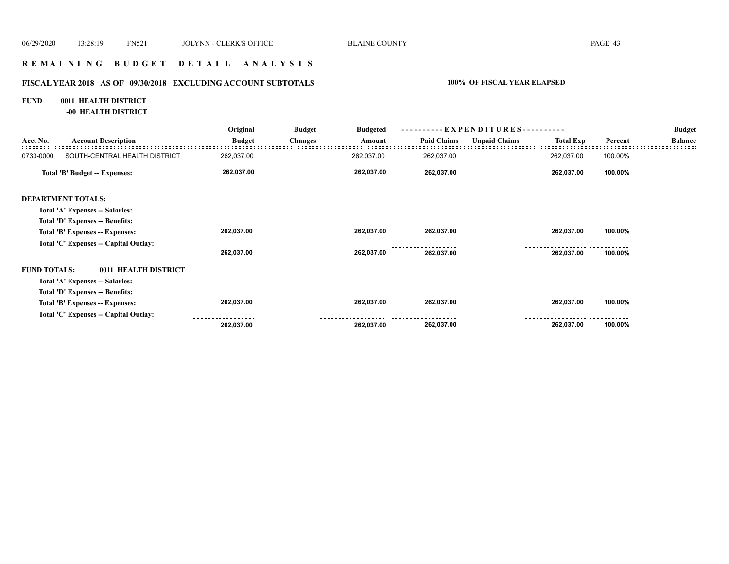# REMAINING BUDGET DETAIL ANALYSIS

## FISCAL YEAR 2018 AS OF 09/30/2018 EXCLUDING ACCOUNT SUBTOTALS — 100% OF FISCAL YEAR ELAPSED

**FUND 0011 HEALTH DISTRICT**

**-00 HEALTH DISTRICT**

| Acct No. | Account Description | Original Budget | Budget Changes | Budgeted Amount | EXPENDITURES Paid Claims | Unpaid Claims | Total Exp | Percent | Budget Balance |
|---|---|---|---|---|---|---|---|---|---|
| 0733-0000 | SOUTH-CENTRAL HEALTH DISTRICT | 262,037.00 | | 262,037.00 | 262,037.00 | | 262,037.00 | 100.00% | |
| | **Total 'B' Budget -- Expenses:** | **262,037.00** | | **262,037.00** | **262,037.00** | | **262,037.00** | **100.00%** | |
| | **DEPARTMENT TOTALS:** | | | | | | | | |
| | **Total 'A' Expenses -- Salaries:** | | | | | | | | |
| | **Total 'D' Expenses -- Benefits:** | | | | | | | | |
| | **Total 'B' Expenses -- Expenses:** | **262,037.00** | | **262,037.00** | **262,037.00** | | **262,037.00** | **100.00%** | |
| | **Total 'C' Expenses -- Capital Outlay:** | | | | | | | | |
| | | **262,037.00** | | **262,037.00** | **262,037.00** | | **262,037.00** | **100.00%** | |
| | **FUND TOTALS: 0011 HEALTH DISTRICT** | | | | | | | | |
| | **Total 'A' Expenses -- Salaries:** | | | | | | | | |
| | **Total 'D' Expenses -- Benefits:** | | | | | | | | |
| | **Total 'B' Expenses -- Expenses:** | **262,037.00** | | **262,037.00** | **262,037.00** | | **262,037.00** | **100.00%** | |
| | **Total 'C' Expenses -- Capital Outlay:** | | | | | | | | |
| | | **262,037.00** | | **262,037.00** | **262,037.00** | | **262,037.00** | **100.00%** | |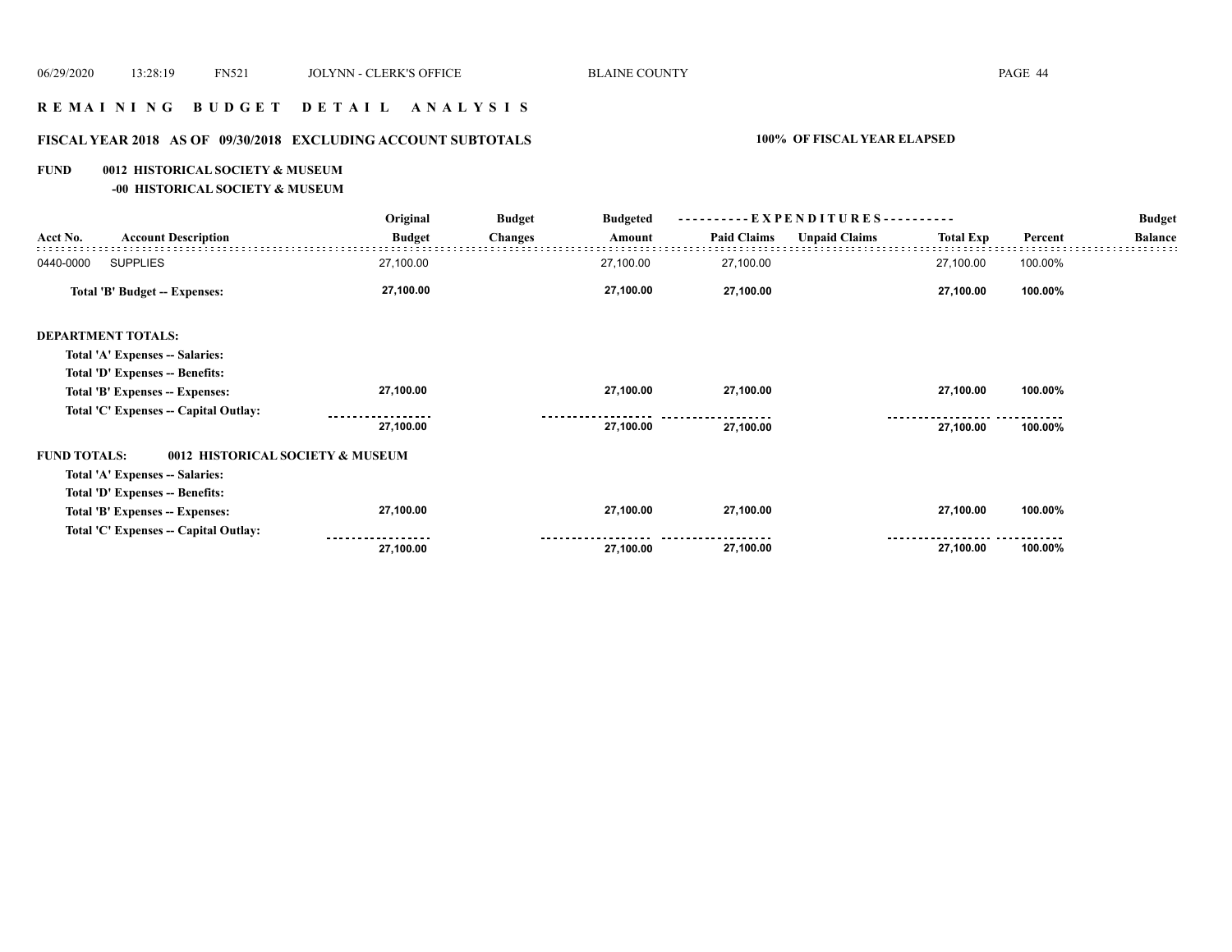# R E M A I N I N G   B U D G E T   D E T A I L   A N A L Y S I S

## FISCAL YEAR 2018   AS OF  09/30/2018   EXCLUDING ACCOUNT SUBTOTALS        100%  OF FISCAL YEAR ELAPSED

**FUND     0012  HISTORICAL SOCIETY & MUSEUM**

**-00  HISTORICAL SOCIETY & MUSEUM**

| Acct No. | Account Description | Original Budget | Budget Changes | Budgeted Amount | Paid Claims | Unpaid Claims | Total Exp | Percent | Budget Balance |
|---|---|---|---|---|---|---|---|---|---|
| 0440-0000 | SUPPLIES | 27,100.00 | | 27,100.00 | 27,100.00 | | 27,100.00 | 100.00% | |
| | **Total 'B' Budget -- Expenses:** | **27,100.00** | | **27,100.00** | **27,100.00** | | **27,100.00** | **100.00%** | |
| **DEPARTMENT TOTALS:** | | | | | | | | | |
| | **Total 'A' Expenses -- Salaries:** | | | | | | | | |
| | **Total 'D' Expenses -- Benefits:** | | | | | | | | |
| | **Total 'B' Expenses -- Expenses:** | **27,100.00** | | **27,100.00** | **27,100.00** | | **27,100.00** | **100.00%** | |
| | **Total 'C' Expenses -- Capital Outlay:** | | | | | | | | |
| | | **27,100.00** | | **27,100.00** | **27,100.00** | | **27,100.00** | **100.00%** | |
| **FUND TOTALS:** | **0012  HISTORICAL SOCIETY & MUSEUM** | | | | | | | | |
| | **Total 'A' Expenses -- Salaries:** | | | | | | | | |
| | **Total 'D' Expenses -- Benefits:** | | | | | | | | |
| | **Total 'B' Expenses -- Expenses:** | **27,100.00** | | **27,100.00** | **27,100.00** | | **27,100.00** | **100.00%** | |
| | **Total 'C' Expenses -- Capital Outlay:** | | | | | | | | |
| | | **27,100.00** | | **27,100.00** | **27,100.00** | | **27,100.00** | **100.00%** | |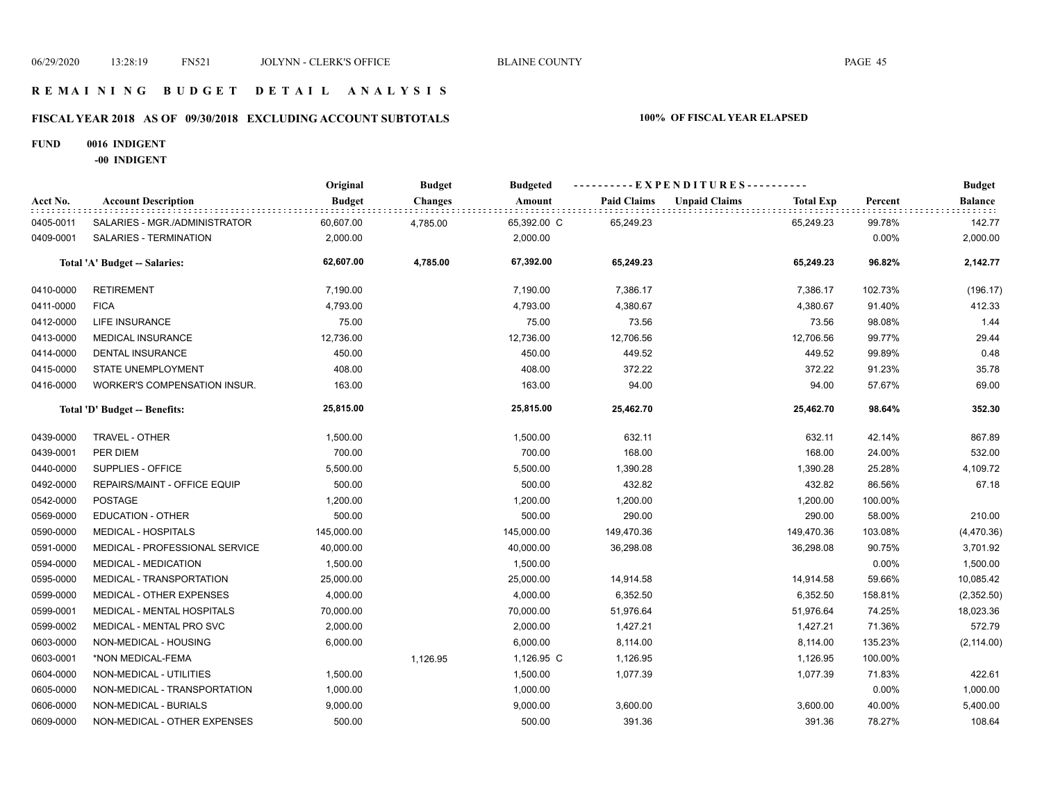# REMAINING BUDGET DETAIL ANALYSIS

## FISCAL YEAR 2018 AS OF 09/30/2018 EXCLUDING ACCOUNT SUBTOTALS

**100% OF FISCAL YEAR ELAPSED**

**FUND 0016 INDIGENT**

**-00 INDIGENT**

| Acct No. | Account Description | Original Budget | Budget Changes | Budgeted Amount | Paid Claims | Unpaid Claims | Total Exp | Percent | Budget Balance |
|---|---|---|---|---|---|---|---|---|---|
| 0405-0011 | SALARIES - MGR./ADMINISTRATOR | 60,607.00 | 4,785.00 | 65,392.00 C | 65,249.23 | | 65,249.23 | 99.78% | 142.77 |
| 0409-0001 | SALARIES - TERMINATION | 2,000.00 | | 2,000.00 | | | | 0.00% | 2,000.00 |
| | **Total 'A' Budget -- Salaries:** | **62,607.00** | **4,785.00** | **67,392.00** | **65,249.23** | | **65,249.23** | **96.82%** | **2,142.77** |
| 0410-0000 | RETIREMENT | 7,190.00 | | 7,190.00 | 7,386.17 | | 7,386.17 | 102.73% | (196.17) |
| 0411-0000 | FICA | 4,793.00 | | 4,793.00 | 4,380.67 | | 4,380.67 | 91.40% | 412.33 |
| 0412-0000 | LIFE INSURANCE | 75.00 | | 75.00 | 73.56 | | 73.56 | 98.08% | 1.44 |
| 0413-0000 | MEDICAL INSURANCE | 12,736.00 | | 12,736.00 | 12,706.56 | | 12,706.56 | 99.77% | 29.44 |
| 0414-0000 | DENTAL INSURANCE | 450.00 | | 450.00 | 449.52 | | 449.52 | 99.89% | 0.48 |
| 0415-0000 | STATE UNEMPLOYMENT | 408.00 | | 408.00 | 372.22 | | 372.22 | 91.23% | 35.78 |
| 0416-0000 | WORKER'S COMPENSATION INSUR. | 163.00 | | 163.00 | 94.00 | | 94.00 | 57.67% | 69.00 |
| | **Total 'D' Budget -- Benefits:** | **25,815.00** | | **25,815.00** | **25,462.70** | | **25,462.70** | **98.64%** | **352.30** |
| 0439-0000 | TRAVEL - OTHER | 1,500.00 | | 1,500.00 | 632.11 | | 632.11 | 42.14% | 867.89 |
| 0439-0001 | PER DIEM | 700.00 | | 700.00 | 168.00 | | 168.00 | 24.00% | 532.00 |
| 0440-0000 | SUPPLIES - OFFICE | 5,500.00 | | 5,500.00 | 1,390.28 | | 1,390.28 | 25.28% | 4,109.72 |
| 0492-0000 | REPAIRS/MAINT - OFFICE EQUIP | 500.00 | | 500.00 | 432.82 | | 432.82 | 86.56% | 67.18 |
| 0542-0000 | POSTAGE | 1,200.00 | | 1,200.00 | 1,200.00 | | 1,200.00 | 100.00% | |
| 0569-0000 | EDUCATION - OTHER | 500.00 | | 500.00 | 290.00 | | 290.00 | 58.00% | 210.00 |
| 0590-0000 | MEDICAL - HOSPITALS | 145,000.00 | | 145,000.00 | 149,470.36 | | 149,470.36 | 103.08% | (4,470.36) |
| 0591-0000 | MEDICAL - PROFESSIONAL SERVICE | 40,000.00 | | 40,000.00 | 36,298.08 | | 36,298.08 | 90.75% | 3,701.92 |
| 0594-0000 | MEDICAL - MEDICATION | 1,500.00 | | 1,500.00 | | | | 0.00% | 1,500.00 |
| 0595-0000 | MEDICAL - TRANSPORTATION | 25,000.00 | | 25,000.00 | 14,914.58 | | 14,914.58 | 59.66% | 10,085.42 |
| 0599-0000 | MEDICAL - OTHER EXPENSES | 4,000.00 | | 4,000.00 | 6,352.50 | | 6,352.50 | 158.81% | (2,352.50) |
| 0599-0001 | MEDICAL - MENTAL HOSPITALS | 70,000.00 | | 70,000.00 | 51,976.64 | | 51,976.64 | 74.25% | 18,023.36 |
| 0599-0002 | MEDICAL - MENTAL PRO SVC | 2,000.00 | | 2,000.00 | 1,427.21 | | 1,427.21 | 71.36% | 572.79 |
| 0603-0000 | NON-MEDICAL - HOUSING | 6,000.00 | | 6,000.00 | 8,114.00 | | 8,114.00 | 135.23% | (2,114.00) |
| 0603-0001 | *NON MEDICAL-FEMA | | 1,126.95 | 1,126.95 C | 1,126.95 | | 1,126.95 | 100.00% | |
| 0604-0000 | NON-MEDICAL - UTILITIES | 1,500.00 | | 1,500.00 | 1,077.39 | | 1,077.39 | 71.83% | 422.61 |
| 0605-0000 | NON-MEDICAL - TRANSPORTATION | 1,000.00 | | 1,000.00 | | | | 0.00% | 1,000.00 |
| 0606-0000 | NON-MEDICAL - BURIALS | 9,000.00 | | 9,000.00 | 3,600.00 | | 3,600.00 | 40.00% | 5,400.00 |
| 0609-0000 | NON-MEDICAL - OTHER EXPENSES | 500.00 | | 500.00 | 391.36 | | 391.36 | 78.27% | 108.64 |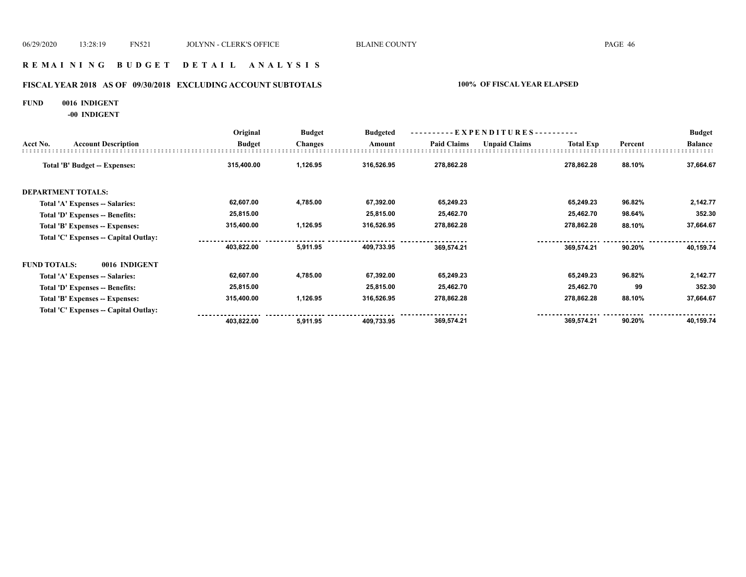## R E M A I N I N G   B U D G E T   D E T A I L   A N A L Y S I S

### FISCAL YEAR 2018 AS OF 09/30/2018 EXCLUDING ACCOUNT SUBTOTALS

**100% OF FISCAL YEAR ELAPSED**

**FUND 0016 INDIGENT**

**-00 INDIGENT**

| Acct No. | Account Description | Original Budget | Budget Changes | Budgeted Amount | Paid Claims | Unpaid Claims | Total Exp | Percent | Budget Balance |
|---|---|---|---|---|---|---|---|---|---|
| | **Total 'B' Budget -- Expenses:** | 315,400.00 | 1,126.95 | 316,526.95 | 278,862.28 | | 278,862.28 | 88.10% | 37,664.67 |
| **DEPARTMENT TOTALS:** | | | | | | | | | |
| | Total 'A' Expenses -- Salaries: | 62,607.00 | 4,785.00 | 67,392.00 | 65,249.23 | | 65,249.23 | 96.82% | 2,142.77 |
| | Total 'D' Expenses -- Benefits: | 25,815.00 | | 25,815.00 | 25,462.70 | | 25,462.70 | 98.64% | 352.30 |
| | Total 'B' Expenses -- Expenses: | 315,400.00 | 1,126.95 | 316,526.95 | 278,862.28 | | 278,862.28 | 88.10% | 37,664.67 |
| | Total 'C' Expenses -- Capital Outlay: | | | | | | | | |
| | | 403,822.00 | 5,911.95 | 409,733.95 | 369,574.21 | | 369,574.21 | 90.20% | 40,159.74 |
| **FUND TOTALS:** | **0016 INDIGENT** | | | | | | | | |
| | Total 'A' Expenses -- Salaries: | 62,607.00 | 4,785.00 | 67,392.00 | 65,249.23 | | 65,249.23 | 96.82% | 2,142.77 |
| | Total 'D' Expenses -- Benefits: | 25,815.00 | | 25,815.00 | 25,462.70 | | 25,462.70 | 99 | 352.30 |
| | Total 'B' Expenses -- Expenses: | 315,400.00 | 1,126.95 | 316,526.95 | 278,862.28 | | 278,862.28 | 88.10% | 37,664.67 |
| | Total 'C' Expenses -- Capital Outlay: | | | | | | | | |
| | | 403,822.00 | 5,911.95 | 409,733.95 | 369,574.21 | | 369,574.21 | 90.20% | 40,159.74 |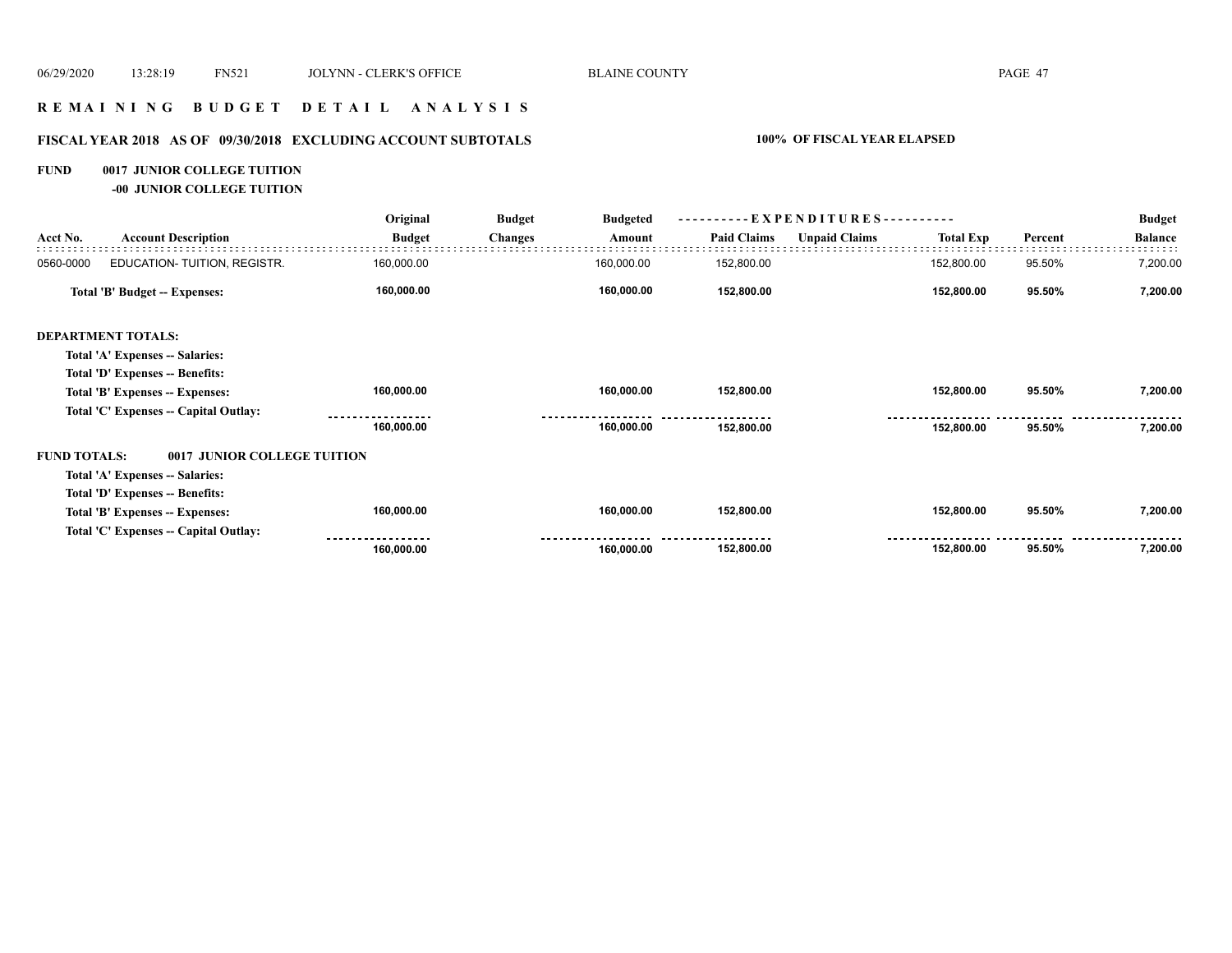## R E M A I N I N G   B U D G E T   D E T A I L   A N A L Y S I S

### FISCAL YEAR 2018 AS OF 09/30/2018 EXCLUDING ACCOUNT SUBTOTALS — 100% OF FISCAL YEAR ELAPSED

**FUND 0017 JUNIOR COLLEGE TUITION**

**-00 JUNIOR COLLEGE TUITION**

| Acct No. | Account Description | Original Budget | Budget Changes | Budgeted Amount | EXPENDITURES Paid Claims | Unpaid Claims | Total Exp | Percent | Budget Balance |
|---|---|---|---|---|---|---|---|---|---|
| 0560-0000 | EDUCATION- TUITION, REGISTR. | 160,000.00 | | 160,000.00 | 152,800.00 | | 152,800.00 | 95.50% | 7,200.00 |
| | **Total 'B' Budget -- Expenses:** | **160,000.00** | | **160,000.00** | **152,800.00** | | **152,800.00** | **95.50%** | **7,200.00** |
| **DEPARTMENT TOTALS:** | | | | | | | | | |
| | **Total 'A' Expenses -- Salaries:** | | | | | | | | |
| | **Total 'D' Expenses -- Benefits:** | | | | | | | | |
| | **Total 'B' Expenses -- Expenses:** | **160,000.00** | | **160,000.00** | **152,800.00** | | **152,800.00** | **95.50%** | **7,200.00** |
| | **Total 'C' Expenses -- Capital Outlay:** | | | | | | | | |
| | | **160,000.00** | | **160,000.00** | **152,800.00** | | **152,800.00** | **95.50%** | **7,200.00** |
| **FUND TOTALS:** | **0017 JUNIOR COLLEGE TUITION** | | | | | | | | |
| | **Total 'A' Expenses -- Salaries:** | | | | | | | | |
| | **Total 'D' Expenses -- Benefits:** | | | | | | | | |
| | **Total 'B' Expenses -- Expenses:** | **160,000.00** | | **160,000.00** | **152,800.00** | | **152,800.00** | **95.50%** | **7,200.00** |
| | **Total 'C' Expenses -- Capital Outlay:** | | | | | | | | |
| | | **160,000.00** | | **160,000.00** | **152,800.00** | | **152,800.00** | **95.50%** | **7,200.00** |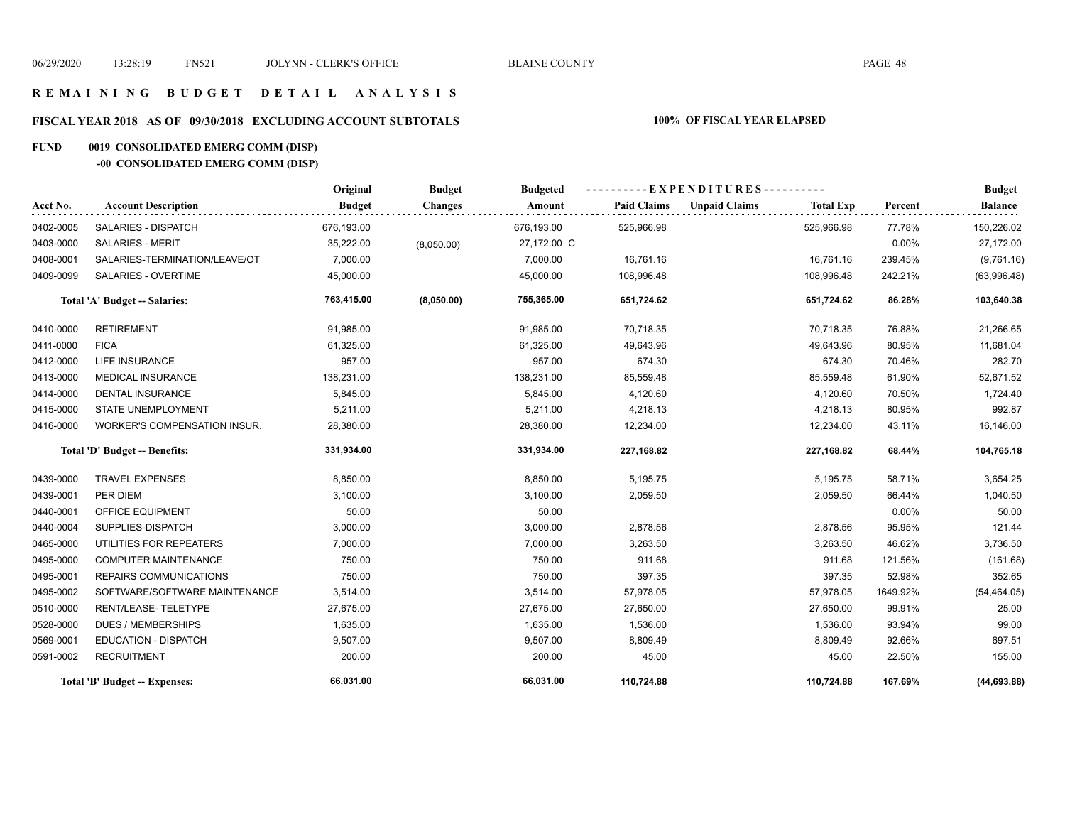# R E M A I N I N G   B U D G E T   D E T A I L   A N A L Y S I S

## FISCAL YEAR 2018 AS OF 09/30/2018 EXCLUDING ACCOUNT SUBTOTALS — 100% OF FISCAL YEAR ELAPSED

### FUND 0019 CONSOLIDATED EMERG COMM (DISP)

#### -00 CONSOLIDATED EMERG COMM (DISP)

| Acct No. | Account Description | Original Budget | Budget Changes | Budgeted Amount | Paid Claims | Unpaid Claims | Total Exp | Percent | Budget Balance |
|---|---|---|---|---|---|---|---|---|---|
| 0402-0005 | SALARIES - DISPATCH | 676,193.00 | | 676,193.00 | 525,966.98 | | 525,966.98 | 77.78% | 150,226.02 |
| 0403-0000 | SALARIES - MERIT | 35,222.00 | (8,050.00) | 27,172.00 C | | | | 0.00% | 27,172.00 |
| 0408-0001 | SALARIES-TERMINATION/LEAVE/OT | 7,000.00 | | 7,000.00 | 16,761.16 | | 16,761.16 | 239.45% | (9,761.16) |
| 0409-0099 | SALARIES - OVERTIME | 45,000.00 | | 45,000.00 | 108,996.48 | | 108,996.48 | 242.21% | (63,996.48) |
| | **Total 'A' Budget -- Salaries:** | **763,415.00** | **(8,050.00)** | **755,365.00** | **651,724.62** | | **651,724.62** | **86.28%** | **103,640.38** |
| 0410-0000 | RETIREMENT | 91,985.00 | | 91,985.00 | 70,718.35 | | 70,718.35 | 76.88% | 21,266.65 |
| 0411-0000 | FICA | 61,325.00 | | 61,325.00 | 49,643.96 | | 49,643.96 | 80.95% | 11,681.04 |
| 0412-0000 | LIFE INSURANCE | 957.00 | | 957.00 | 674.30 | | 674.30 | 70.46% | 282.70 |
| 0413-0000 | MEDICAL INSURANCE | 138,231.00 | | 138,231.00 | 85,559.48 | | 85,559.48 | 61.90% | 52,671.52 |
| 0414-0000 | DENTAL INSURANCE | 5,845.00 | | 5,845.00 | 4,120.60 | | 4,120.60 | 70.50% | 1,724.40 |
| 0415-0000 | STATE UNEMPLOYMENT | 5,211.00 | | 5,211.00 | 4,218.13 | | 4,218.13 | 80.95% | 992.87 |
| 0416-0000 | WORKER'S COMPENSATION INSUR. | 28,380.00 | | 28,380.00 | 12,234.00 | | 12,234.00 | 43.11% | 16,146.00 |
| | **Total 'D' Budget -- Benefits:** | **331,934.00** | | **331,934.00** | **227,168.82** | | **227,168.82** | **68.44%** | **104,765.18** |
| 0439-0000 | TRAVEL EXPENSES | 8,850.00 | | 8,850.00 | 5,195.75 | | 5,195.75 | 58.71% | 3,654.25 |
| 0439-0001 | PER DIEM | 3,100.00 | | 3,100.00 | 2,059.50 | | 2,059.50 | 66.44% | 1,040.50 |
| 0440-0001 | OFFICE EQUIPMENT | 50.00 | | 50.00 | | | | 0.00% | 50.00 |
| 0440-0004 | SUPPLIES-DISPATCH | 3,000.00 | | 3,000.00 | 2,878.56 | | 2,878.56 | 95.95% | 121.44 |
| 0465-0000 | UTILITIES FOR REPEATERS | 7,000.00 | | 7,000.00 | 3,263.50 | | 3,263.50 | 46.62% | 3,736.50 |
| 0495-0000 | COMPUTER MAINTENANCE | 750.00 | | 750.00 | 911.68 | | 911.68 | 121.56% | (161.68) |
| 0495-0001 | REPAIRS COMMUNICATIONS | 750.00 | | 750.00 | 397.35 | | 397.35 | 52.98% | 352.65 |
| 0495-0002 | SOFTWARE/SOFTWARE MAINTENANCE | 3,514.00 | | 3,514.00 | 57,978.05 | | 57,978.05 | 1649.92% | (54,464.05) |
| 0510-0000 | RENT/LEASE- TELETYPE | 27,675.00 | | 27,675.00 | 27,650.00 | | 27,650.00 | 99.91% | 25.00 |
| 0528-0000 | DUES / MEMBERSHIPS | 1,635.00 | | 1,635.00 | 1,536.00 | | 1,536.00 | 93.94% | 99.00 |
| 0569-0001 | EDUCATION - DISPATCH | 9,507.00 | | 9,507.00 | 8,809.49 | | 8,809.49 | 92.66% | 697.51 |
| 0591-0002 | RECRUITMENT | 200.00 | | 200.00 | 45.00 | | 45.00 | 22.50% | 155.00 |
| | **Total 'B' Budget -- Expenses:** | **66,031.00** | | **66,031.00** | **110,724.88** | | **110,724.88** | **167.69%** | **(44,693.88)** |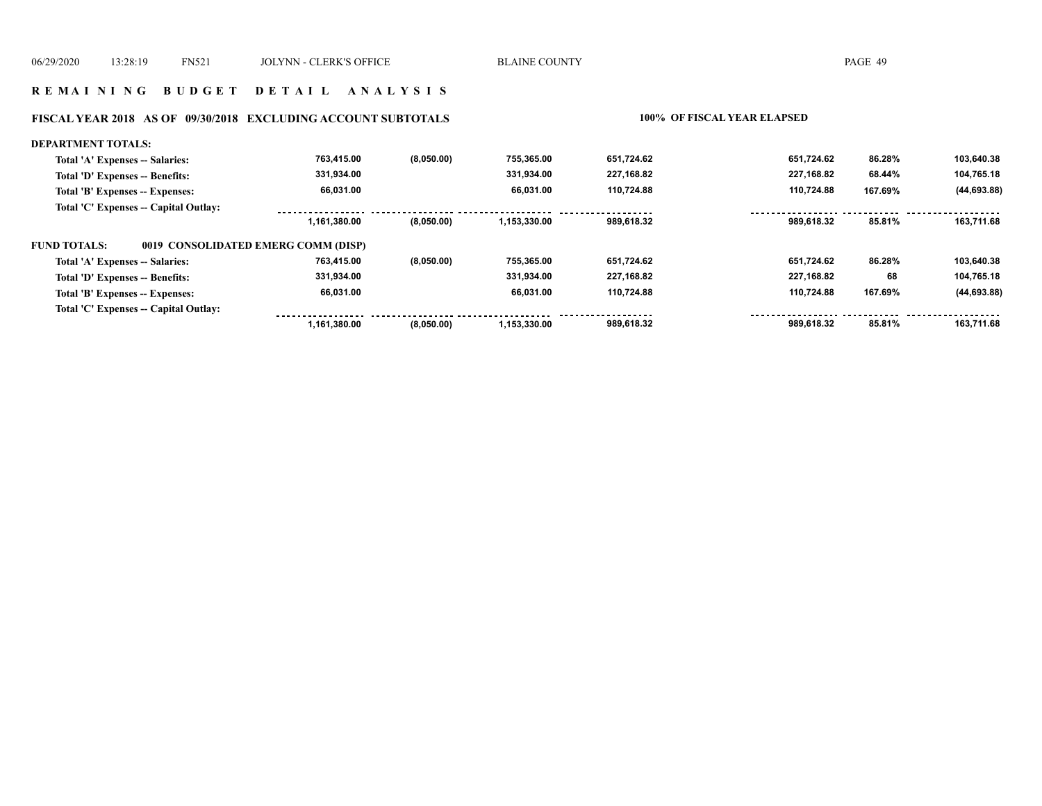## REMAINING BUDGET DETAIL ANALYSIS

### FISCAL YEAR 2018 AS OF 09/30/2018 EXCLUDING ACCOUNT SUBTOTALS — 100% OF FISCAL YEAR ELAPSED

**DEPARTMENT TOTALS:**

| | | | | | | | |
|---|---|---|---|---|---|---|---|
| Total 'A' Expenses -- Salaries: | 763,415.00 | (8,050.00) | 755,365.00 | 651,724.62 | 651,724.62 | 86.28% | 103,640.38 |
| Total 'D' Expenses -- Benefits: | 331,934.00 | | 331,934.00 | 227,168.82 | 227,168.82 | 68.44% | 104,765.18 |
| Total 'B' Expenses -- Expenses: | 66,031.00 | | 66,031.00 | 110,724.88 | 110,724.88 | 167.69% | (44,693.88) |
| Total 'C' Expenses -- Capital Outlay: | | | | | | | |
| | 1,161,380.00 | (8,050.00) | 1,153,330.00 | 989,618.32 | 989,618.32 | 85.81% | 163,711.68 |

**FUND TOTALS:** 0019 CONSOLIDATED EMERG COMM (DISP)

| | | | | | | | |
|---|---|---|---|---|---|---|---|
| Total 'A' Expenses -- Salaries: | 763,415.00 | (8,050.00) | 755,365.00 | 651,724.62 | 651,724.62 | 86.28% | 103,640.38 |
| Total 'D' Expenses -- Benefits: | 331,934.00 | | 331,934.00 | 227,168.82 | 227,168.82 | 68 | 104,765.18 |
| Total 'B' Expenses -- Expenses: | 66,031.00 | | 66,031.00 | 110,724.88 | 110,724.88 | 167.69% | (44,693.88) |
| Total 'C' Expenses -- Capital Outlay: | | | | | | | |
| | 1,161,380.00 | (8,050.00) | 1,153,330.00 | 989,618.32 | 989,618.32 | 85.81% | 163,711.68 |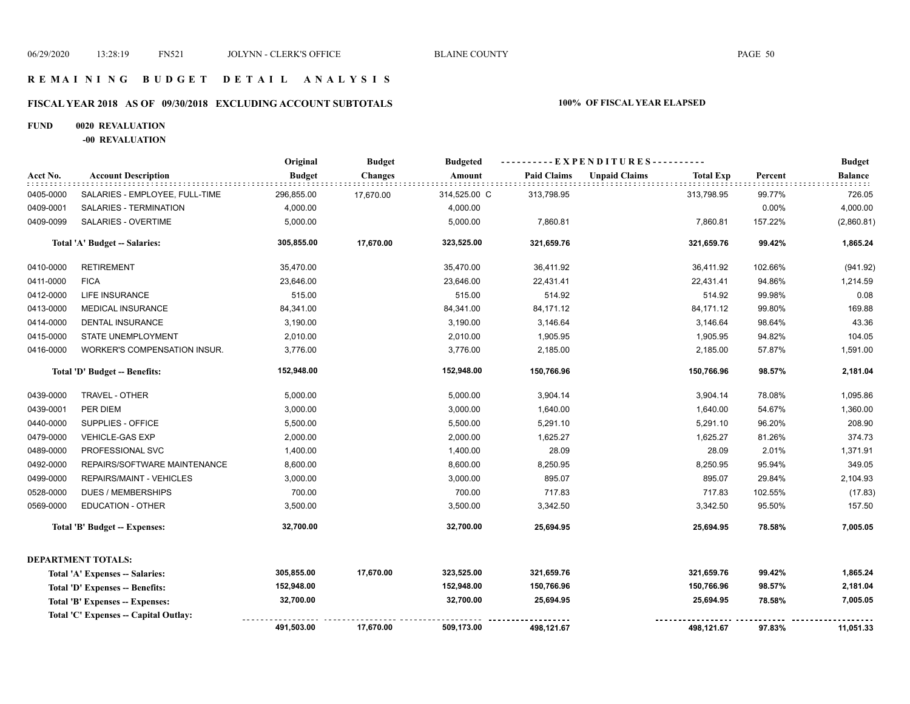# REMAINING BUDGET DETAIL ANALYSIS

## FISCAL YEAR 2018 AS OF 09/30/2018 EXCLUDING ACCOUNT SUBTOTALS

**100% OF FISCAL YEAR ELAPSED**

**FUND 0020 REVALUATION**

**-00 REVALUATION**

| Acct No. | Account Description | Original Budget | Budget Changes | Budgeted Amount | Paid Claims | Unpaid Claims | Total Exp | Percent | Budget Balance |
|---|---|---|---|---|---|---|---|---|---|
| 0405-0000 | SALARIES - EMPLOYEE, FULL-TIME | 296,855.00 | 17,670.00 | 314,525.00 C | 313,798.95 | | 313,798.95 | 99.77% | 726.05 |
| 0409-0001 | SALARIES - TERMINATION | 4,000.00 | | 4,000.00 | | | | 0.00% | 4,000.00 |
| 0409-0099 | SALARIES - OVERTIME | 5,000.00 | | 5,000.00 | 7,860.81 | | 7,860.81 | 157.22% | (2,860.81) |
| | **Total 'A' Budget -- Salaries:** | **305,855.00** | **17,670.00** | **323,525.00** | **321,659.76** | | **321,659.76** | **99.42%** | **1,865.24** |
| 0410-0000 | RETIREMENT | 35,470.00 | | 35,470.00 | 36,411.92 | | 36,411.92 | 102.66% | (941.92) |
| 0411-0000 | FICA | 23,646.00 | | 23,646.00 | 22,431.41 | | 22,431.41 | 94.86% | 1,214.59 |
| 0412-0000 | LIFE INSURANCE | 515.00 | | 515.00 | 514.92 | | 514.92 | 99.98% | 0.08 |
| 0413-0000 | MEDICAL INSURANCE | 84,341.00 | | 84,341.00 | 84,171.12 | | 84,171.12 | 99.80% | 169.88 |
| 0414-0000 | DENTAL INSURANCE | 3,190.00 | | 3,190.00 | 3,146.64 | | 3,146.64 | 98.64% | 43.36 |
| 0415-0000 | STATE UNEMPLOYMENT | 2,010.00 | | 2,010.00 | 1,905.95 | | 1,905.95 | 94.82% | 104.05 |
| 0416-0000 | WORKER'S COMPENSATION INSUR. | 3,776.00 | | 3,776.00 | 2,185.00 | | 2,185.00 | 57.87% | 1,591.00 |
| | **Total 'D' Budget -- Benefits:** | **152,948.00** | | **152,948.00** | **150,766.96** | | **150,766.96** | **98.57%** | **2,181.04** |
| 0439-0000 | TRAVEL - OTHER | 5,000.00 | | 5,000.00 | 3,904.14 | | 3,904.14 | 78.08% | 1,095.86 |
| 0439-0001 | PER DIEM | 3,000.00 | | 3,000.00 | 1,640.00 | | 1,640.00 | 54.67% | 1,360.00 |
| 0440-0000 | SUPPLIES - OFFICE | 5,500.00 | | 5,500.00 | 5,291.10 | | 5,291.10 | 96.20% | 208.90 |
| 0479-0000 | VEHICLE-GAS EXP | 2,000.00 | | 2,000.00 | 1,625.27 | | 1,625.27 | 81.26% | 374.73 |
| 0489-0000 | PROFESSIONAL SVC | 1,400.00 | | 1,400.00 | 28.09 | | 28.09 | 2.01% | 1,371.91 |
| 0492-0000 | REPAIRS/SOFTWARE MAINTENANCE | 8,600.00 | | 8,600.00 | 8,250.95 | | 8,250.95 | 95.94% | 349.05 |
| 0499-0000 | REPAIRS/MAINT - VEHICLES | 3,000.00 | | 3,000.00 | 895.07 | | 895.07 | 29.84% | 2,104.93 |
| 0528-0000 | DUES / MEMBERSHIPS | 700.00 | | 700.00 | 717.83 | | 717.83 | 102.55% | (17.83) |
| 0569-0000 | EDUCATION - OTHER | 3,500.00 | | 3,500.00 | 3,342.50 | | 3,342.50 | 95.50% | 157.50 |
| | **Total 'B' Budget -- Expenses:** | **32,700.00** | | **32,700.00** | **25,694.95** | | **25,694.95** | **78.58%** | **7,005.05** |
| **DEPARTMENT TOTALS:** | | | | | | | | | |
| | **Total 'A' Expenses -- Salaries:** | **305,855.00** | **17,670.00** | **323,525.00** | **321,659.76** | | **321,659.76** | **99.42%** | **1,865.24** |
| | **Total 'D' Expenses -- Benefits:** | **152,948.00** | | **152,948.00** | **150,766.96** | | **150,766.96** | **98.57%** | **2,181.04** |
| | **Total 'B' Expenses -- Expenses:** | **32,700.00** | | **32,700.00** | **25,694.95** | | **25,694.95** | **78.58%** | **7,005.05** |
| | **Total 'C' Expenses -- Capital Outlay:** | | | | | | | | |
| | | **491,503.00** | **17,670.00** | **509,173.00** | **498,121.67** | | **498,121.67** | **97.83%** | **11,051.33** |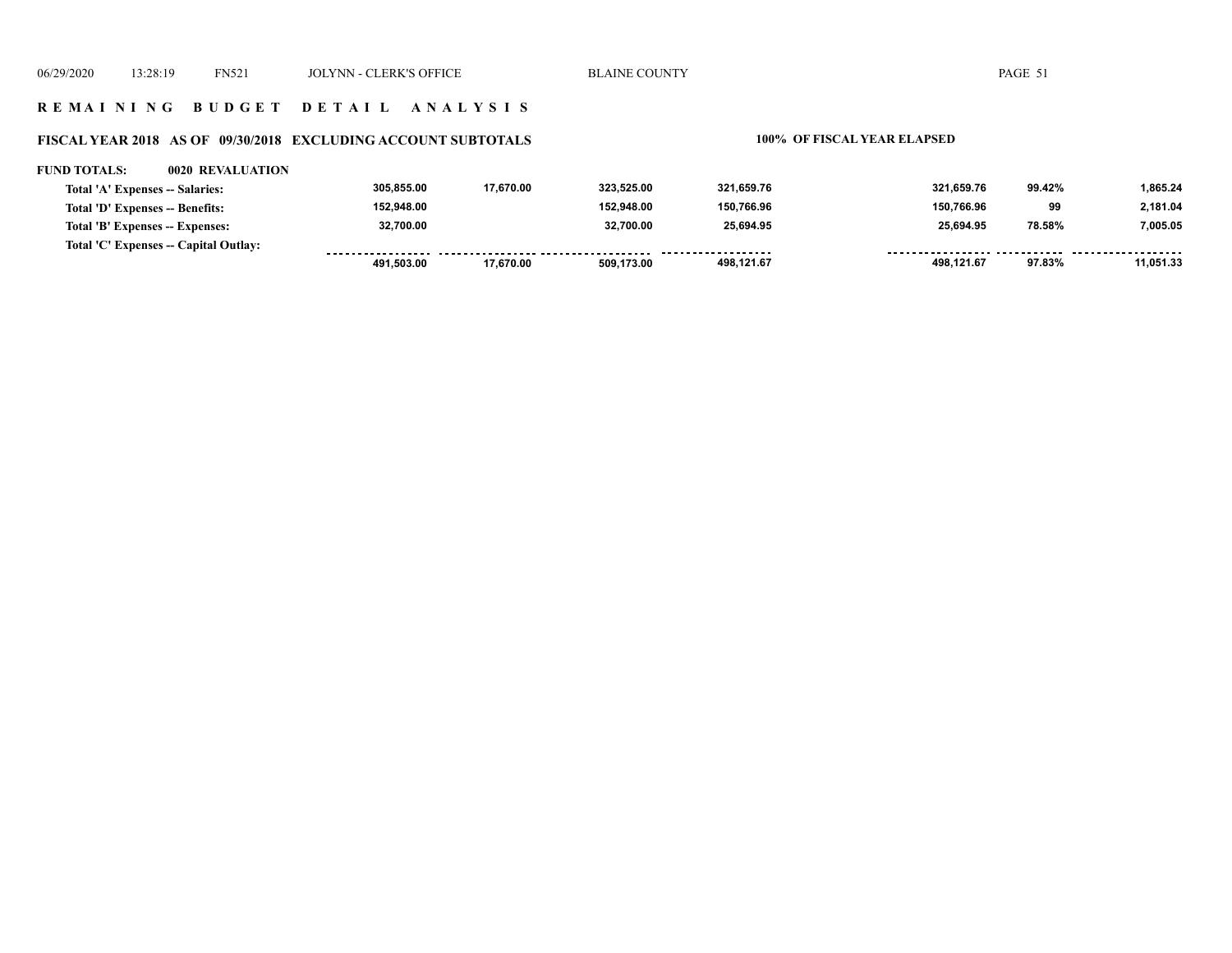## R E M A I N I N G   B U D G E T   D E T A I L   A N A L Y S I S

### FISCAL YEAR 2018 AS OF 09/30/2018 EXCLUDING ACCOUNT SUBTOTALS

**100% OF FISCAL YEAR ELAPSED**

**FUND TOTALS: 0020 REVALUATION**

| | | | | | | | |
|---|---|---|---|---|---|---|---|
| Total 'A' Expenses -- Salaries: | 305,855.00 | 17,670.00 | 323,525.00 | 321,659.76 | 321,659.76 | 99.42% | 1,865.24 |
| Total 'D' Expenses -- Benefits: | 152,948.00 | | 152,948.00 | 150,766.96 | 150,766.96 | 99 | 2,181.04 |
| Total 'B' Expenses -- Expenses: | 32,700.00 | | 32,700.00 | 25,694.95 | 25,694.95 | 78.58% | 7,005.05 |
| Total 'C' Expenses -- Capital Outlay: | | | | | | | |
| | 491,503.00 | 17,670.00 | 509,173.00 | 498,121.67 | 498,121.67 | 97.83% | 11,051.33 |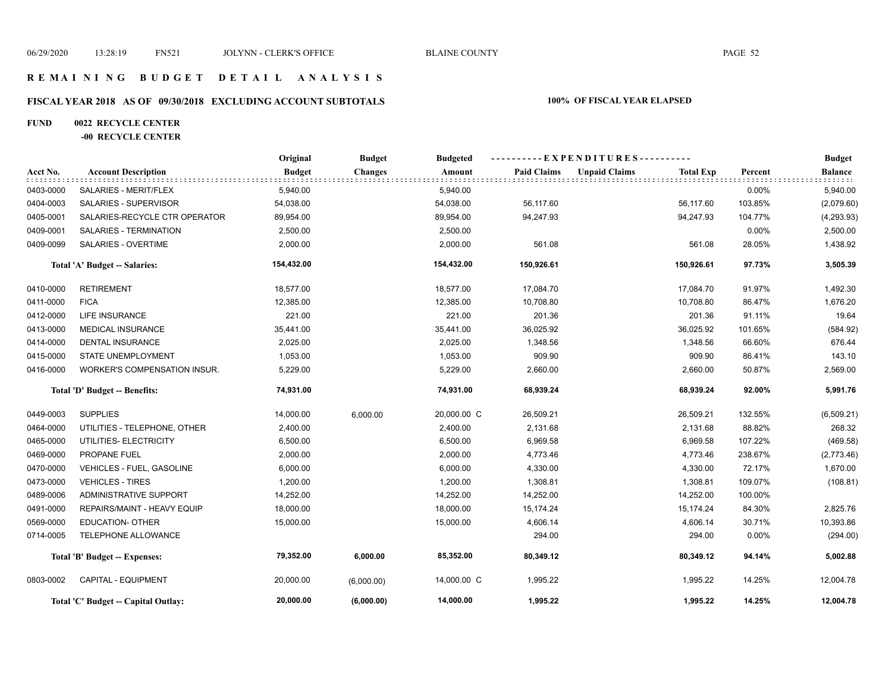# REMAINING BUDGET DETAIL ANALYSIS

## FISCAL YEAR 2018 AS OF 09/30/2018 EXCLUDING ACCOUNT SUBTOTALS

**100% OF FISCAL YEAR ELAPSED**

**FUND 0022 RECYCLE CENTER**

**-00 RECYCLE CENTER**

| Acct No. | Account Description | Original Budget | Budget Changes | Budgeted Amount | Paid Claims | Unpaid Claims | Total Exp | Percent | Budget Balance |
|---|---|---|---|---|---|---|---|---|---|
| 0403-0000 | SALARIES - MERIT/FLEX | 5,940.00 | | 5,940.00 | | | | 0.00% | 5,940.00 |
| 0404-0003 | SALARIES - SUPERVISOR | 54,038.00 | | 54,038.00 | 56,117.60 | | 56,117.60 | 103.85% | (2,079.60) |
| 0405-0001 | SALARIES-RECYCLE CTR OPERATOR | 89,954.00 | | 89,954.00 | 94,247.93 | | 94,247.93 | 104.77% | (4,293.93) |
| 0409-0001 | SALARIES - TERMINATION | 2,500.00 | | 2,500.00 | | | | 0.00% | 2,500.00 |
| 0409-0099 | SALARIES - OVERTIME | 2,000.00 | | 2,000.00 | 561.08 | | 561.08 | 28.05% | 1,438.92 |
| | **Total 'A' Budget -- Salaries:** | **154,432.00** | | **154,432.00** | **150,926.61** | | **150,926.61** | **97.73%** | **3,505.39** |
| 0410-0000 | RETIREMENT | 18,577.00 | | 18,577.00 | 17,084.70 | | 17,084.70 | 91.97% | 1,492.30 |
| 0411-0000 | FICA | 12,385.00 | | 12,385.00 | 10,708.80 | | 10,708.80 | 86.47% | 1,676.20 |
| 0412-0000 | LIFE INSURANCE | 221.00 | | 221.00 | 201.36 | | 201.36 | 91.11% | 19.64 |
| 0413-0000 | MEDICAL INSURANCE | 35,441.00 | | 35,441.00 | 36,025.92 | | 36,025.92 | 101.65% | (584.92) |
| 0414-0000 | DENTAL INSURANCE | 2,025.00 | | 2,025.00 | 1,348.56 | | 1,348.56 | 66.60% | 676.44 |
| 0415-0000 | STATE UNEMPLOYMENT | 1,053.00 | | 1,053.00 | 909.90 | | 909.90 | 86.41% | 143.10 |
| 0416-0000 | WORKER'S COMPENSATION INSUR. | 5,229.00 | | 5,229.00 | 2,660.00 | | 2,660.00 | 50.87% | 2,569.00 |
| | **Total 'D' Budget -- Benefits:** | **74,931.00** | | **74,931.00** | **68,939.24** | | **68,939.24** | **92.00%** | **5,991.76** |
| 0449-0003 | SUPPLIES | 14,000.00 | 6,000.00 | 20,000.00 C | 26,509.21 | | 26,509.21 | 132.55% | (6,509.21) |
| 0464-0000 | UTILITIES - TELEPHONE, OTHER | 2,400.00 | | 2,400.00 | 2,131.68 | | 2,131.68 | 88.82% | 268.32 |
| 0465-0000 | UTILITIES- ELECTRICITY | 6,500.00 | | 6,500.00 | 6,969.58 | | 6,969.58 | 107.22% | (469.58) |
| 0469-0000 | PROPANE FUEL | 2,000.00 | | 2,000.00 | 4,773.46 | | 4,773.46 | 238.67% | (2,773.46) |
| 0470-0000 | VEHICLES - FUEL, GASOLINE | 6,000.00 | | 6,000.00 | 4,330.00 | | 4,330.00 | 72.17% | 1,670.00 |
| 0473-0000 | VEHICLES - TIRES | 1,200.00 | | 1,200.00 | 1,308.81 | | 1,308.81 | 109.07% | (108.81) |
| 0489-0006 | ADMINISTRATIVE SUPPORT | 14,252.00 | | 14,252.00 | 14,252.00 | | 14,252.00 | 100.00% | |
| 0491-0000 | REPAIRS/MAINT - HEAVY EQUIP | 18,000.00 | | 18,000.00 | 15,174.24 | | 15,174.24 | 84.30% | 2,825.76 |
| 0569-0000 | EDUCATION- OTHER | 15,000.00 | | 15,000.00 | 4,606.14 | | 4,606.14 | 30.71% | 10,393.86 |
| 0714-0005 | TELEPHONE ALLOWANCE | | | | 294.00 | | 294.00 | 0.00% | (294.00) |
| | **Total 'B' Budget -- Expenses:** | **79,352.00** | **6,000.00** | **85,352.00** | **80,349.12** | | **80,349.12** | **94.14%** | **5,002.88** |
| 0803-0002 | CAPITAL - EQUIPMENT | 20,000.00 | (6,000.00) | 14,000.00 C | 1,995.22 | | 1,995.22 | 14.25% | 12,004.78 |
| | **Total 'C' Budget -- Capital Outlay:** | **20,000.00** | **(6,000.00)** | **14,000.00** | **1,995.22** | | **1,995.22** | **14.25%** | **12,004.78** |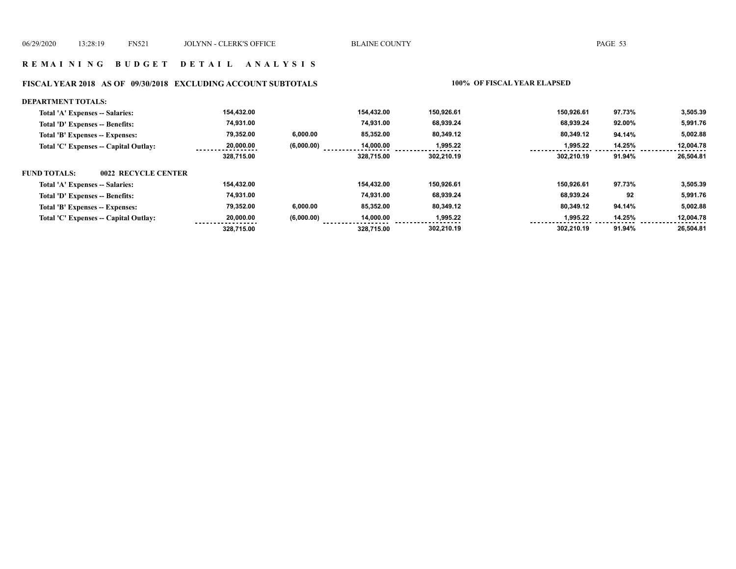# REMAINING BUDGET DETAIL ANALYSIS

## FISCAL YEAR 2018 AS OF 09/30/2018 EXCLUDING ACCOUNT SUBTOTALS

100% OF FISCAL YEAR ELAPSED

**DEPARTMENT TOTALS:**

| | | | | | | | |
|---|---|---|---|---|---|---|---|
| Total 'A' Expenses -- Salaries: | 154,432.00 | | 154,432.00 | 150,926.61 | 150,926.61 | 97.73% | 3,505.39 |
| Total 'D' Expenses -- Benefits: | 74,931.00 | | 74,931.00 | 68,939.24 | 68,939.24 | 92.00% | 5,991.76 |
| Total 'B' Expenses -- Expenses: | 79,352.00 | 6,000.00 | 85,352.00 | 80,349.12 | 80,349.12 | 94.14% | 5,002.88 |
| Total 'C' Expenses -- Capital Outlay: | 20,000.00 | (6,000.00) | 14,000.00 | 1,995.22 | 1,995.22 | 14.25% | 12,004.78 |
| | 328,715.00 | | 328,715.00 | 302,210.19 | 302,210.19 | 91.94% | 26,504.81 |

**FUND TOTALS: 0022 RECYCLE CENTER**

| | | | | | | | |
|---|---|---|---|---|---|---|---|
| Total 'A' Expenses -- Salaries: | 154,432.00 | | 154,432.00 | 150,926.61 | 150,926.61 | 97.73% | 3,505.39 |
| Total 'D' Expenses -- Benefits: | 74,931.00 | | 74,931.00 | 68,939.24 | 68,939.24 | 92 | 5,991.76 |
| Total 'B' Expenses -- Expenses: | 79,352.00 | 6,000.00 | 85,352.00 | 80,349.12 | 80,349.12 | 94.14% | 5,002.88 |
| Total 'C' Expenses -- Capital Outlay: | 20,000.00 | (6,000.00) | 14,000.00 | 1,995.22 | 1,995.22 | 14.25% | 12,004.78 |
| | 328,715.00 | | 328,715.00 | 302,210.19 | 302,210.19 | 91.94% | 26,504.81 |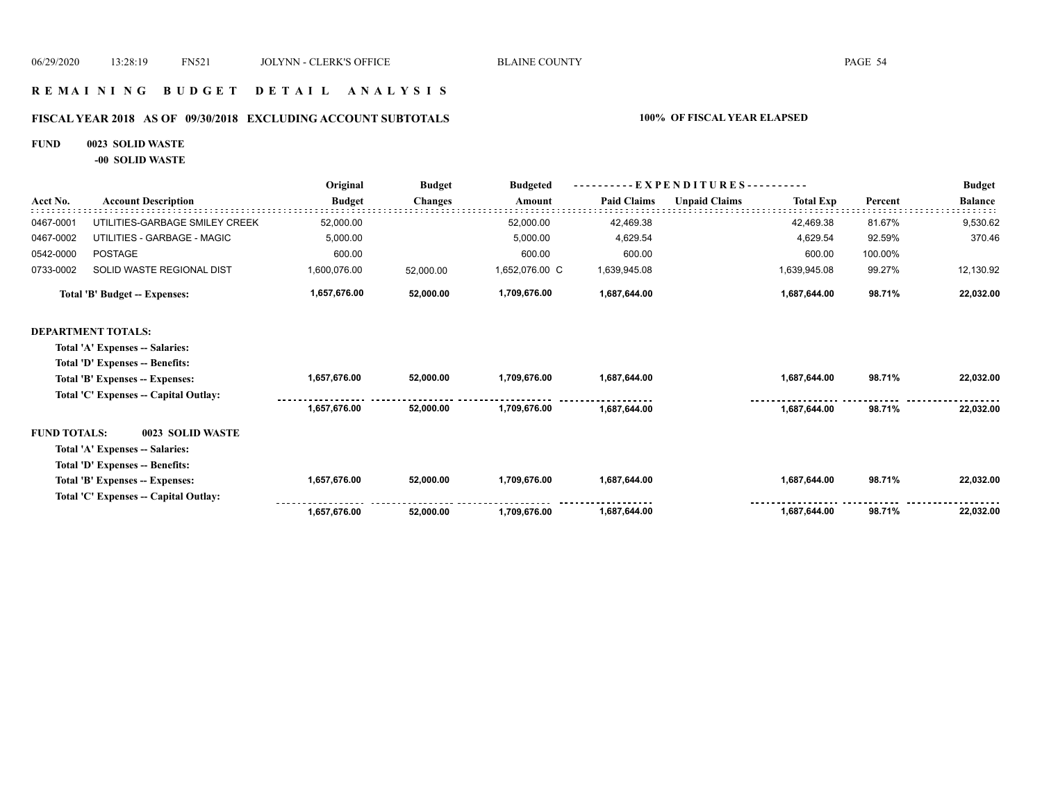# REMAINING BUDGET DETAIL ANALYSIS

## FISCAL YEAR 2018 AS OF 09/30/2018 EXCLUDING ACCOUNT SUBTOTALS — 100% OF FISCAL YEAR ELAPSED

**FUND 0023 SOLID WASTE**

**-00 SOLID WASTE**

| Acct No. | Account Description | Original Budget | Budget Changes | Budgeted Amount | EXPENDITURES Paid Claims | Unpaid Claims | Total Exp | Percent | Budget Balance |
|---|---|---|---|---|---|---|---|---|---|
| 0467-0001 | UTILITIES-GARBAGE SMILEY CREEK | 52,000.00 | | 52,000.00 | 42,469.38 | | 42,469.38 | 81.67% | 9,530.62 |
| 0467-0002 | UTILITIES - GARBAGE - MAGIC | 5,000.00 | | 5,000.00 | 4,629.54 | | 4,629.54 | 92.59% | 370.46 |
| 0542-0000 | POSTAGE | 600.00 | | 600.00 | 600.00 | | 600.00 | 100.00% | |
| 0733-0002 | SOLID WASTE REGIONAL DIST | 1,600,076.00 | 52,000.00 | 1,652,076.00 C | 1,639,945.08 | | 1,639,945.08 | 99.27% | 12,130.92 |
| | **Total 'B' Budget -- Expenses:** | **1,657,676.00** | **52,000.00** | **1,709,676.00** | **1,687,644.00** | | **1,687,644.00** | **98.71%** | **22,032.00** |
| **DEPARTMENT TOTALS:** | | | | | | | | | |
| | **Total 'A' Expenses -- Salaries:** | | | | | | | | |
| | **Total 'D' Expenses -- Benefits:** | | | | | | | | |
| | **Total 'B' Expenses -- Expenses:** | **1,657,676.00** | **52,000.00** | **1,709,676.00** | **1,687,644.00** | | **1,687,644.00** | **98.71%** | **22,032.00** |
| | **Total 'C' Expenses -- Capital Outlay:** | | | | | | | | |
| | | **1,657,676.00** | **52,000.00** | **1,709,676.00** | **1,687,644.00** | | **1,687,644.00** | **98.71%** | **22,032.00** |
| **FUND TOTALS:** | **0023 SOLID WASTE** | | | | | | | | |
| | **Total 'A' Expenses -- Salaries:** | | | | | | | | |
| | **Total 'D' Expenses -- Benefits:** | | | | | | | | |
| | **Total 'B' Expenses -- Expenses:** | **1,657,676.00** | **52,000.00** | **1,709,676.00** | **1,687,644.00** | | **1,687,644.00** | **98.71%** | **22,032.00** |
| | **Total 'C' Expenses -- Capital Outlay:** | | | | | | | | |
| | | **1,657,676.00** | **52,000.00** | **1,709,676.00** | **1,687,644.00** | | **1,687,644.00** | **98.71%** | **22,032.00** |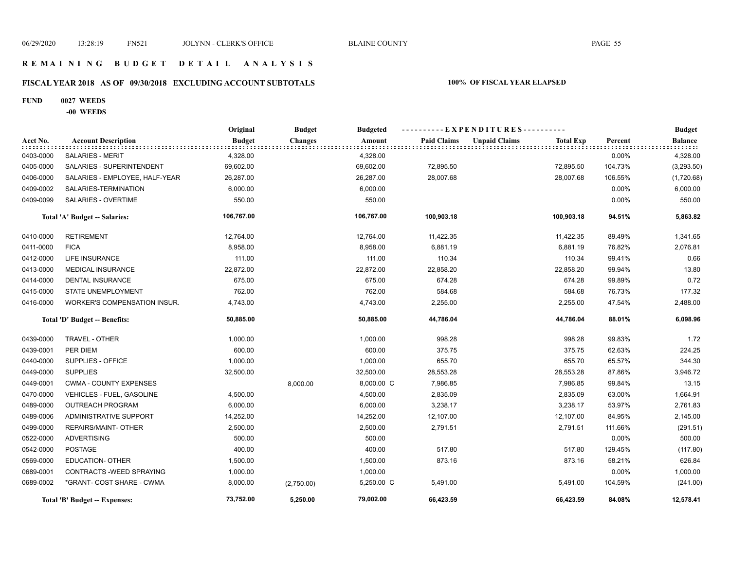# R E M A I N I N G   B U D G E T   D E T A I L   A N A L Y S I S

## FISCAL YEAR 2018 AS OF 09/30/2018 EXCLUDING ACCOUNT SUBTOTALS

**100% OF FISCAL YEAR ELAPSED**

**FUND 0027 WEEDS**

**-00 WEEDS**

| Acct No. | Account Description | Original Budget | Budget Changes | Budgeted Amount | Paid Claims | Unpaid Claims | Total Exp | Percent | Budget Balance |
|---|---|---|---|---|---|---|---|---|---|
| 0403-0000 | SALARIES - MERIT | 4,328.00 | | 4,328.00 | | | | 0.00% | 4,328.00 |
| 0405-0000 | SALARIES - SUPERINTENDENT | 69,602.00 | | 69,602.00 | 72,895.50 | | 72,895.50 | 104.73% | (3,293.50) |
| 0406-0000 | SALARIES - EMPLOYEE, HALF-YEAR | 26,287.00 | | 26,287.00 | 28,007.68 | | 28,007.68 | 106.55% | (1,720.68) |
| 0409-0002 | SALARIES-TERMINATION | 6,000.00 | | 6,000.00 | | | | 0.00% | 6,000.00 |
| 0409-0099 | SALARIES - OVERTIME | 550.00 | | 550.00 | | | | 0.00% | 550.00 |
| | **Total 'A' Budget -- Salaries:** | **106,767.00** | | **106,767.00** | **100,903.18** | | **100,903.18** | **94.51%** | **5,863.82** |
| 0410-0000 | RETIREMENT | 12,764.00 | | 12,764.00 | 11,422.35 | | 11,422.35 | 89.49% | 1,341.65 |
| 0411-0000 | FICA | 8,958.00 | | 8,958.00 | 6,881.19 | | 6,881.19 | 76.82% | 2,076.81 |
| 0412-0000 | LIFE INSURANCE | 111.00 | | 111.00 | 110.34 | | 110.34 | 99.41% | 0.66 |
| 0413-0000 | MEDICAL INSURANCE | 22,872.00 | | 22,872.00 | 22,858.20 | | 22,858.20 | 99.94% | 13.80 |
| 0414-0000 | DENTAL INSURANCE | 675.00 | | 675.00 | 674.28 | | 674.28 | 99.89% | 0.72 |
| 0415-0000 | STATE UNEMPLOYMENT | 762.00 | | 762.00 | 584.68 | | 584.68 | 76.73% | 177.32 |
| 0416-0000 | WORKER'S COMPENSATION INSUR. | 4,743.00 | | 4,743.00 | 2,255.00 | | 2,255.00 | 47.54% | 2,488.00 |
| | **Total 'D' Budget -- Benefits:** | **50,885.00** | | **50,885.00** | **44,786.04** | | **44,786.04** | **88.01%** | **6,098.96** |
| 0439-0000 | TRAVEL - OTHER | 1,000.00 | | 1,000.00 | 998.28 | | 998.28 | 99.83% | 1.72 |
| 0439-0001 | PER DIEM | 600.00 | | 600.00 | 375.75 | | 375.75 | 62.63% | 224.25 |
| 0440-0000 | SUPPLIES - OFFICE | 1,000.00 | | 1,000.00 | 655.70 | | 655.70 | 65.57% | 344.30 |
| 0449-0000 | SUPPLIES | 32,500.00 | | 32,500.00 | 28,553.28 | | 28,553.28 | 87.86% | 3,946.72 |
| 0449-0001 | CWMA - COUNTY EXPENSES | | 8,000.00 | 8,000.00 C | 7,986.85 | | 7,986.85 | 99.84% | 13.15 |
| 0470-0000 | VEHICLES - FUEL, GASOLINE | 4,500.00 | | 4,500.00 | 2,835.09 | | 2,835.09 | 63.00% | 1,664.91 |
| 0489-0000 | OUTREACH PROGRAM | 6,000.00 | | 6,000.00 | 3,238.17 | | 3,238.17 | 53.97% | 2,761.83 |
| 0489-0006 | ADMINISTRATIVE SUPPORT | 14,252.00 | | 14,252.00 | 12,107.00 | | 12,107.00 | 84.95% | 2,145.00 |
| 0499-0000 | REPAIRS/MAINT- OTHER | 2,500.00 | | 2,500.00 | 2,791.51 | | 2,791.51 | 111.66% | (291.51) |
| 0522-0000 | ADVERTISING | 500.00 | | 500.00 | | | | 0.00% | 500.00 |
| 0542-0000 | POSTAGE | 400.00 | | 400.00 | 517.80 | | 517.80 | 129.45% | (117.80) |
| 0569-0000 | EDUCATION- OTHER | 1,500.00 | | 1,500.00 | 873.16 | | 873.16 | 58.21% | 626.84 |
| 0689-0001 | CONTRACTS -WEED SPRAYING | 1,000.00 | | 1,000.00 | | | | 0.00% | 1,000.00 |
| 0689-0002 | *GRANT- COST SHARE - CWMA | 8,000.00 | (2,750.00) | 5,250.00 C | 5,491.00 | | 5,491.00 | 104.59% | (241.00) |
| | **Total 'B' Budget -- Expenses:** | **73,752.00** | **5,250.00** | **79,002.00** | **66,423.59** | | **66,423.59** | **84.08%** | **12,578.41** |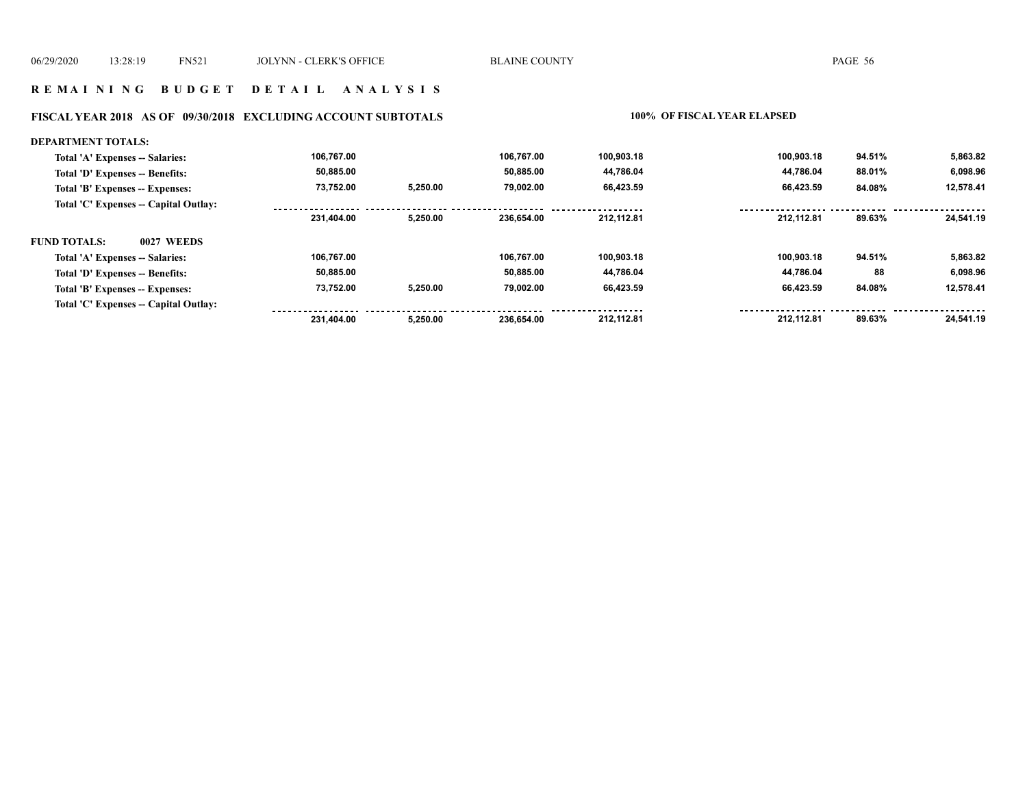## R E M A I N I N G   B U D G E T   D E T A I L   A N A L Y S I S

### FISCAL YEAR 2018   AS OF 09/30/2018   EXCLUDING ACCOUNT SUBTOTALS

**100% OF FISCAL YEAR ELAPSED**

| | | | | | | | |
|---|---|---|---|---|---|---|---|
| **DEPARTMENT TOTALS:** | | | | | | | |
| Total 'A' Expenses -- Salaries: | 106,767.00 | | 106,767.00 | 100,903.18 | 100,903.18 | 94.51% | 5,863.82 |
| Total 'D' Expenses -- Benefits: | 50,885.00 | | 50,885.00 | 44,786.04 | 44,786.04 | 88.01% | 6,098.96 |
| Total 'B' Expenses -- Expenses: | 73,752.00 | 5,250.00 | 79,002.00 | 66,423.59 | 66,423.59 | 84.08% | 12,578.41 |
| Total 'C' Expenses -- Capital Outlay: | | | | | | | |
| | 231,404.00 | 5,250.00 | 236,654.00 | 212,112.81 | 212,112.81 | 89.63% | 24,541.19 |
| **FUND TOTALS: 0027 WEEDS** | | | | | | | |
| Total 'A' Expenses -- Salaries: | 106,767.00 | | 106,767.00 | 100,903.18 | 100,903.18 | 94.51% | 5,863.82 |
| Total 'D' Expenses -- Benefits: | 50,885.00 | | 50,885.00 | 44,786.04 | 44,786.04 | 88 | 6,098.96 |
| Total 'B' Expenses -- Expenses: | 73,752.00 | 5,250.00 | 79,002.00 | 66,423.59 | 66,423.59 | 84.08% | 12,578.41 |
| Total 'C' Expenses -- Capital Outlay: | | | | | | | |
| | 231,404.00 | 5,250.00 | 236,654.00 | 212,112.81 | 212,112.81 | 89.63% | 24,541.19 |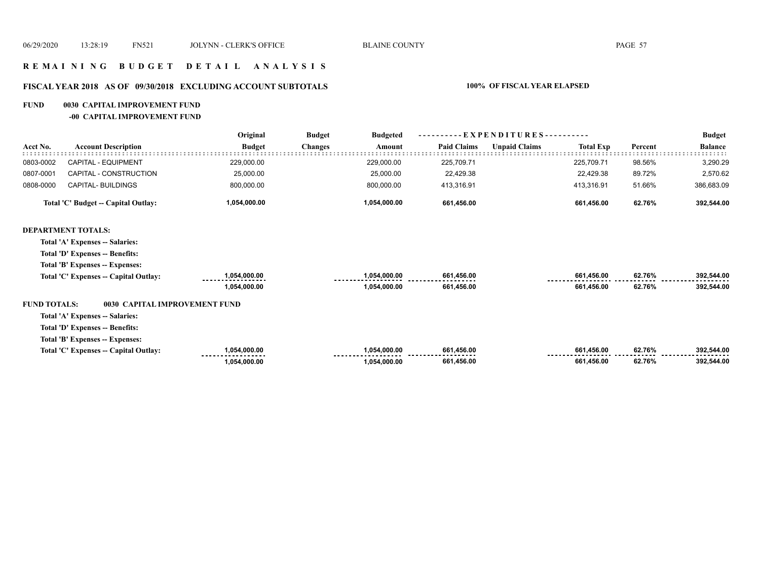# R E M A I N I N G   B U D G E T   D E T A I L   A N A L Y S I S

## FISCAL YEAR 2018   AS OF  09/30/2018   EXCLUDING ACCOUNT SUBTOTALS                100%  OF FISCAL YEAR ELAPSED

**FUND   0030  CAPITAL IMPROVEMENT FUND**

**-00  CAPITAL IMPROVEMENT FUND**

| Acct No. | Account Description | Original Budget | Budget Changes | Budgeted Amount | EXPENDITURES Paid Claims | Unpaid Claims | Total Exp | Percent | Budget Balance |
|---|---|---|---|---|---|---|---|---|---|
| 0803-0002 | CAPITAL - EQUIPMENT | 229,000.00 | | 229,000.00 | 225,709.71 | | 225,709.71 | 98.56% | 3,290.29 |
| 0807-0001 | CAPITAL - CONSTRUCTION | 25,000.00 | | 25,000.00 | 22,429.38 | | 22,429.38 | 89.72% | 2,570.62 |
| 0808-0000 | CAPITAL- BUILDINGS | 800,000.00 | | 800,000.00 | 413,316.91 | | 413,316.91 | 51.66% | 386,683.09 |
| | **Total 'C' Budget -- Capital Outlay:** | **1,054,000.00** | | **1,054,000.00** | **661,456.00** | | **661,456.00** | **62.76%** | **392,544.00** |
| **DEPARTMENT TOTALS:** | | | | | | | | | |
| | **Total 'A' Expenses -- Salaries:** | | | | | | | | |
| | **Total 'D' Expenses -- Benefits:** | | | | | | | | |
| | **Total 'B' Expenses -- Expenses:** | | | | | | | | |
| | **Total 'C' Expenses -- Capital Outlay:** | **1,054,000.00** | | **1,054,000.00** | **661,456.00** | | **661,456.00** | **62.76%** | **392,544.00** |
| | | **1,054,000.00** | | **1,054,000.00** | **661,456.00** | | **661,456.00** | **62.76%** | **392,544.00** |
| **FUND TOTALS:** | **0030 CAPITAL IMPROVEMENT FUND** | | | | | | | | |
| | **Total 'A' Expenses -- Salaries:** | | | | | | | | |
| | **Total 'D' Expenses -- Benefits:** | | | | | | | | |
| | **Total 'B' Expenses -- Expenses:** | | | | | | | | |
| | **Total 'C' Expenses -- Capital Outlay:** | **1,054,000.00** | | **1,054,000.00** | **661,456.00** | | **661,456.00** | **62.76%** | **392,544.00** |
| | | **1,054,000.00** | | **1,054,000.00** | **661,456.00** | | **661,456.00** | **62.76%** | **392,544.00** |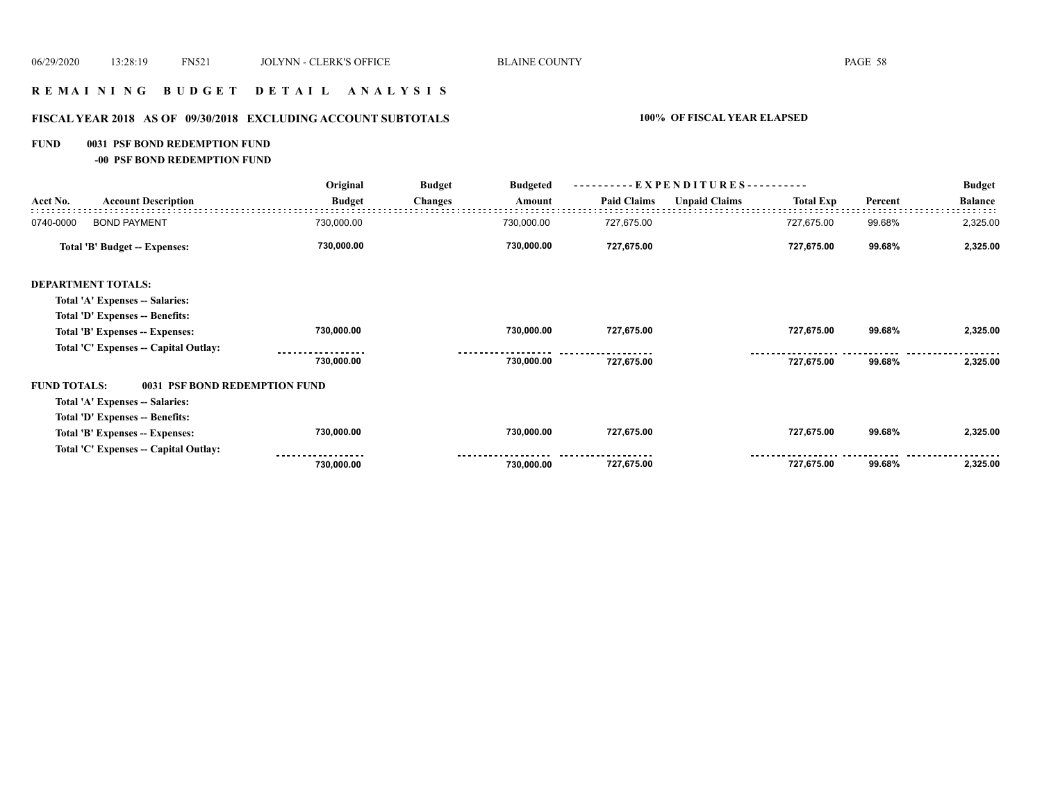**R E M A I N I N G   B U D G E T   D E T A I L   A N A L Y S I S**

**FISCAL YEAR 2018 AS OF 09/30/2018 EXCLUDING ACCOUNT SUBTOTALS** **100% OF FISCAL YEAR ELAPSED**

**FUND 0031 PSF BOND REDEMPTION FUND**

**-00 PSF BOND REDEMPTION FUND**

| Acct No. | Account Description | Original Budget | Budget Changes | Budgeted Amount | EXPENDITURES Paid Claims | Unpaid Claims | Total Exp | Percent | Budget Balance |
|---|---|---|---|---|---|---|---|---|---|
| 0740-0000 | BOND PAYMENT | 730,000.00 | | 730,000.00 | 727,675.00 | | 727,675.00 | 99.68% | 2,325.00 |
| | **Total 'B' Budget -- Expenses:** | **730,000.00** | | **730,000.00** | **727,675.00** | | **727,675.00** | **99.68%** | **2,325.00** |
| **DEPARTMENT TOTALS:** | | | | | | | | | |
| | **Total 'A' Expenses -- Salaries:** | | | | | | | | |
| | **Total 'D' Expenses -- Benefits:** | | | | | | | | |
| | **Total 'B' Expenses -- Expenses:** | **730,000.00** | | **730,000.00** | **727,675.00** | | **727,675.00** | **99.68%** | **2,325.00** |
| | **Total 'C' Expenses -- Capital Outlay:** | | | | | | | | |
| | | **730,000.00** | | **730,000.00** | **727,675.00** | | **727,675.00** | **99.68%** | **2,325.00** |
| **FUND TOTALS:** | **0031 PSF BOND REDEMPTION FUND** | | | | | | | | |
| | **Total 'A' Expenses -- Salaries:** | | | | | | | | |
| | **Total 'D' Expenses -- Benefits:** | | | | | | | | |
| | **Total 'B' Expenses -- Expenses:** | **730,000.00** | | **730,000.00** | **727,675.00** | | **727,675.00** | **99.68%** | **2,325.00** |
| | **Total 'C' Expenses -- Capital Outlay:** | | | | | | | | |
| | | **730,000.00** | | **730,000.00** | **727,675.00** | | **727,675.00** | **99.68%** | **2,325.00** |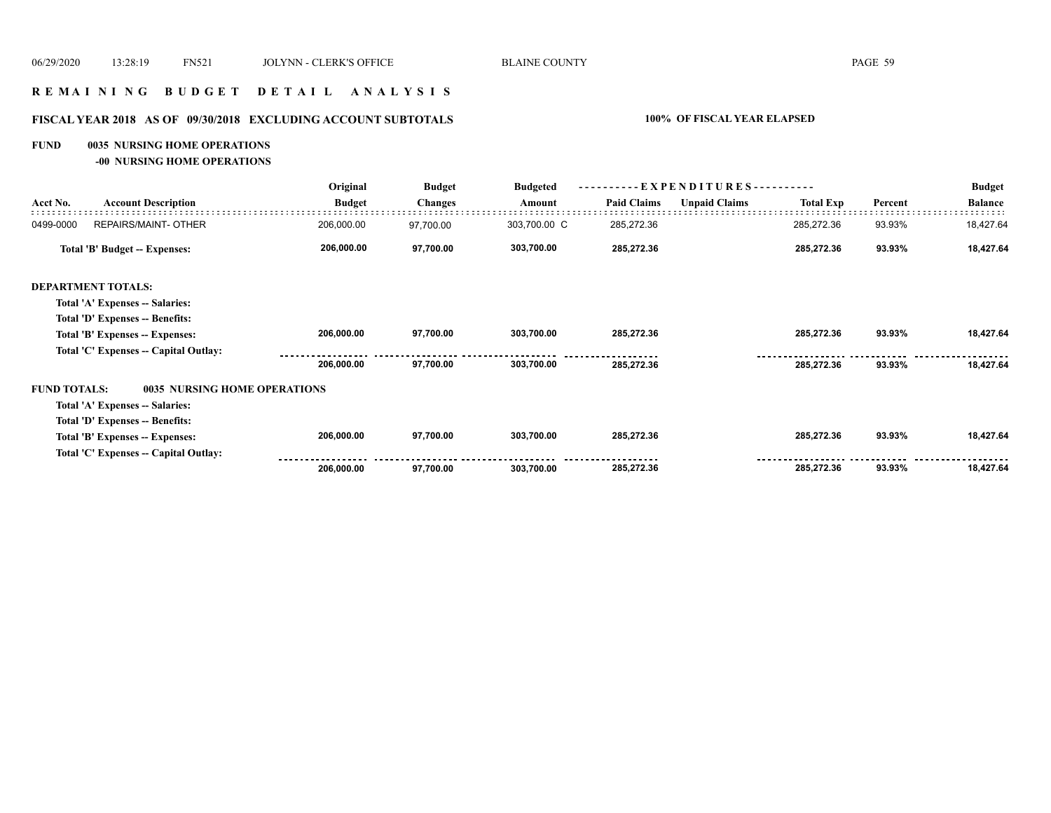## R E M A I N I N G   B U D G E T   D E T A I L   A N A L Y S I S

### FISCAL YEAR 2018   AS OF 09/30/2018   EXCLUDING ACCOUNT SUBTOTALS   100% OF FISCAL YEAR ELAPSED

**FUND 0035 NURSING HOME OPERATIONS**

**-00 NURSING HOME OPERATIONS**

| Acct No. | Account Description | Original Budget | Budget Changes | Budgeted Amount | EXPENDITURES Paid Claims | Unpaid Claims | Total Exp | Percent | Budget Balance |
|---|---|---|---|---|---|---|---|---|---|
| 0499-0000 | REPAIRS/MAINT- OTHER | 206,000.00 | 97,700.00 | 303,700.00 C | 285,272.36 | | 285,272.36 | 93.93% | 18,427.64 |
| | **Total 'B' Budget -- Expenses:** | **206,000.00** | **97,700.00** | **303,700.00** | **285,272.36** | | **285,272.36** | **93.93%** | **18,427.64** |
| **DEPARTMENT TOTALS:** | | | | | | | | | |
| | **Total 'A' Expenses -- Salaries:** | | | | | | | | |
| | **Total 'D' Expenses -- Benefits:** | | | | | | | | |
| | **Total 'B' Expenses -- Expenses:** | **206,000.00** | **97,700.00** | **303,700.00** | **285,272.36** | | **285,272.36** | **93.93%** | **18,427.64** |
| | **Total 'C' Expenses -- Capital Outlay:** | | | | | | | | |
| | | **206,000.00** | **97,700.00** | **303,700.00** | **285,272.36** | | **285,272.36** | **93.93%** | **18,427.64** |
| **FUND TOTALS:** | **0035 NURSING HOME OPERATIONS** | | | | | | | | |
| | **Total 'A' Expenses -- Salaries:** | | | | | | | | |
| | **Total 'D' Expenses -- Benefits:** | | | | | | | | |
| | **Total 'B' Expenses -- Expenses:** | **206,000.00** | **97,700.00** | **303,700.00** | **285,272.36** | | **285,272.36** | **93.93%** | **18,427.64** |
| | **Total 'C' Expenses -- Capital Outlay:** | | | | | | | | |
| | | **206,000.00** | **97,700.00** | **303,700.00** | **285,272.36** | | **285,272.36** | **93.93%** | **18,427.64** |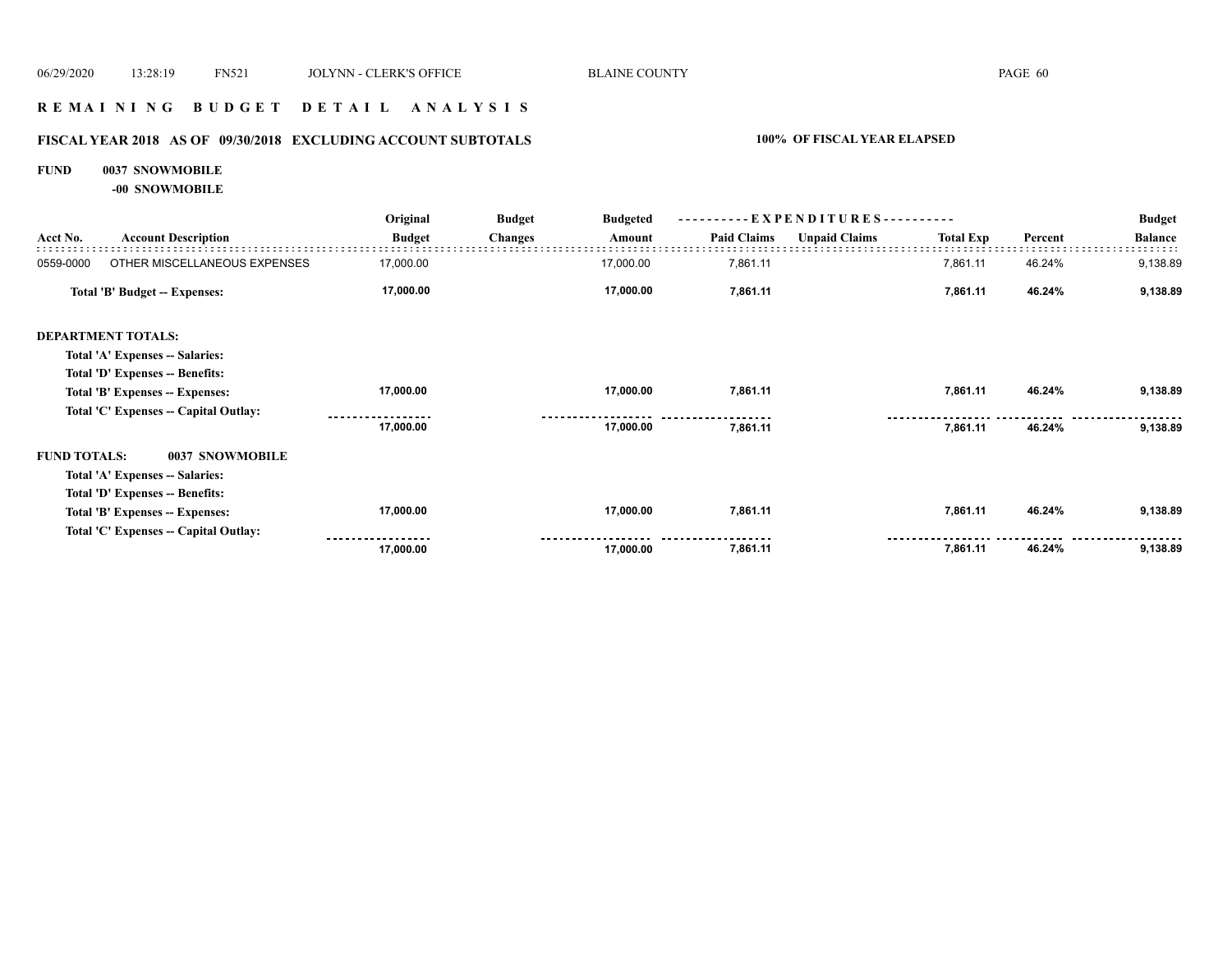## REMAINING BUDGET DETAIL ANALYSIS

### FISCAL YEAR 2018 AS OF 09/30/2018 EXCLUDING ACCOUNT SUBTOTALS — 100% OF FISCAL YEAR ELAPSED

**FUND 0037 SNOWMOBILE**

**-00 SNOWMOBILE**

| Acct No. | Account Description | Original Budget | Budget Changes | Budgeted Amount | EXPENDITURES Paid Claims | EXPENDITURES Unpaid Claims | Total Exp | Percent | Budget Balance |
|---|---|---|---|---|---|---|---|---|---|
| 0559-0000 | OTHER MISCELLANEOUS EXPENSES | 17,000.00 | | 17,000.00 | 7,861.11 | | 7,861.11 | 46.24% | 9,138.89 |
| | **Total 'B' Budget -- Expenses:** | **17,000.00** | | **17,000.00** | **7,861.11** | | **7,861.11** | **46.24%** | **9,138.89** |
| | **DEPARTMENT TOTALS:** | | | | | | | | |
| | **Total 'A' Expenses -- Salaries:** | | | | | | | | |
| | **Total 'D' Expenses -- Benefits:** | | | | | | | | |
| | **Total 'B' Expenses -- Expenses:** | **17,000.00** | | **17,000.00** | **7,861.11** | | **7,861.11** | **46.24%** | **9,138.89** |
| | **Total 'C' Expenses -- Capital Outlay:** | | | | | | | | |
| | | **17,000.00** | | **17,000.00** | **7,861.11** | | **7,861.11** | **46.24%** | **9,138.89** |
| | **FUND TOTALS: 0037 SNOWMOBILE** | | | | | | | | |
| | **Total 'A' Expenses -- Salaries:** | | | | | | | | |
| | **Total 'D' Expenses -- Benefits:** | | | | | | | | |
| | **Total 'B' Expenses -- Expenses:** | **17,000.00** | | **17,000.00** | **7,861.11** | | **7,861.11** | **46.24%** | **9,138.89** |
| | **Total 'C' Expenses -- Capital Outlay:** | | | | | | | | |
| | | **17,000.00** | | **17,000.00** | **7,861.11** | | **7,861.11** | **46.24%** | **9,138.89** |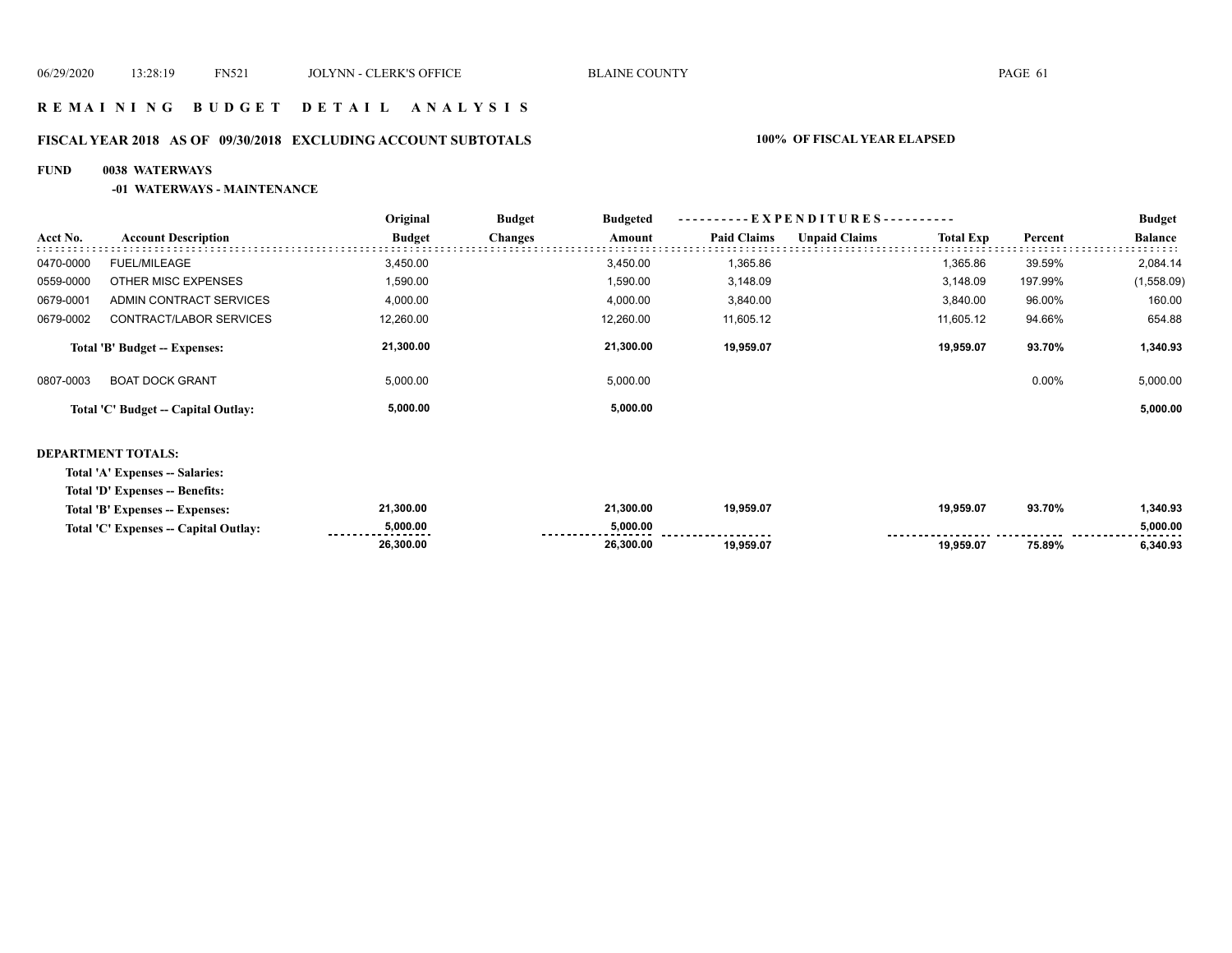# REMAINING BUDGET DETAIL ANALYSIS

## FISCAL YEAR 2018 AS OF 09/30/2018 EXCLUDING ACCOUNT SUBTOTALS

**100% OF FISCAL YEAR ELAPSED**

**FUND 0038 WATERWAYS**

**-01 WATERWAYS - MAINTENANCE**

| Acct No. | Account Description | Original Budget | Budget Changes | Budgeted Amount | EXPENDITURES Paid Claims | EXPENDITURES Unpaid Claims | EXPENDITURES Total Exp | Percent | Budget Balance |
|---|---|---|---|---|---|---|---|---|---|
| 0470-0000 | FUEL/MILEAGE | 3,450.00 | | 3,450.00 | 1,365.86 | | 1,365.86 | 39.59% | 2,084.14 |
| 0559-0000 | OTHER MISC EXPENSES | 1,590.00 | | 1,590.00 | 3,148.09 | | 3,148.09 | 197.99% | (1,558.09) |
| 0679-0001 | ADMIN CONTRACT SERVICES | 4,000.00 | | 4,000.00 | 3,840.00 | | 3,840.00 | 96.00% | 160.00 |
| 0679-0002 | CONTRACT/LABOR SERVICES | 12,260.00 | | 12,260.00 | 11,605.12 | | 11,605.12 | 94.66% | 654.88 |
| | **Total 'B' Budget -- Expenses:** | **21,300.00** | | **21,300.00** | **19,959.07** | | **19,959.07** | **93.70%** | **1,340.93** |
| 0807-0003 | BOAT DOCK GRANT | 5,000.00 | | 5,000.00 | | | | 0.00% | 5,000.00 |
| | **Total 'C' Budget -- Capital Outlay:** | **5,000.00** | | **5,000.00** | | | | | **5,000.00** |

**DEPARTMENT TOTALS:**

| | Original Budget | Budget Changes | Budgeted Amount | Paid Claims | Unpaid Claims | Total Exp | Percent | Budget Balance |
|---|---|---|---|---|---|---|---|---|
| Total 'A' Expenses -- Salaries: | | | | | | | | |
| Total 'D' Expenses -- Benefits: | | | | | | | | |
| Total 'B' Expenses -- Expenses: | 21,300.00 | | 21,300.00 | 19,959.07 | | 19,959.07 | 93.70% | 1,340.93 |
| Total 'C' Expenses -- Capital Outlay: | 5,000.00 | | 5,000.00 | | | | | 5,000.00 |
| | 26,300.00 | | 26,300.00 | 19,959.07 | | 19,959.07 | 75.89% | 6,340.93 |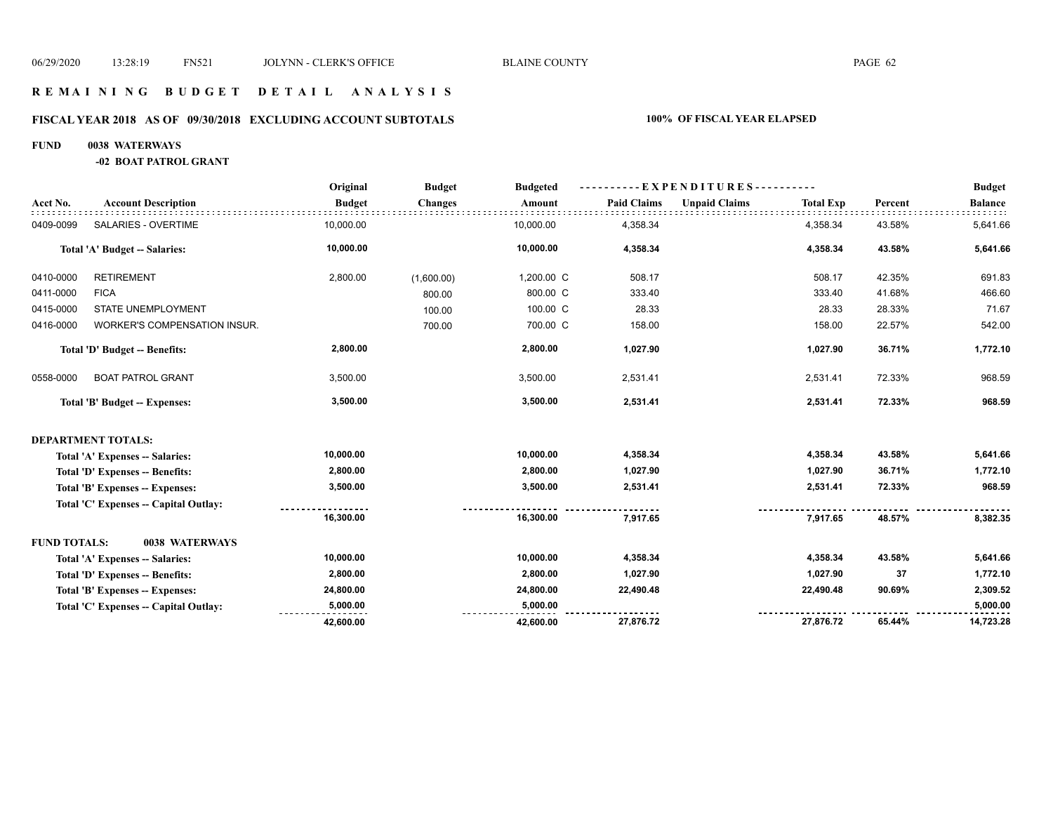# REMAINING BUDGET DETAIL ANALYSIS

## FISCAL YEAR 2018 AS OF 09/30/2018 EXCLUDING ACCOUNT SUBTOTALS — 100% OF FISCAL YEAR ELAPSED

**FUND 0038 WATERWAYS**

**-02 BOAT PATROL GRANT**

| Acct No. | Account Description | Original Budget | Budget Changes | Budgeted Amount | Paid Claims | Unpaid Claims | Total Exp | Percent | Budget Balance |
|---|---|---|---|---|---|---|---|---|---|
| 0409-0099 | SALARIES - OVERTIME | 10,000.00 | | 10,000.00 | 4,358.34 | | 4,358.34 | 43.58% | 5,641.66 |
| | **Total 'A' Budget -- Salaries:** | **10,000.00** | | **10,000.00** | **4,358.34** | | **4,358.34** | **43.58%** | **5,641.66** |
| 0410-0000 | RETIREMENT | 2,800.00 | (1,600.00) | 1,200.00 C | 508.17 | | 508.17 | 42.35% | 691.83 |
| 0411-0000 | FICA | | 800.00 | 800.00 C | 333.40 | | 333.40 | 41.68% | 466.60 |
| 0415-0000 | STATE UNEMPLOYMENT | | 100.00 | 100.00 C | 28.33 | | 28.33 | 28.33% | 71.67 |
| 0416-0000 | WORKER'S COMPENSATION INSUR. | | 700.00 | 700.00 C | 158.00 | | 158.00 | 22.57% | 542.00 |
| | **Total 'D' Budget -- Benefits:** | **2,800.00** | | **2,800.00** | **1,027.90** | | **1,027.90** | **36.71%** | **1,772.10** |
| 0558-0000 | BOAT PATROL GRANT | 3,500.00 | | 3,500.00 | 2,531.41 | | 2,531.41 | 72.33% | 968.59 |
| | **Total 'B' Budget -- Expenses:** | **3,500.00** | | **3,500.00** | **2,531.41** | | **2,531.41** | **72.33%** | **968.59** |
| **DEPARTMENT TOTALS:** | | | | | | | | | |
| | **Total 'A' Expenses -- Salaries:** | **10,000.00** | | **10,000.00** | **4,358.34** | | **4,358.34** | **43.58%** | **5,641.66** |
| | **Total 'D' Expenses -- Benefits:** | **2,800.00** | | **2,800.00** | **1,027.90** | | **1,027.90** | **36.71%** | **1,772.10** |
| | **Total 'B' Expenses -- Expenses:** | **3,500.00** | | **3,500.00** | **2,531.41** | | **2,531.41** | **72.33%** | **968.59** |
| | **Total 'C' Expenses -- Capital Outlay:** | | | | | | | | |
| | | **16,300.00** | | **16,300.00** | **7,917.65** | | **7,917.65** | **48.57%** | **8,382.35** |
| **FUND TOTALS:** | **0038 WATERWAYS** | | | | | | | | |
| | **Total 'A' Expenses -- Salaries:** | **10,000.00** | | **10,000.00** | **4,358.34** | | **4,358.34** | **43.58%** | **5,641.66** |
| | **Total 'D' Expenses -- Benefits:** | **2,800.00** | | **2,800.00** | **1,027.90** | | **1,027.90** | **37** | **1,772.10** |
| | **Total 'B' Expenses -- Expenses:** | **24,800.00** | | **24,800.00** | **22,490.48** | | **22,490.48** | **90.69%** | **2,309.52** |
| | **Total 'C' Expenses -- Capital Outlay:** | **5,000.00** | | **5,000.00** | | | | | **5,000.00** |
| | | **42,600.00** | | **42,600.00** | **27,876.72** | | **27,876.72** | **65.44%** | **14,723.28** |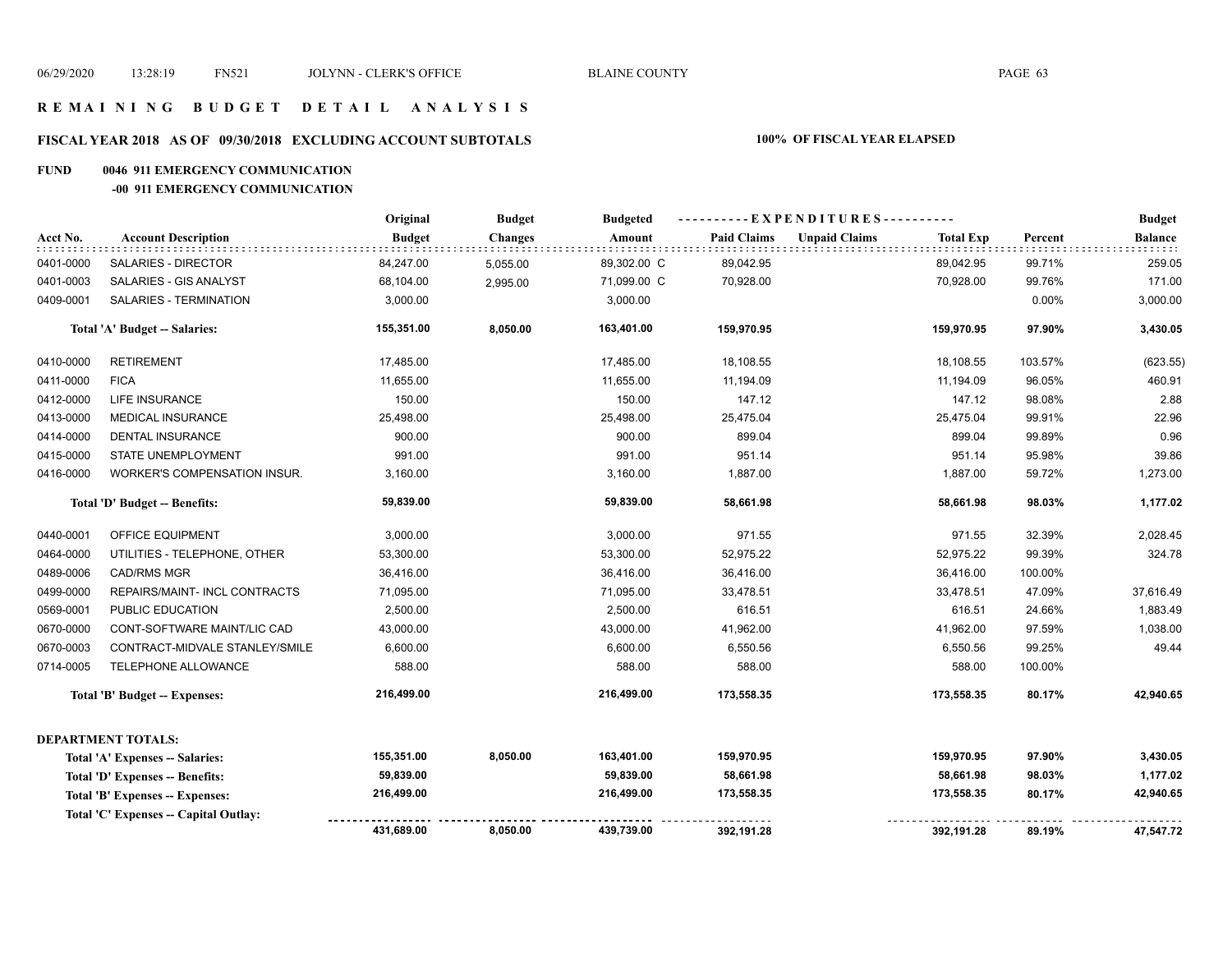# REMAINING BUDGET DETAIL ANALYSIS

## FISCAL YEAR 2018 AS OF 09/30/2018 EXCLUDING ACCOUNT SUBTOTALS

**100% OF FISCAL YEAR ELAPSED**

**FUND 0046 911 EMERGENCY COMMUNICATION**

**-00 911 EMERGENCY COMMUNICATION**

| Acct No. | Account Description | Original Budget | Budget Changes | Budgeted Amount | Paid Claims | Unpaid Claims | Total Exp | Percent | Budget Balance |
|---|---|---|---|---|---|---|---|---|---|
| 0401-0000 | SALARIES - DIRECTOR | 84,247.00 | 5,055.00 | 89,302.00 C | 89,042.95 | | 89,042.95 | 99.71% | 259.05 |
| 0401-0003 | SALARIES - GIS ANALYST | 68,104.00 | 2,995.00 | 71,099.00 C | 70,928.00 | | 70,928.00 | 99.76% | 171.00 |
| 0409-0001 | SALARIES - TERMINATION | 3,000.00 | | 3,000.00 | | | | 0.00% | 3,000.00 |
| | **Total 'A' Budget -- Salaries:** | **155,351.00** | **8,050.00** | **163,401.00** | **159,970.95** | | **159,970.95** | **97.90%** | **3,430.05** |
| 0410-0000 | RETIREMENT | 17,485.00 | | 17,485.00 | 18,108.55 | | 18,108.55 | 103.57% | (623.55) |
| 0411-0000 | FICA | 11,655.00 | | 11,655.00 | 11,194.09 | | 11,194.09 | 96.05% | 460.91 |
| 0412-0000 | LIFE INSURANCE | 150.00 | | 150.00 | 147.12 | | 147.12 | 98.08% | 2.88 |
| 0413-0000 | MEDICAL INSURANCE | 25,498.00 | | 25,498.00 | 25,475.04 | | 25,475.04 | 99.91% | 22.96 |
| 0414-0000 | DENTAL INSURANCE | 900.00 | | 900.00 | 899.04 | | 899.04 | 99.89% | 0.96 |
| 0415-0000 | STATE UNEMPLOYMENT | 991.00 | | 991.00 | 951.14 | | 951.14 | 95.98% | 39.86 |
| 0416-0000 | WORKER'S COMPENSATION INSUR. | 3,160.00 | | 3,160.00 | 1,887.00 | | 1,887.00 | 59.72% | 1,273.00 |
| | **Total 'D' Budget -- Benefits:** | **59,839.00** | | **59,839.00** | **58,661.98** | | **58,661.98** | **98.03%** | **1,177.02** |
| 0440-0001 | OFFICE EQUIPMENT | 3,000.00 | | 3,000.00 | 971.55 | | 971.55 | 32.39% | 2,028.45 |
| 0464-0000 | UTILITIES - TELEPHONE, OTHER | 53,300.00 | | 53,300.00 | 52,975.22 | | 52,975.22 | 99.39% | 324.78 |
| 0489-0006 | CAD/RMS MGR | 36,416.00 | | 36,416.00 | 36,416.00 | | 36,416.00 | 100.00% | |
| 0499-0000 | REPAIRS/MAINT- INCL CONTRACTS | 71,095.00 | | 71,095.00 | 33,478.51 | | 33,478.51 | 47.09% | 37,616.49 |
| 0569-0001 | PUBLIC EDUCATION | 2,500.00 | | 2,500.00 | 616.51 | | 616.51 | 24.66% | 1,883.49 |
| 0670-0000 | CONT-SOFTWARE MAINT/LIC CAD | 43,000.00 | | 43,000.00 | 41,962.00 | | 41,962.00 | 97.59% | 1,038.00 |
| 0670-0003 | CONTRACT-MIDVALE STANLEY/SMILE | 6,600.00 | | 6,600.00 | 6,550.56 | | 6,550.56 | 99.25% | 49.44 |
| 0714-0005 | TELEPHONE ALLOWANCE | 588.00 | | 588.00 | 588.00 | | 588.00 | 100.00% | |
| | **Total 'B' Budget -- Expenses:** | **216,499.00** | | **216,499.00** | **173,558.35** | | **173,558.35** | **80.17%** | **42,940.65** |

**DEPARTMENT TOTALS:**

| | Original Budget | Budget Changes | Budgeted Amount | Paid Claims | Unpaid Claims | Total Exp | Percent | Budget Balance |
|---|---|---|---|---|---|---|---|---|
| **Total 'A' Expenses -- Salaries:** | **155,351.00** | **8,050.00** | **163,401.00** | **159,970.95** | | **159,970.95** | **97.90%** | **3,430.05** |
| **Total 'D' Expenses -- Benefits:** | **59,839.00** | | **59,839.00** | **58,661.98** | | **58,661.98** | **98.03%** | **1,177.02** |
| **Total 'B' Expenses -- Expenses:** | **216,499.00** | | **216,499.00** | **173,558.35** | | **173,558.35** | **80.17%** | **42,940.65** |
| **Total 'C' Expenses -- Capital Outlay:** | | | | | | | | |
| | **431,689.00** | **8,050.00** | **439,739.00** | **392,191.28** | | **392,191.28** | **89.19%** | **47,547.72** |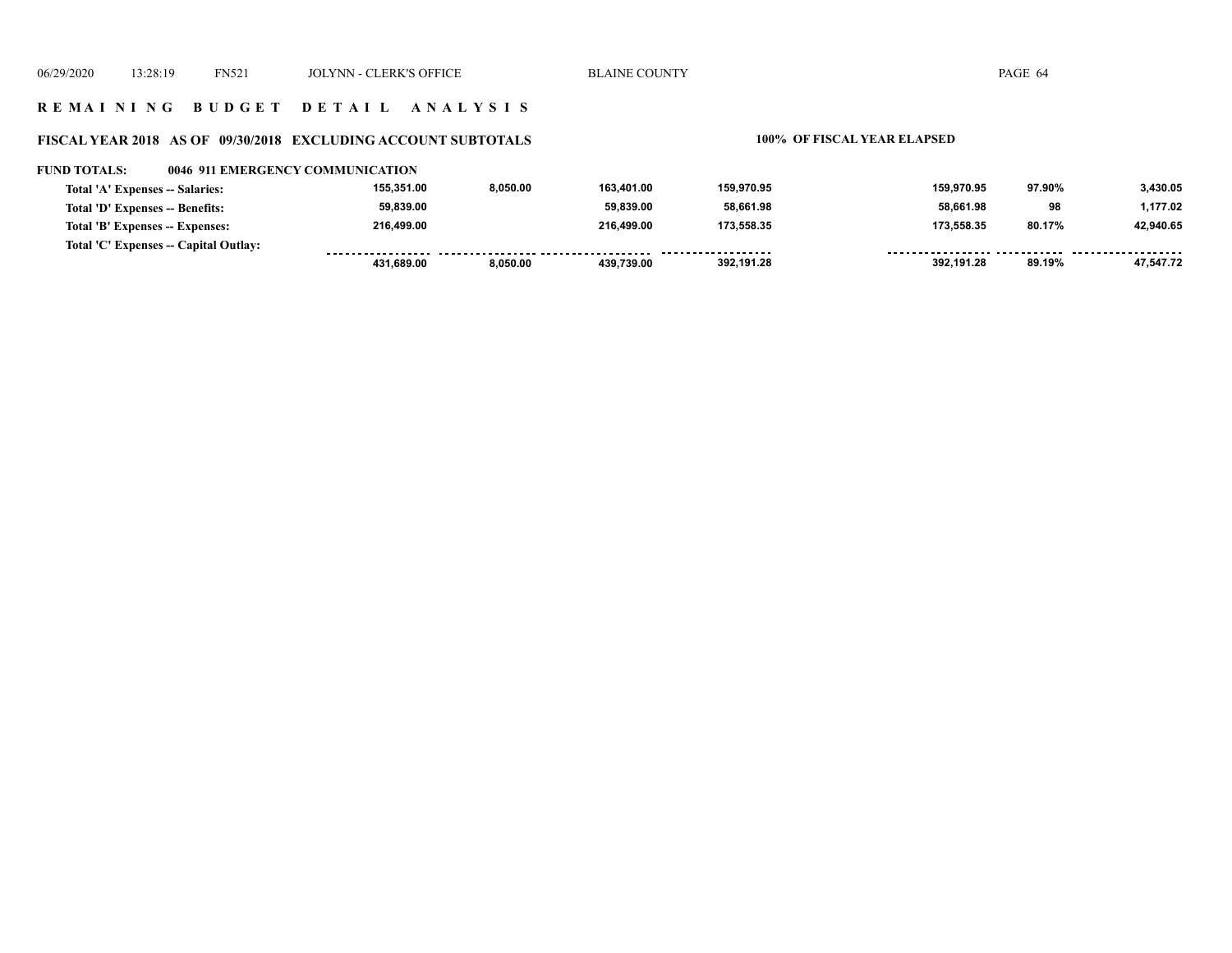**06/29/2020 13:28:19 FN521 JOLYNN - CLERK'S OFFICE BLAINE COUNTY PAGE 64**

# R E M A I N I N G  B U D G E T  D E T A I L  A N A L Y S I S

## FISCAL YEAR 2018 AS OF 09/30/2018 EXCLUDING ACCOUNT SUBTOTALS

**100% OF FISCAL YEAR ELAPSED**

**FUND TOTALS: 0046 911 EMERGENCY COMMUNICATION**

| | | | | | | | |
|---|---|---|---|---|---|---|---|
| Total 'A' Expenses -- Salaries: | 155,351.00 | 8,050.00 | 163,401.00 | 159,970.95 | 159,970.95 | 97.90% | 3,430.05 |
| Total 'D' Expenses -- Benefits: | 59,839.00 | | 59,839.00 | 58,661.98 | 58,661.98 | 98 | 1,177.02 |
| Total 'B' Expenses -- Expenses: | 216,499.00 | | 216,499.00 | 173,558.35 | 173,558.35 | 80.17% | 42,940.65 |
| Total 'C' Expenses -- Capital Outlay: | | | | | | | |
| | 431,689.00 | 8,050.00 | 439,739.00 | 392,191.28 | 392,191.28 | 89.19% | 47,547.72 |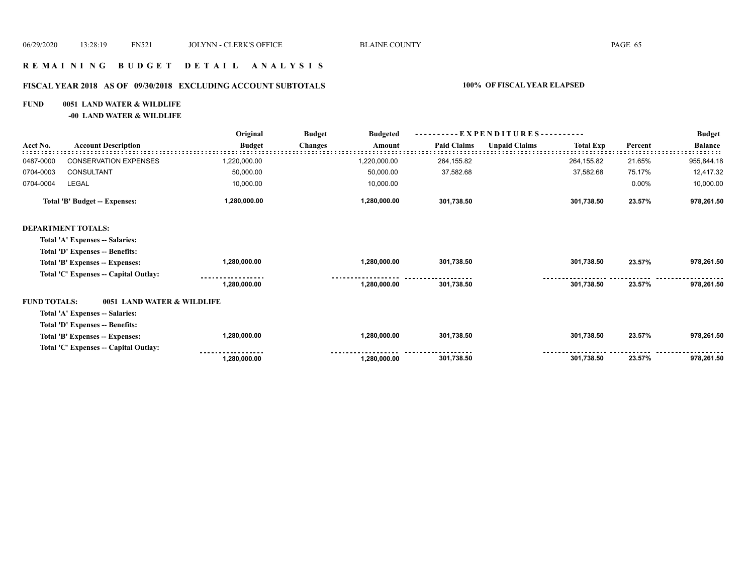# R E M A I N I N G   B U D G E T   D E T A I L   A N A L Y S I S

## FISCAL YEAR 2018 AS OF 09/30/2018 EXCLUDING ACCOUNT SUBTOTALS — 100% OF FISCAL YEAR ELAPSED

**FUND 0051 LAND WATER & WILDLIFE**

**-00 LAND WATER & WILDLIFE**

| Acct No. | Account Description | Original Budget | Budget Changes | Budgeted Amount | Paid Claims | Unpaid Claims | Total Exp | Percent | Budget Balance |
|---|---|---|---|---|---|---|---|---|---|
| 0487-0000 | CONSERVATION EXPENSES | 1,220,000.00 | | 1,220,000.00 | 264,155.82 | | 264,155.82 | 21.65% | 955,844.18 |
| 0704-0003 | CONSULTANT | 50,000.00 | | 50,000.00 | 37,582.68 | | 37,582.68 | 75.17% | 12,417.32 |
| 0704-0004 | LEGAL | 10,000.00 | | 10,000.00 | | | | 0.00% | 10,000.00 |
| | **Total 'B' Budget -- Expenses:** | **1,280,000.00** | | **1,280,000.00** | **301,738.50** | | **301,738.50** | **23.57%** | **978,261.50** |
| **DEPARTMENT TOTALS:** | | | | | | | | | |
| | **Total 'A' Expenses -- Salaries:** | | | | | | | | |
| | **Total 'D' Expenses -- Benefits:** | | | | | | | | |
| | **Total 'B' Expenses -- Expenses:** | **1,280,000.00** | | **1,280,000.00** | **301,738.50** | | **301,738.50** | **23.57%** | **978,261.50** |
| | **Total 'C' Expenses -- Capital Outlay:** | | | | | | | | |
| | | **1,280,000.00** | | **1,280,000.00** | **301,738.50** | | **301,738.50** | **23.57%** | **978,261.50** |
| **FUND TOTALS:** | **0051 LAND WATER & WILDLIFE** | | | | | | | | |
| | **Total 'A' Expenses -- Salaries:** | | | | | | | | |
| | **Total 'D' Expenses -- Benefits:** | | | | | | | | |
| | **Total 'B' Expenses -- Expenses:** | **1,280,000.00** | | **1,280,000.00** | **301,738.50** | | **301,738.50** | **23.57%** | **978,261.50** |
| | **Total 'C' Expenses -- Capital Outlay:** | | | | | | | | |
| | | **1,280,000.00** | | **1,280,000.00** | **301,738.50** | | **301,738.50** | **23.57%** | **978,261.50** |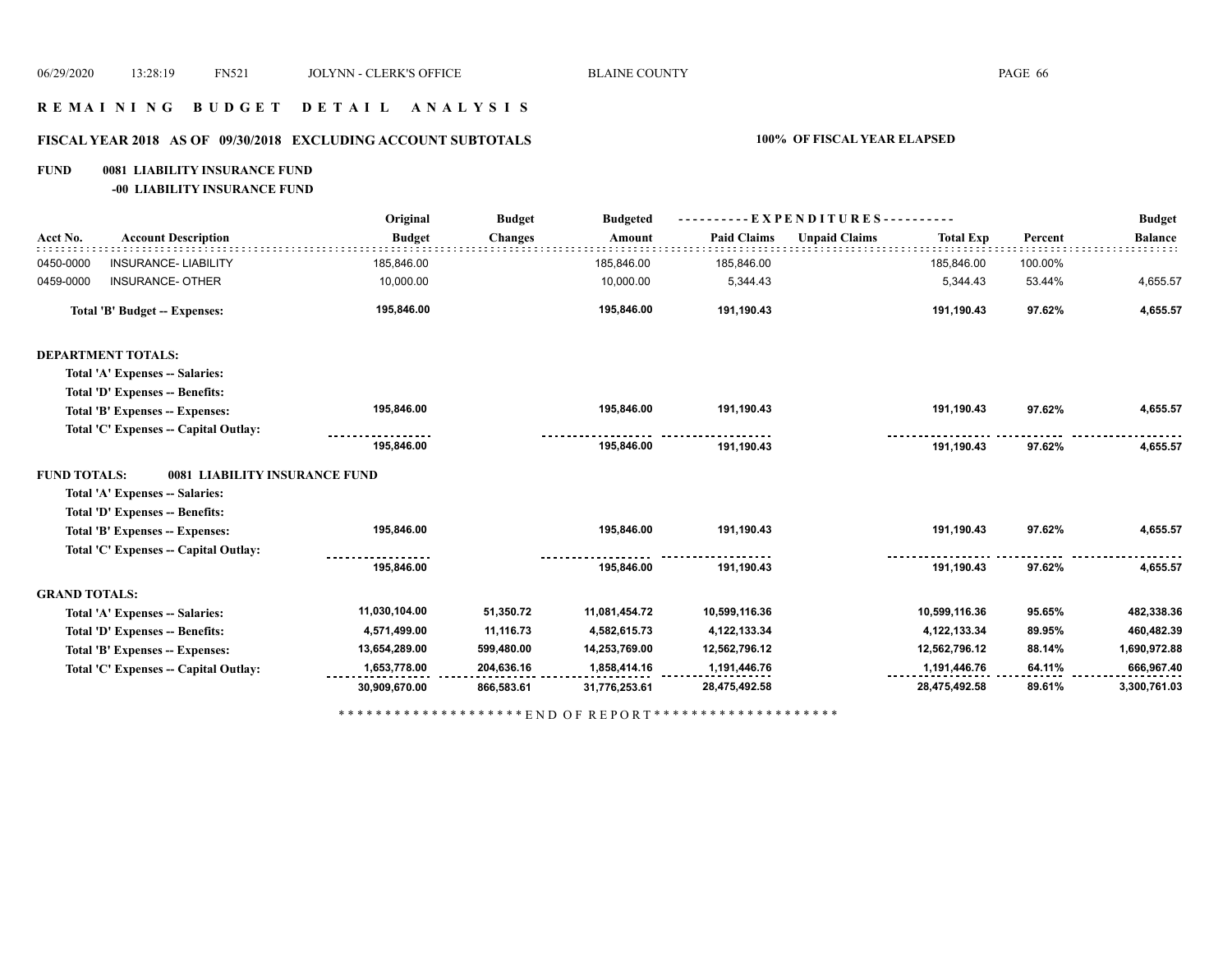## R E M A I N I N G   B U D G E T   D E T A I L   A N A L Y S I S

### FISCAL YEAR 2018 AS OF 09/30/2018 EXCLUDING ACCOUNT SUBTOTALS — 100% OF FISCAL YEAR ELAPSED

**FUND 0081 LIABILITY INSURANCE FUND**

**-00 LIABILITY INSURANCE FUND**

| Acct No. | Account Description | Original Budget | Budget Changes | Budgeted Amount | Paid Claims | Unpaid Claims | Total Exp | Percent | Budget Balance |
|---|---|---|---|---|---|---|---|---|---|
| 0450-0000 | INSURANCE- LIABILITY | 185,846.00 | | 185,846.00 | 185,846.00 | | 185,846.00 | 100.00% | |
| 0459-0000 | INSURANCE- OTHER | 10,000.00 | | 10,000.00 | 5,344.43 | | 5,344.43 | 53.44% | 4,655.57 |
| | **Total 'B' Budget -- Expenses:** | **195,846.00** | | **195,846.00** | **191,190.43** | | **191,190.43** | **97.62%** | **4,655.57** |
| **DEPARTMENT TOTALS:** | | | | | | | | | |
| | **Total 'A' Expenses -- Salaries:** | | | | | | | | |
| | **Total 'D' Expenses -- Benefits:** | | | | | | | | |
| | **Total 'B' Expenses -- Expenses:** | **195,846.00** | | **195,846.00** | **191,190.43** | | **191,190.43** | **97.62%** | **4,655.57** |
| | **Total 'C' Expenses -- Capital Outlay:** | | | | | | | | |
| | | **195,846.00** | | **195,846.00** | **191,190.43** | | **191,190.43** | **97.62%** | **4,655.57** |
| **FUND TOTALS:** | **0081 LIABILITY INSURANCE FUND** | | | | | | | | |
| | **Total 'A' Expenses -- Salaries:** | | | | | | | | |
| | **Total 'D' Expenses -- Benefits:** | | | | | | | | |
| | **Total 'B' Expenses -- Expenses:** | **195,846.00** | | **195,846.00** | **191,190.43** | | **191,190.43** | **97.62%** | **4,655.57** |
| | **Total 'C' Expenses -- Capital Outlay:** | | | | | | | | |
| | | **195,846.00** | | **195,846.00** | **191,190.43** | | **191,190.43** | **97.62%** | **4,655.57** |
| **GRAND TOTALS:** | | | | | | | | | |
| | **Total 'A' Expenses -- Salaries:** | **11,030,104.00** | **51,350.72** | **11,081,454.72** | **10,599,116.36** | | **10,599,116.36** | **95.65%** | **482,338.36** |
| | **Total 'D' Expenses -- Benefits:** | **4,571,499.00** | **11,116.73** | **4,582,615.73** | **4,122,133.34** | | **4,122,133.34** | **89.95%** | **460,482.39** |
| | **Total 'B' Expenses -- Expenses:** | **13,654,289.00** | **599,480.00** | **14,253,769.00** | **12,562,796.12** | | **12,562,796.12** | **88.14%** | **1,690,972.88** |
| | **Total 'C' Expenses -- Capital Outlay:** | **1,653,778.00** | **204,636.16** | **1,858,414.16** | **1,191,446.76** | | **1,191,446.76** | **64.11%** | **666,967.40** |
| | | **30,909,670.00** | **866,583.61** | **31,776,253.61** | **28,475,492.58** | | **28,475,492.58** | **89.61%** | **3,300,761.03** |

********************END OF REPORT********************